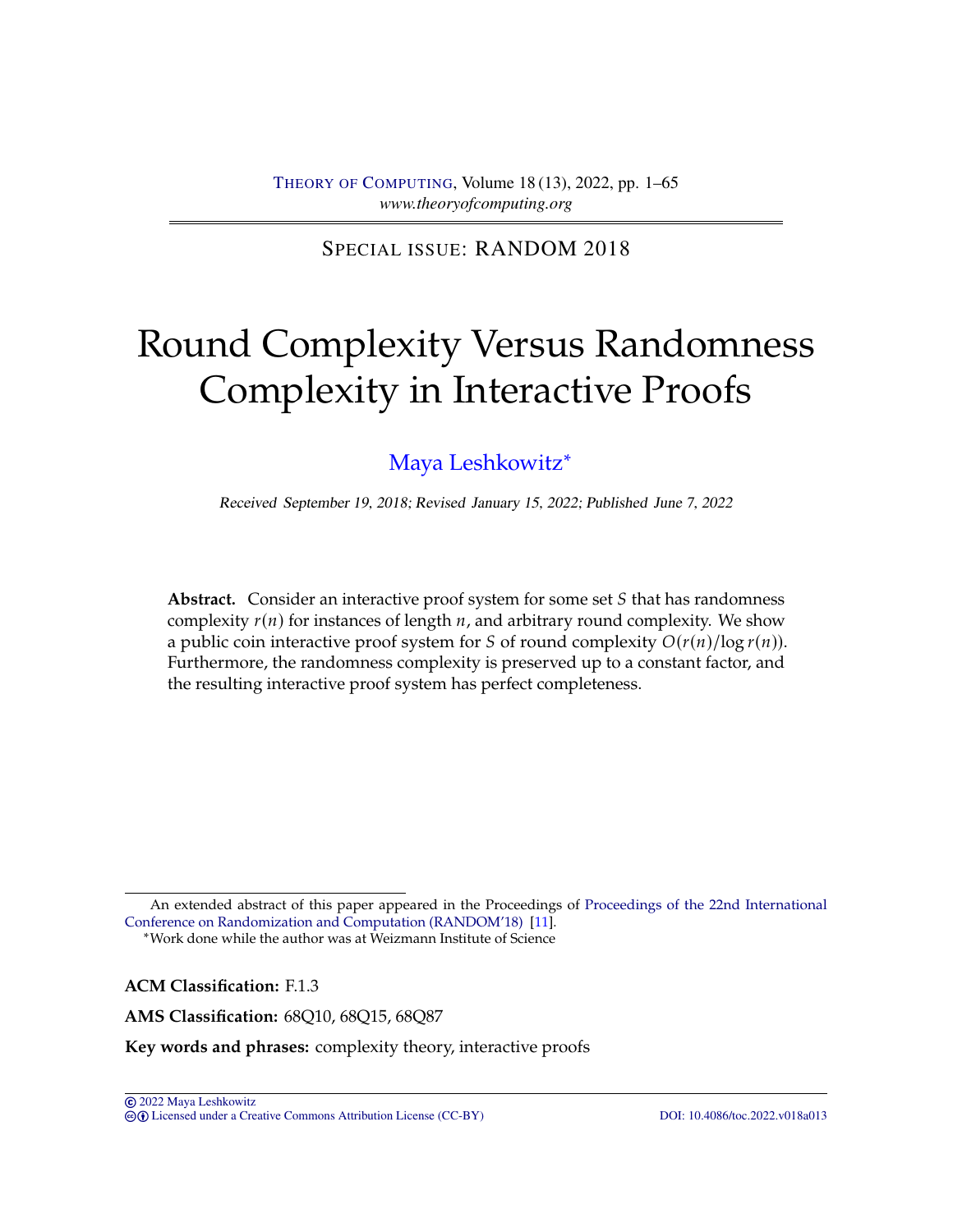SPECIAL ISSUE: RANDOM 2018

# Round Complexity Versus Randomness Complexity in Interactive Proofs

Maya Leshkowitz*

*Received September 19, 2018; Revised January 15, 2022; Published June 7, 2022*

**Abstract.** Consider an interactive proof system for some set $S$ that has randomness complexity $r(n)$ for instances of length $n$, and arbitrary round complexity. We show a public coin interactive proof system for $S$ of round complexity $O(r(n)/\log r(n))$. Furthermore, the randomness complexity is preserved up to a constant factor, and the resulting interactive proof system has perfect completeness.

---

An extended abstract of this paper appeared in the Proceedings of Proceedings of the 22nd International Conference on Randomization and Computation (RANDOM'18) [11].

*Work done while the author was at Weizmann Institute of Science

**ACM Classification:** F.1.3

**AMS Classification:** 68Q10, 68Q15, 68Q87

**Key words and phrases:** complexity theory, interactive proofs

© 2022 Maya Leshkowitz
Licensed under a Creative Commons Attribution License (CC-BY) DOI: 10.4086/toc.2022.v018a013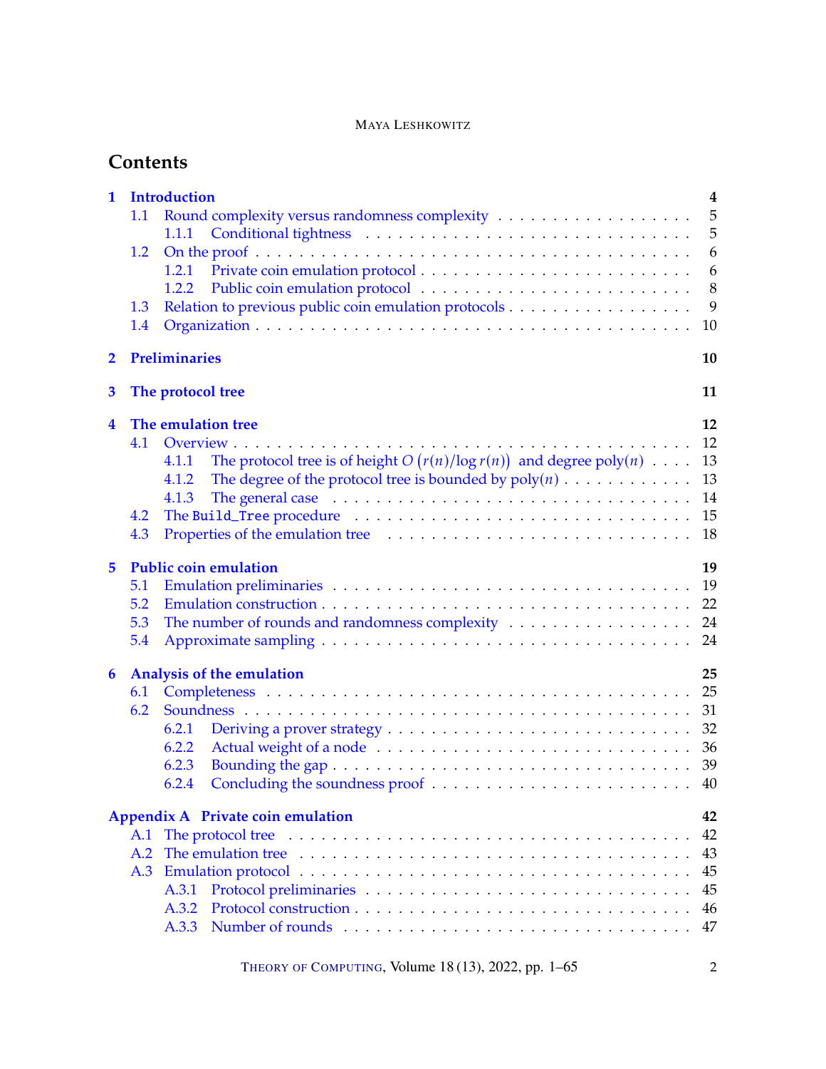## Contents

- **1 Introduction** — 4
  - 1.1 Round complexity versus randomness complexity — 5
    - 1.1.1 Conditional tightness — 5
  - 1.2 On the proof — 6
    - 1.2.1 Private coin emulation protocol — 6
    - 1.2.2 Public coin emulation protocol — 8
  - 1.3 Relation to previous public coin emulation protocols — 9
  - 1.4 Organization — 10
- **2 Preliminaries** — 10
- **3 The protocol tree** — 11
- **4 The emulation tree** — 12
  - 4.1 Overview — 12
    - 4.1.1 The protocol tree is of height $O\left(r(n)/\log r(n)\right)$ and degree $\text{poly}(n)$ — 13
    - 4.1.2 The degree of the protocol tree is bounded by $\text{poly}(n)$ — 13
    - 4.1.3 The general case — 14
  - 4.2 The `Build_Tree` procedure — 15
  - 4.3 Properties of the emulation tree — 18
- **5 Public coin emulation** — 19
  - 5.1 Emulation preliminaries — 19
  - 5.2 Emulation construction — 22
  - 5.3 The number of rounds and randomness complexity — 24
  - 5.4 Approximate sampling — 24
- **6 Analysis of the emulation** — 25
  - 6.1 Completeness — 25
  - 6.2 Soundness — 31
    - 6.2.1 Deriving a prover strategy — 32
    - 6.2.2 Actual weight of a node — 36
    - 6.2.3 Bounding the gap — 39
    - 6.2.4 Concluding the soundness proof — 40
- **Appendix A Private coin emulation** — 42
  - A.1 The protocol tree — 42
  - A.2 The emulation tree — 43
  - A.3 Emulation protocol — 45
    - A.3.1 Protocol preliminaries — 45
    - A.3.2 Protocol construction — 46
    - A.3.3 Number of rounds — 47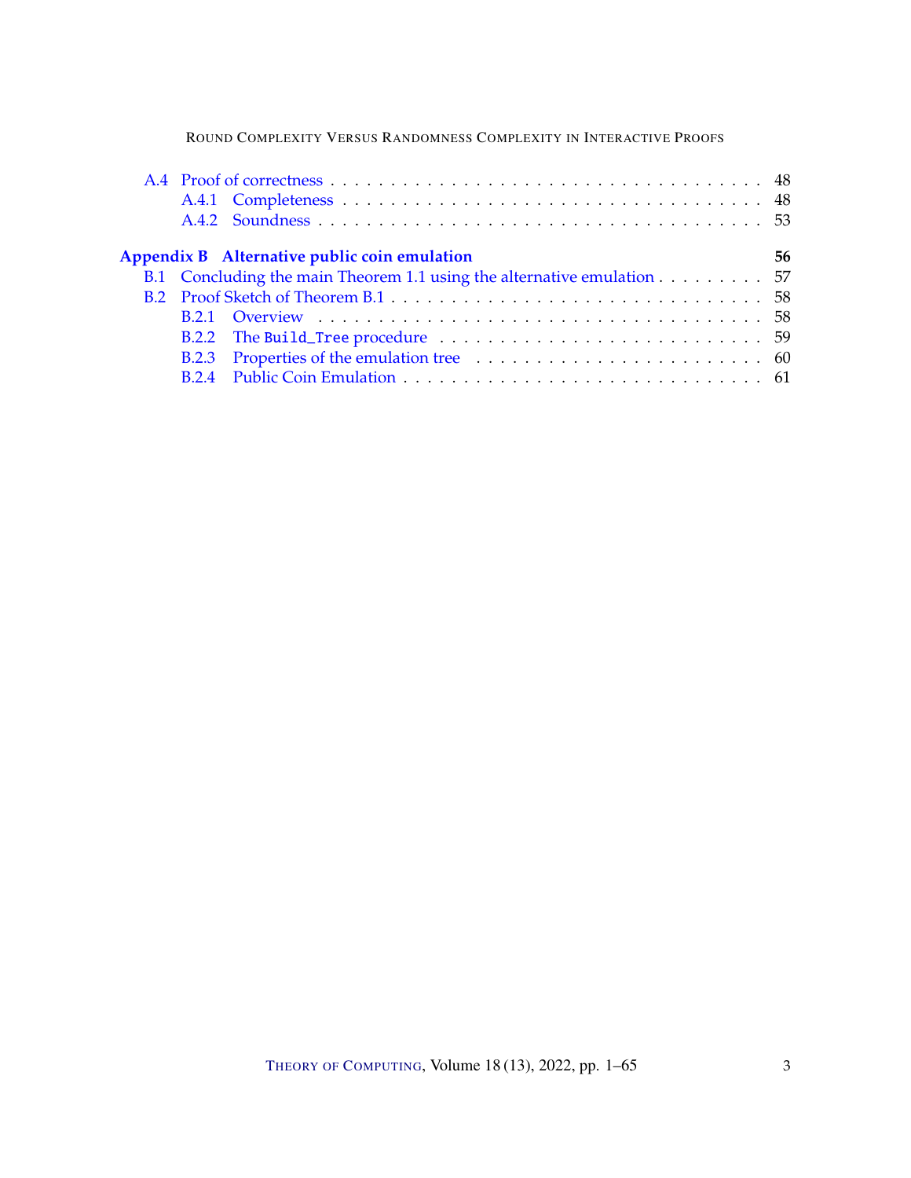A.4 Proof of correctness . . . . . . . . . . . . . . . . . . . . . . . . . . . . . . . . . . . 48
    A.4.1 Completeness . . . . . . . . . . . . . . . . . . . . . . . . . . . . . . . . . 48
    A.4.2 Soundness . . . . . . . . . . . . . . . . . . . . . . . . . . . . . . . . . . . 53

**Appendix B Alternative public coin emulation** **56**

B.1 Concluding the main Theorem 1.1 using the alternative emulation . . . . . . . . . 57
B.2 Proof Sketch of Theorem B.1 . . . . . . . . . . . . . . . . . . . . . . . . . . . . . 58
    B.2.1 Overview . . . . . . . . . . . . . . . . . . . . . . . . . . . . . . . . . . . 58
    B.2.2 The `Build_Tree` procedure . . . . . . . . . . . . . . . . . . . . . . . . . . 59
    B.2.3 Properties of the emulation tree . . . . . . . . . . . . . . . . . . . . . . . 60
    B.2.4 Public Coin Emulation . . . . . . . . . . . . . . . . . . . . . . . . . . . . 61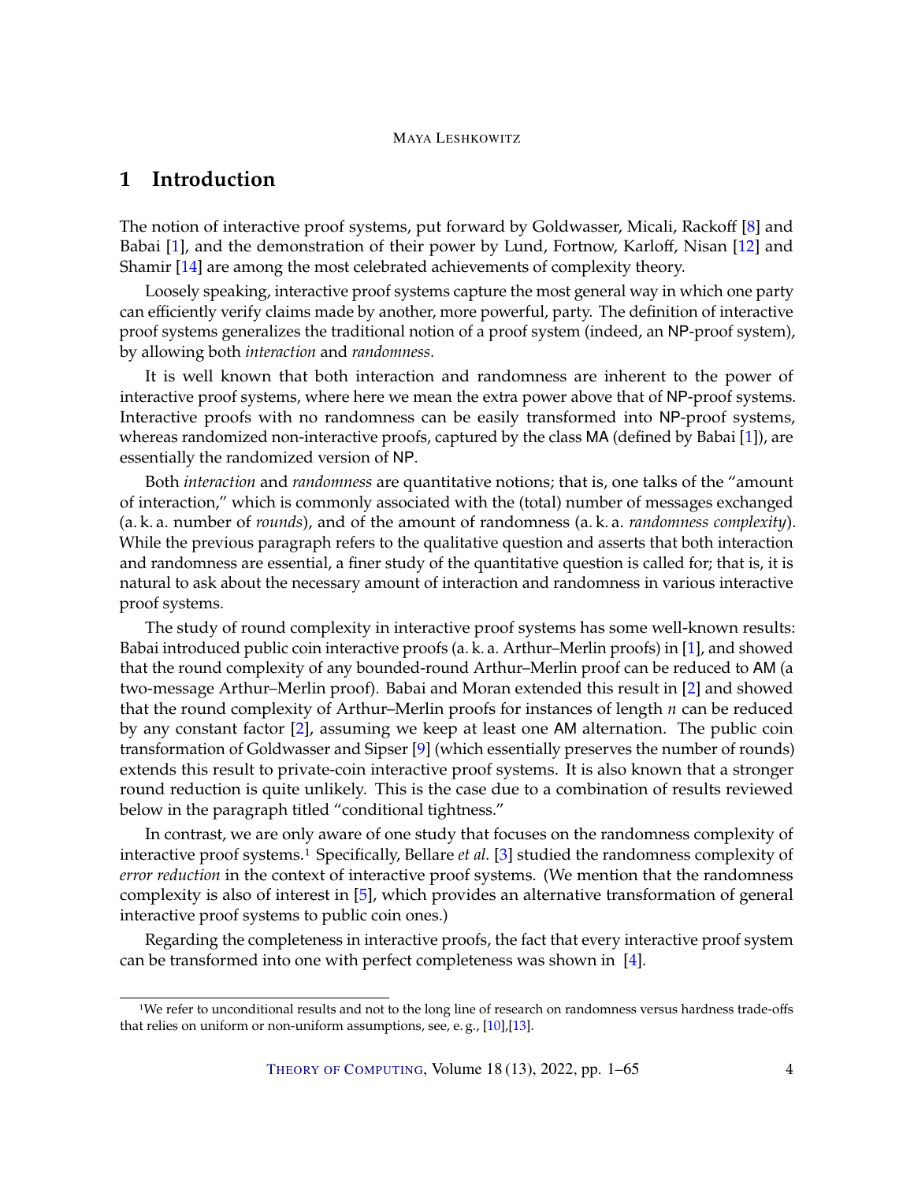# 1 Introduction

The notion of interactive proof systems, put forward by Goldwasser, Micali, Rackoff [8] and Babai [1], and the demonstration of their power by Lund, Fortnow, Karloff, Nisan [12] and Shamir [14] are among the most celebrated achievements of complexity theory.

Loosely speaking, interactive proof systems capture the most general way in which one party can efficiently verify claims made by another, more powerful, party. The definition of interactive proof systems generalizes the traditional notion of a proof system (indeed, an NP-proof system), by allowing both *interaction* and *randomness*.

It is well known that both interaction and randomness are inherent to the power of interactive proof systems, where here we mean the extra power above that of NP-proof systems. Interactive proofs with no randomness can be easily transformed into NP-proof systems, whereas randomized non-interactive proofs, captured by the class MA (defined by Babai [1]), are essentially the randomized version of NP.

Both *interaction* and *randomness* are quantitative notions; that is, one talks of the "amount of interaction," which is commonly associated with the (total) number of messages exchanged (a. k. a. number of *rounds*), and of the amount of randomness (a. k. a. *randomness complexity*). While the previous paragraph refers to the qualitative question and asserts that both interaction and randomness are essential, a finer study of the quantitative question is called for; that is, it is natural to ask about the necessary amount of interaction and randomness in various interactive proof systems.

The study of round complexity in interactive proof systems has some well-known results: Babai introduced public coin interactive proofs (a. k. a. Arthur–Merlin proofs) in [1], and showed that the round complexity of any bounded-round Arthur–Merlin proof can be reduced to AM (a two-message Arthur–Merlin proof). Babai and Moran extended this result in [2] and showed that the round complexity of Arthur–Merlin proofs for instances of length $n$ can be reduced by any constant factor [2], assuming we keep at least one AM alternation. The public coin transformation of Goldwasser and Sipser [9] (which essentially preserves the number of rounds) extends this result to private-coin interactive proof systems. It is also known that a stronger round reduction is quite unlikely. This is the case due to a combination of results reviewed below in the paragraph titled "conditional tightness."

In contrast, we are only aware of one study that focuses on the randomness complexity of interactive proof systems.[1] Specifically, Bellare *et al.* [3] studied the randomness complexity of *error reduction* in the context of interactive proof systems. (We mention that the randomness complexity is also of interest in [5], which provides an alternative transformation of general interactive proof systems to public coin ones.)

Regarding the completeness in interactive proofs, the fact that every interactive proof system can be transformed into one with perfect completeness was shown in [4].

---

[1] We refer to unconditional results and not to the long line of research on randomness versus hardness trade-offs that relies on uniform or non-uniform assumptions, see, e. g., [10],[13].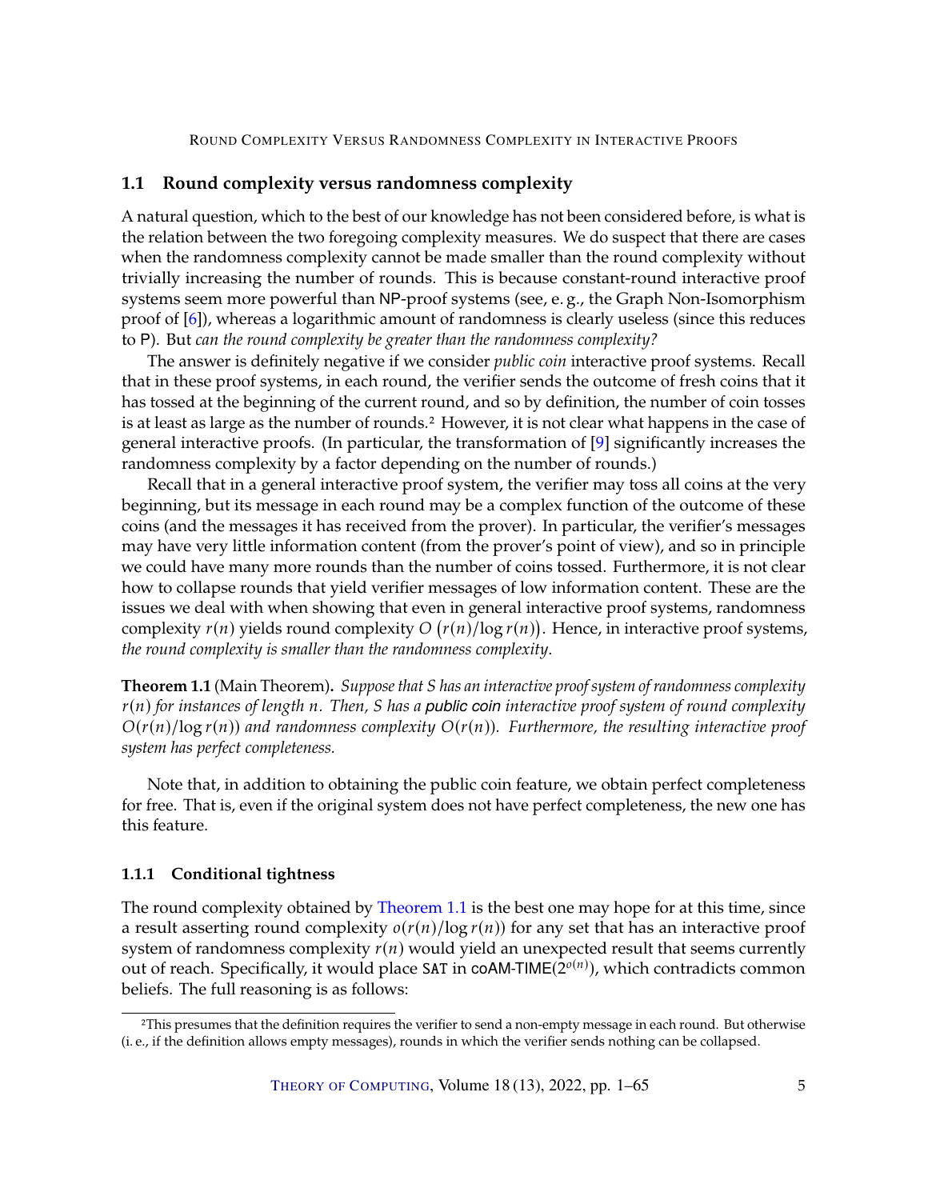## 1.1 Round complexity versus randomness complexity

A natural question, which to the best of our knowledge has not been considered before, is what is the relation between the two foregoing complexity measures. We do suspect that there are cases when the randomness complexity cannot be made smaller than the round complexity without trivially increasing the number of rounds. This is because constant-round interactive proof systems seem more powerful than NP-proof systems (see, e. g., the Graph Non-Isomorphism proof of [6]), whereas a logarithmic amount of randomness is clearly useless (since this reduces to P). But *can the round complexity be greater than the randomness complexity?*

The answer is definitely negative if we consider *public coin* interactive proof systems. Recall that in these proof systems, in each round, the verifier sends the outcome of fresh coins that it has tossed at the beginning of the current round, and so by definition, the number of coin tosses is at least as large as the number of rounds.[2] However, it is not clear what happens in the case of general interactive proofs. (In particular, the transformation of [9] significantly increases the randomness complexity by a factor depending on the number of rounds.)

Recall that in a general interactive proof system, the verifier may toss all coins at the very beginning, but its message in each round may be a complex function of the outcome of these coins (and the messages it has received from the prover). In particular, the verifier's messages may have very little information content (from the prover's point of view), and so in principle we could have many more rounds than the number of coins tossed. Furthermore, it is not clear how to collapse rounds that yield verifier messages of low information content. These are the issues we deal with when showing that even in general interactive proof systems, randomness complexity $r(n)$ yields round complexity $O\left(r(n)/\log r(n)\right)$. Hence, in interactive proof systems, *the round complexity is smaller than the randomness complexity*.

**Theorem 1.1** (Main Theorem)**.** *Suppose that $S$ has an interactive proof system of randomness complexity $r(n)$ for instances of length $n$. Then, $S$ has a* public coin *interactive proof system of round complexity $O(r(n)/\log r(n))$ and randomness complexity $O(r(n))$. Furthermore, the resulting interactive proof system has perfect completeness.*

Note that, in addition to obtaining the public coin feature, we obtain perfect completeness for free. That is, even if the original system does not have perfect completeness, the new one has this feature.

### 1.1.1 Conditional tightness

The round complexity obtained by Theorem 1.1 is the best one may hope for at this time, since a result asserting round complexity $o(r(n)/\log r(n))$ for any set that has an interactive proof system of randomness complexity $r(n)$ would yield an unexpected result that seems currently out of reach. Specifically, it would place SAT in coAM-TIME($2^{o(n)}$), which contradicts common beliefs. The full reasoning is as follows:

[2] This presumes that the definition requires the verifier to send a non-empty message in each round. But otherwise (i. e., if the definition allows empty messages), rounds in which the verifier sends nothing can be collapsed.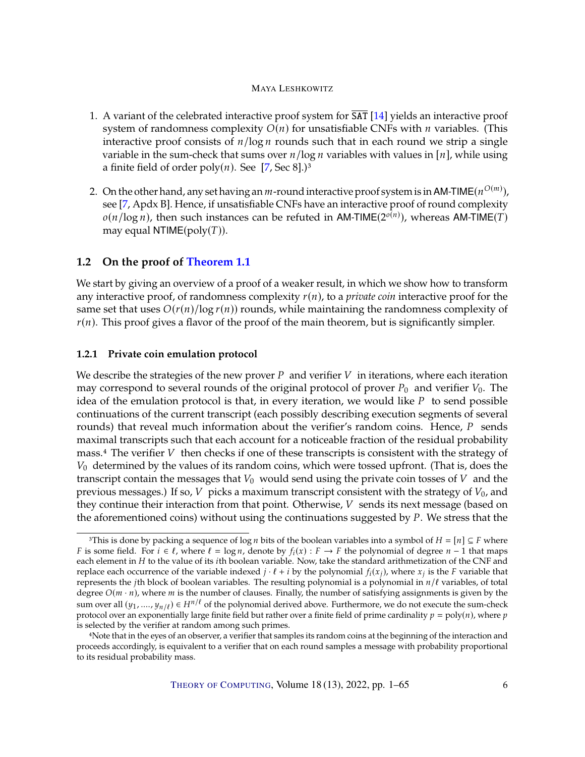1. A variant of the celebrated interactive proof system for $\overline{\texttt{SAT}}$ [14] yields an interactive proof system of randomness complexity $O(n)$ for unsatisfiable CNFs with $n$ variables. (This interactive proof consists of $n/\log n$ rounds such that in each round we strip a single variable in the sum-check that sums over $n/\log n$ variables with values in $[n]$, while using a finite field of order $\text{poly}(n)$. See [7, Sec 8].)[3]

2. On the other hand, any set having an $m$-round interactive proof system is in $\mathsf{AM\text{-}TIME}(n^{O(m)})$, see [7, Apdx B]. Hence, if unsatisfiable CNFs have an interactive proof of round complexity $o(n/\log n)$, then such instances can be refuted in $\mathsf{AM\text{-}TIME}(2^{o(n)})$, whereas $\mathsf{AM\text{-}TIME}(T)$ may equal $\mathsf{NTIME}(\text{poly}(T))$.

## 1.2 On the proof of Theorem 1.1

We start by giving an overview of a proof of a weaker result, in which we show how to transform any interactive proof, of randomness complexity $r(n)$, to a *private coin* interactive proof for the same set that uses $O(r(n)/\log r(n))$ rounds, while maintaining the randomness complexity of $r(n)$. This proof gives a flavor of the proof of the main theorem, but is significantly simpler.

### 1.2.1 Private coin emulation protocol

We describe the strategies of the new prover $P$ and verifier $V$ in iterations, where each iteration may correspond to several rounds of the original protocol of prover $P_0$ and verifier $V_0$. The idea of the emulation protocol is that, in every iteration, we would like $P$ to send possible continuations of the current transcript (each possibly describing execution segments of several rounds) that reveal much information about the verifier's random coins. Hence, $P$ sends maximal transcripts such that each account for a noticeable fraction of the residual probability mass.[4] The verifier $V$ then checks if one of these transcripts is consistent with the strategy of $V_0$ determined by the values of its random coins, which were tossed upfront. (That is, does the transcript contain the messages that $V_0$ would send using the private coin tosses of $V$ and the previous messages.) If so, $V$ picks a maximum transcript consistent with the strategy of $V_0$, and they continue their interaction from that point. Otherwise, $V$ sends its next message (based on the aforementioned coins) without using the continuations suggested by $P$. We stress that the

---

[3] This is done by packing a sequence of $\log n$ bits of the boolean variables into a symbol of $H = [n] \subseteq F$ where $F$ is some field. For $i \in \ell$, where $\ell = \log n$, denote by $f_i(x) : F \to F$ the polynomial of degree $n - 1$ that maps each element in $H$ to the value of its $i$th boolean variable. Now, take the standard arithmetization of the CNF and replace each occurrence of the variable indexed $j \cdot \ell + i$ by the polynomial $f_i(x_j)$, where $x_j$ is the $F$ variable that represents the $j$th block of boolean variables. The resulting polynomial is a polynomial in $n/\ell$ variables, of total degree $O(m \cdot n)$, where $m$ is the number of clauses. Finally, the number of satisfying assignments is given by the sum over all $(y_1, \ldots, y_{n/\ell}) \in H^{n/\ell}$ of the polynomial derived above. Furthermore, we do not execute the sum-check protocol over an exponentially large finite field but rather over a finite field of prime cardinality $p = \text{poly}(n)$, where $p$ is selected by the verifier at random among such primes.

[4] Note that in the eyes of an observer, a verifier that samples its random coins at the beginning of the interaction and proceeds accordingly, is equivalent to a verifier that on each round samples a message with probability proportional to its residual probability mass.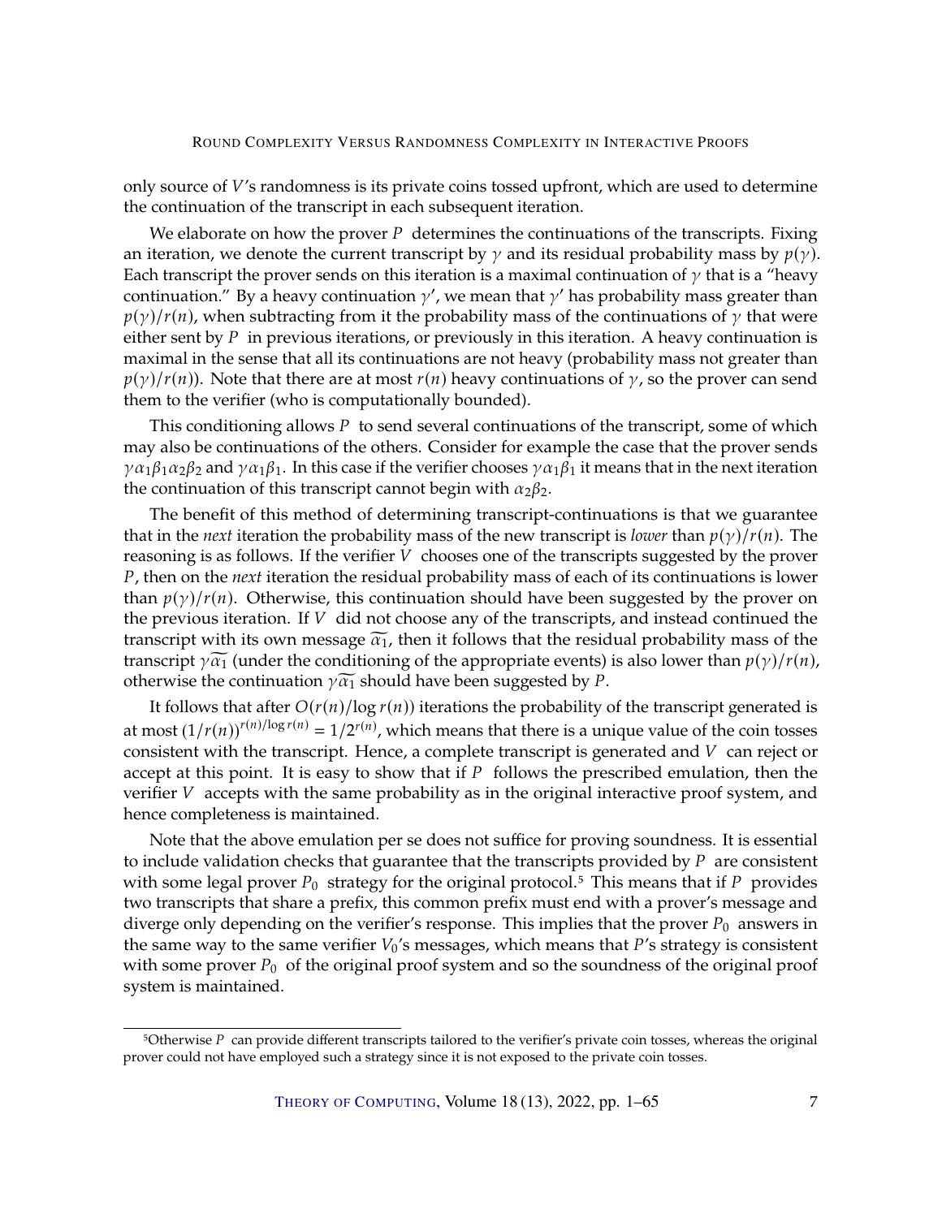only source of $V$'s randomness is its private coins tossed upfront, which are used to determine the continuation of the transcript in each subsequent iteration.

We elaborate on how the prover $P$ determines the continuations of the transcripts. Fixing an iteration, we denote the current transcript by $\gamma$ and its residual probability mass by $p(\gamma)$. Each transcript the prover sends on this iteration is a maximal continuation of $\gamma$ that is a "heavy continuation." By a heavy continuation $\gamma'$, we mean that $\gamma'$ has probability mass greater than $p(\gamma)/r(n)$, when subtracting from it the probability mass of the continuations of $\gamma$ that were either sent by $P$ in previous iterations, or previously in this iteration. A heavy continuation is maximal in the sense that all its continuations are not heavy (probability mass not greater than $p(\gamma)/r(n)$). Note that there are at most $r(n)$ heavy continuations of $\gamma$, so the prover can send them to the verifier (who is computationally bounded).

This conditioning allows $P$ to send several continuations of the transcript, some of which may also be continuations of the others. Consider for example the case that the prover sends $\gamma\alpha_1\beta_1\alpha_2\beta_2$ and $\gamma\alpha_1\beta_1$. In this case if the verifier chooses $\gamma\alpha_1\beta_1$ it means that in the next iteration the continuation of this transcript cannot begin with $\alpha_2\beta_2$.

The benefit of this method of determining transcript-continuations is that we guarantee that in the *next* iteration the probability mass of the new transcript is *lower* than $p(\gamma)/r(n)$. The reasoning is as follows. If the verifier $V$ chooses one of the transcripts suggested by the prover $P$, then on the *next* iteration the residual probability mass of each of its continuations is lower than $p(\gamma)/r(n)$. Otherwise, this continuation should have been suggested by the prover on the previous iteration. If $V$ did not choose any of the transcripts, and instead continued the transcript with its own message $\widetilde{\alpha_1}$, then it follows that the residual probability mass of the transcript $\gamma\widetilde{\alpha_1}$ (under the conditioning of the appropriate events) is also lower than $p(\gamma)/r(n)$, otherwise the continuation $\gamma\widetilde{\alpha_1}$ should have been suggested by $P$.

It follows that after $O(r(n)/\log r(n))$ iterations the probability of the transcript generated is at most $(1/r(n))^{r(n)/\log r(n)} = 1/2^{r(n)}$, which means that there is a unique value of the coin tosses consistent with the transcript. Hence, a complete transcript is generated and $V$ can reject or accept at this point. It is easy to show that if $P$ follows the prescribed emulation, then the verifier $V$ accepts with the same probability as in the original interactive proof system, and hence completeness is maintained.

Note that the above emulation per se does not suffice for proving soundness. It is essential to include validation checks that guarantee that the transcripts provided by $P$ are consistent with some legal prover $P_0$ strategy for the original protocol.[5] This means that if $P$ provides two transcripts that share a prefix, this common prefix must end with a prover's message and diverge only depending on the verifier's response. This implies that the prover $P_0$ answers in the same way to the same verifier $V_0$'s messages, which means that $P$'s strategy is consistent with some prover $P_0$ of the original proof system and so the soundness of the original proof system is maintained.

[5]Otherwise $P$ can provide different transcripts tailored to the verifier's private coin tosses, whereas the original prover could not have employed such a strategy since it is not exposed to the private coin tosses.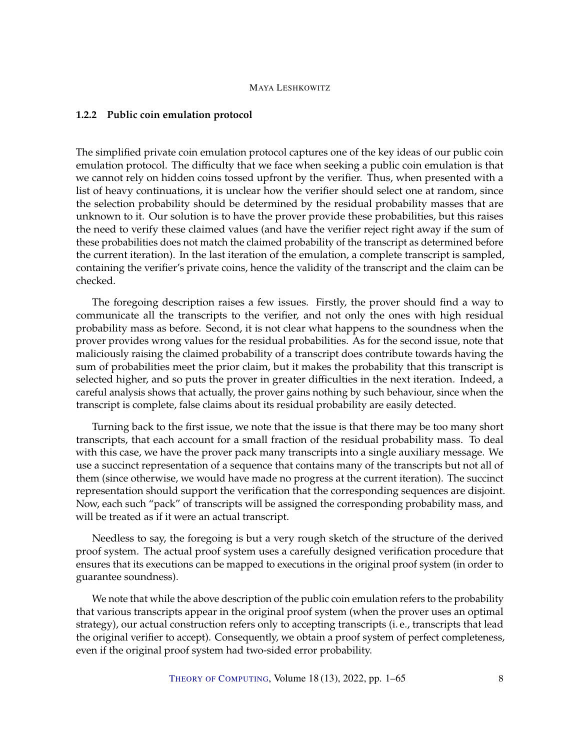### 1.2.2 Public coin emulation protocol

The simplified private coin emulation protocol captures one of the key ideas of our public coin emulation protocol. The difficulty that we face when seeking a public coin emulation is that we cannot rely on hidden coins tossed upfront by the verifier. Thus, when presented with a list of heavy continuations, it is unclear how the verifier should select one at random, since the selection probability should be determined by the residual probability masses that are unknown to it. Our solution is to have the prover provide these probabilities, but this raises the need to verify these claimed values (and have the verifier reject right away if the sum of these probabilities does not match the claimed probability of the transcript as determined before the current iteration). In the last iteration of the emulation, a complete transcript is sampled, containing the verifier's private coins, hence the validity of the transcript and the claim can be checked.

The foregoing description raises a few issues. Firstly, the prover should find a way to communicate all the transcripts to the verifier, and not only the ones with high residual probability mass as before. Second, it is not clear what happens to the soundness when the prover provides wrong values for the residual probabilities. As for the second issue, note that maliciously raising the claimed probability of a transcript does contribute towards having the sum of probabilities meet the prior claim, but it makes the probability that this transcript is selected higher, and so puts the prover in greater difficulties in the next iteration. Indeed, a careful analysis shows that actually, the prover gains nothing by such behaviour, since when the transcript is complete, false claims about its residual probability are easily detected.

Turning back to the first issue, we note that the issue is that there may be too many short transcripts, that each account for a small fraction of the residual probability mass. To deal with this case, we have the prover pack many transcripts into a single auxiliary message. We use a succinct representation of a sequence that contains many of the transcripts but not all of them (since otherwise, we would have made no progress at the current iteration). The succinct representation should support the verification that the corresponding sequences are disjoint. Now, each such "pack" of transcripts will be assigned the corresponding probability mass, and will be treated as if it were an actual transcript.

Needless to say, the foregoing is but a very rough sketch of the structure of the derived proof system. The actual proof system uses a carefully designed verification procedure that ensures that its executions can be mapped to executions in the original proof system (in order to guarantee soundness).

We note that while the above description of the public coin emulation refers to the probability that various transcripts appear in the original proof system (when the prover uses an optimal strategy), our actual construction refers only to accepting transcripts (i. e., transcripts that lead the original verifier to accept). Consequently, we obtain a proof system of perfect completeness, even if the original proof system had two-sided error probability.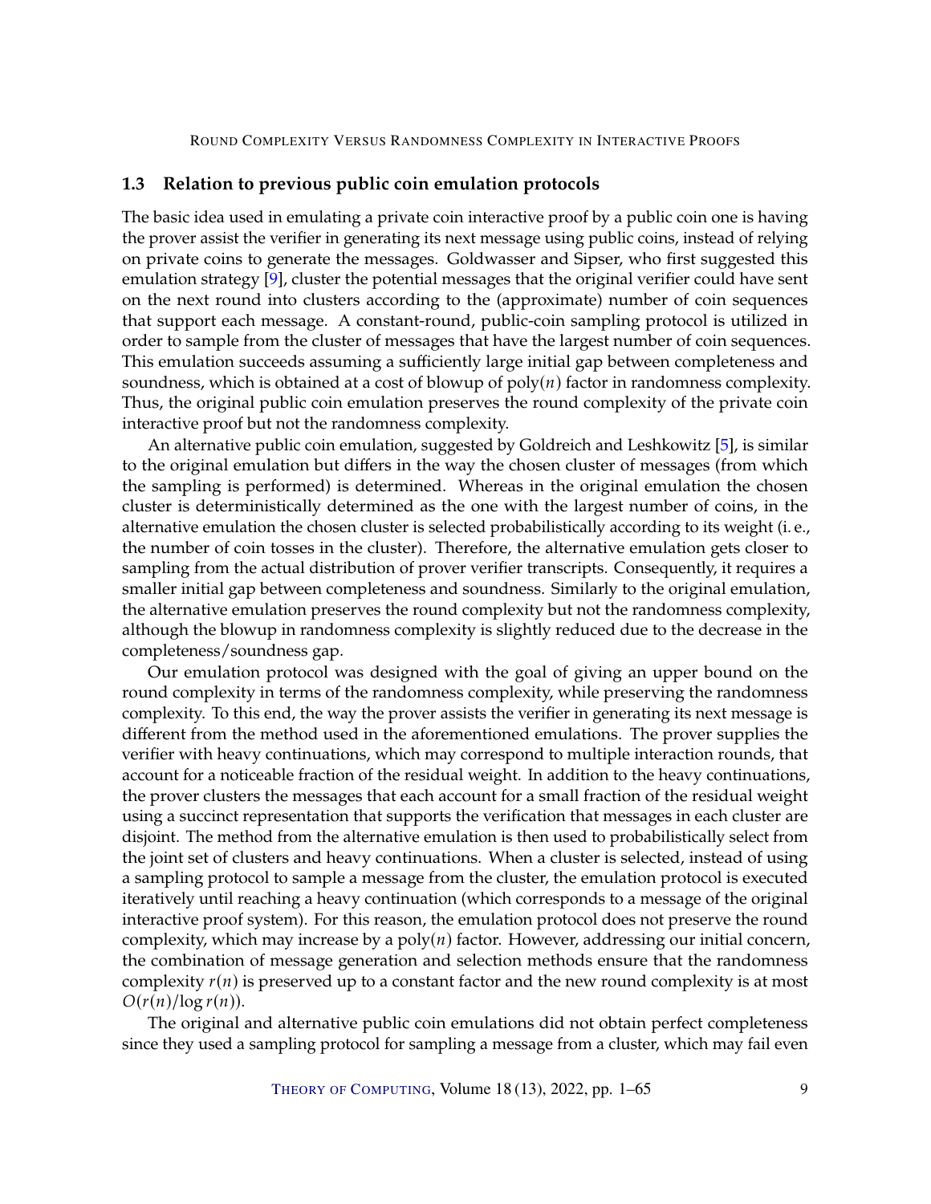### 1.3 Relation to previous public coin emulation protocols

The basic idea used in emulating a private coin interactive proof by a public coin one is having the prover assist the verifier in generating its next message using public coins, instead of relying on private coins to generate the messages. Goldwasser and Sipser, who first suggested this emulation strategy [9], cluster the potential messages that the original verifier could have sent on the next round into clusters according to the (approximate) number of coin sequences that support each message. A constant-round, public-coin sampling protocol is utilized in order to sample from the cluster of messages that have the largest number of coin sequences. This emulation succeeds assuming a sufficiently large initial gap between completeness and soundness, which is obtained at a cost of blowup of $\text{poly}(n)$ factor in randomness complexity. Thus, the original public coin emulation preserves the round complexity of the private coin interactive proof but not the randomness complexity.

An alternative public coin emulation, suggested by Goldreich and Leshkowitz [5], is similar to the original emulation but differs in the way the chosen cluster of messages (from which the sampling is performed) is determined. Whereas in the original emulation the chosen cluster is deterministically determined as the one with the largest number of coins, in the alternative emulation the chosen cluster is selected probabilistically according to its weight (i. e., the number of coin tosses in the cluster). Therefore, the alternative emulation gets closer to sampling from the actual distribution of prover verifier transcripts. Consequently, it requires a smaller initial gap between completeness and soundness. Similarly to the original emulation, the alternative emulation preserves the round complexity but not the randomness complexity, although the blowup in randomness complexity is slightly reduced due to the decrease in the completeness/soundness gap.

Our emulation protocol was designed with the goal of giving an upper bound on the round complexity in terms of the randomness complexity, while preserving the randomness complexity. To this end, the way the prover assists the verifier in generating its next message is different from the method used in the aforementioned emulations. The prover supplies the verifier with heavy continuations, which may correspond to multiple interaction rounds, that account for a noticeable fraction of the residual weight. In addition to the heavy continuations, the prover clusters the messages that each account for a small fraction of the residual weight using a succinct representation that supports the verification that messages in each cluster are disjoint. The method from the alternative emulation is then used to probabilistically select from the joint set of clusters and heavy continuations. When a cluster is selected, instead of using a sampling protocol to sample a message from the cluster, the emulation protocol is executed iteratively until reaching a heavy continuation (which corresponds to a message of the original interactive proof system). For this reason, the emulation protocol does not preserve the round complexity, which may increase by a $\text{poly}(n)$ factor. However, addressing our initial concern, the combination of message generation and selection methods ensure that the randomness complexity $r(n)$ is preserved up to a constant factor and the new round complexity is at most $O(r(n)/\log r(n))$.

The original and alternative public coin emulations did not obtain perfect completeness since they used a sampling protocol for sampling a message from a cluster, which may fail even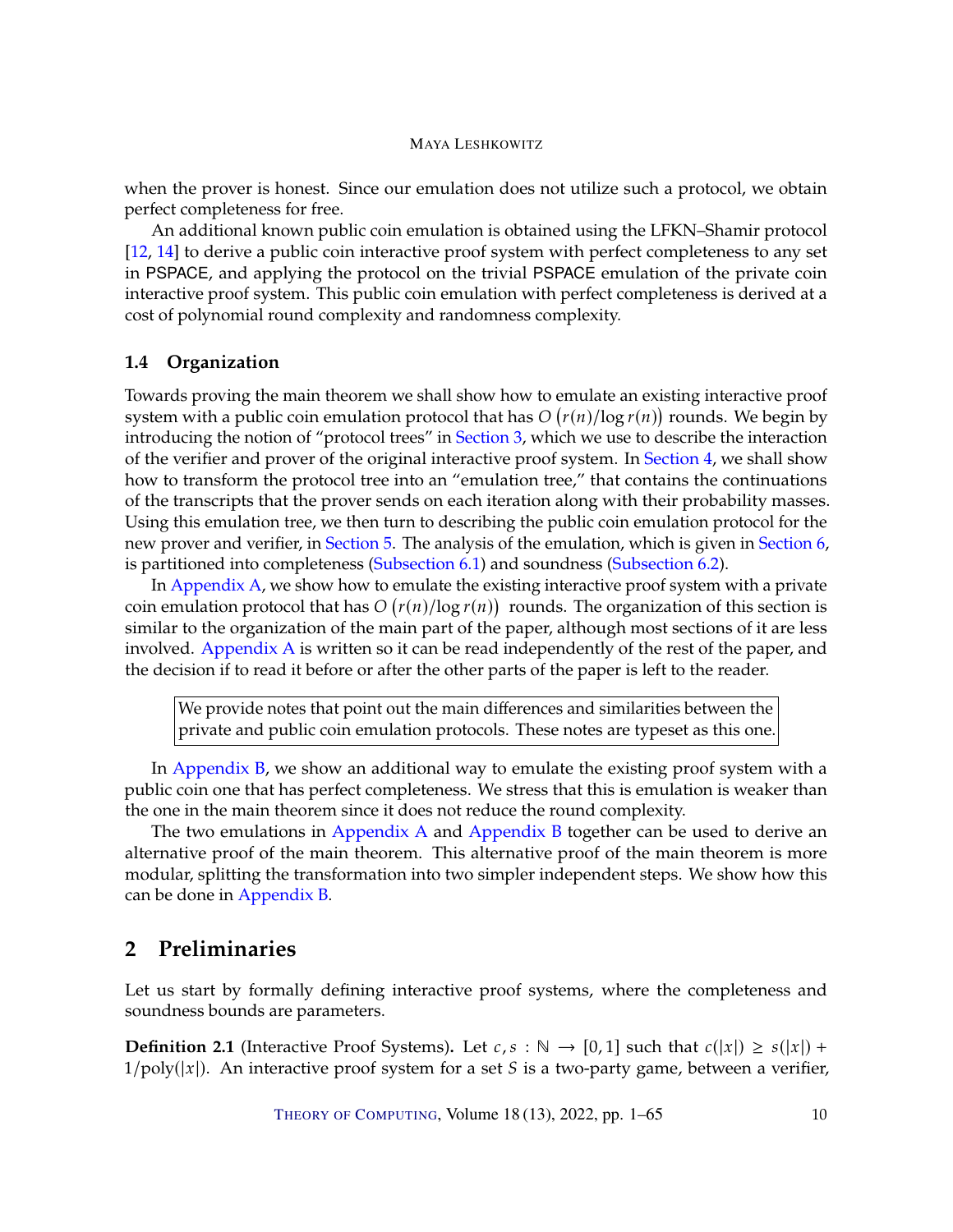when the prover is honest. Since our emulation does not utilize such a protocol, we obtain perfect completeness for free.

An additional known public coin emulation is obtained using the LFKN–Shamir protocol [12, 14] to derive a public coin interactive proof system with perfect completeness to any set in PSPACE, and applying the protocol on the trivial PSPACE emulation of the private coin interactive proof system. This public coin emulation with perfect completeness is derived at a cost of polynomial round complexity and randomness complexity.

### 1.4 Organization

Towards proving the main theorem we shall show how to emulate an existing interactive proof system with a public coin emulation protocol that has $O\left(r(n)/\log r(n)\right)$ rounds. We begin by introducing the notion of "protocol trees" in Section 3, which we use to describe the interaction of the verifier and prover of the original interactive proof system. In Section 4, we shall show how to transform the protocol tree into an "emulation tree," that contains the continuations of the transcripts that the prover sends on each iteration along with their probability masses. Using this emulation tree, we then turn to describing the public coin emulation protocol for the new prover and verifier, in Section 5. The analysis of the emulation, which is given in Section 6, is partitioned into completeness (Subsection 6.1) and soundness (Subsection 6.2).

In Appendix A, we show how to emulate the existing interactive proof system with a private coin emulation protocol that has $O\left(r(n)/\log r(n)\right)$ rounds. The organization of this section is similar to the organization of the main part of the paper, although most sections of it are less involved. Appendix A is written so it can be read independently of the rest of the paper, and the decision if to read it before or after the other parts of the paper is left to the reader.

> We provide notes that point out the main differences and similarities between the private and public coin emulation protocols. These notes are typeset as this one.

In Appendix B, we show an additional way to emulate the existing proof system with a public coin one that has perfect completeness. We stress that this is emulation is weaker than the one in the main theorem since it does not reduce the round complexity.

The two emulations in Appendix A and Appendix B together can be used to derive an alternative proof of the main theorem. This alternative proof of the main theorem is more modular, splitting the transformation into two simpler independent steps. We show how this can be done in Appendix B.

## 2 Preliminaries

Let us start by formally defining interactive proof systems, where the completeness and soundness bounds are parameters.

**Definition 2.1** (Interactive Proof Systems)**.** Let $c, s : \mathbb{N} \to [0, 1]$ such that $c(|x|) \geq s(|x|) + 1/\text{poly}(|x|)$. An interactive proof system for a set $S$ is a two-party game, between a verifier,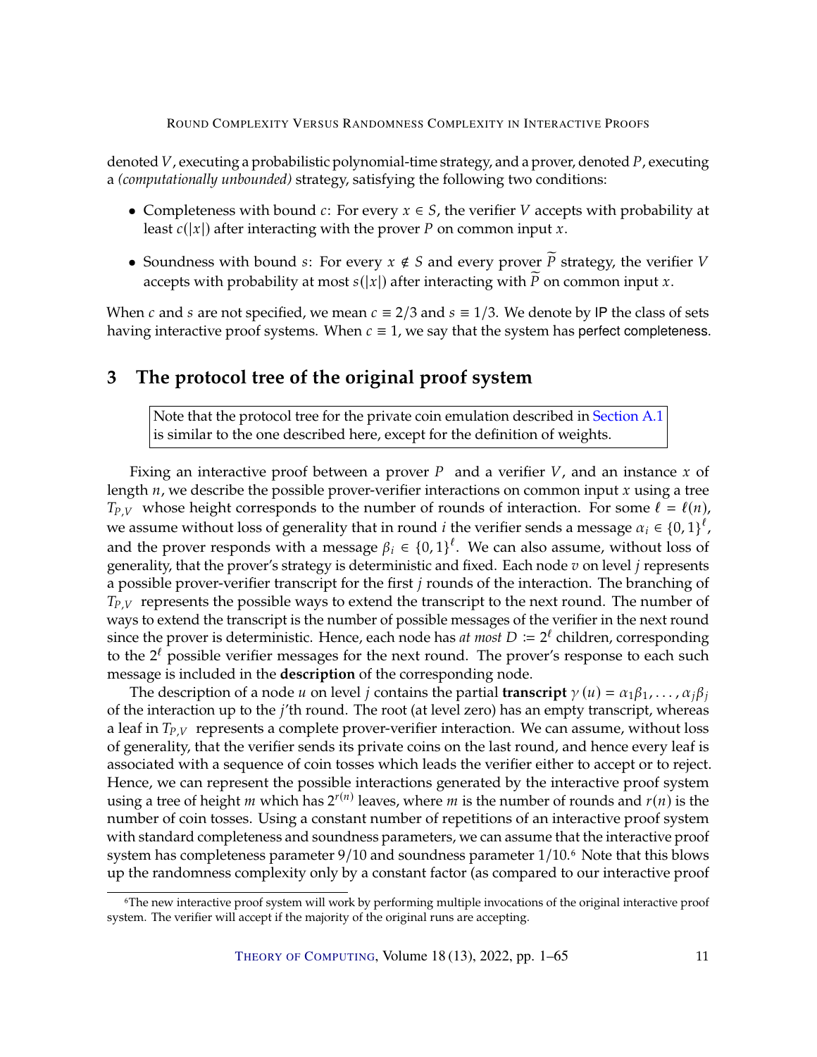denoted $V$, executing a probabilistic polynomial-time strategy, and a prover, denoted $P$, executing a *(computationally unbounded)* strategy, satisfying the following two conditions:

- Completeness with bound $c$: For every $x \in S$, the verifier $V$ accepts with probability at least $c(|x|)$ after interacting with the prover $P$ on common input $x$.
- Soundness with bound $s$: For every $x \notin S$ and every prover $\widetilde{P}$ strategy, the verifier $V$ accepts with probability at most $s(|x|)$ after interacting with $\widetilde{P}$ on common input $x$.

When $c$ and $s$ are not specified, we mean $c \equiv 2/3$ and $s \equiv 1/3$. We denote by IP the class of sets having interactive proof systems. When $c \equiv 1$, we say that the system has perfect completeness.

## 3 The protocol tree of the original proof system

> Note that the protocol tree for the private coin emulation described in Section A.1 is similar to the one described here, except for the definition of weights.

Fixing an interactive proof between a prover $P$ and a verifier $V$, and an instance $x$ of length $n$, we describe the possible prover-verifier interactions on common input $x$ using a tree $T_{P,V}$ whose height corresponds to the number of rounds of interaction. For some $\ell = \ell(n)$, we assume without loss of generality that in round $i$ the verifier sends a message $\alpha_i \in \{0,1\}^{\ell}$, and the prover responds with a message $\beta_i \in \{0,1\}^{\ell}$. We can also assume, without loss of generality, that the prover's strategy is deterministic and fixed. Each node $v$ on level $j$ represents a possible prover-verifier transcript for the first $j$ rounds of the interaction. The branching of $T_{P,V}$ represents the possible ways to extend the transcript to the next round. The number of ways to extend the transcript is the number of possible messages of the verifier in the next round since the prover is deterministic. Hence, each node has *at most* $D := 2^{\ell}$ children, corresponding to the $2^{\ell}$ possible verifier messages for the next round. The prover's response to each such message is included in the **description** of the corresponding node.

The description of a node $u$ on level $j$ contains the partial **transcript** $\gamma(u) = \alpha_1\beta_1, \ldots, \alpha_j\beta_j$ of the interaction up to the $j$'th round. The root (at level zero) has an empty transcript, whereas a leaf in $T_{P,V}$ represents a complete prover-verifier interaction. We can assume, without loss of generality, that the verifier sends its private coins on the last round, and hence every leaf is associated with a sequence of coin tosses which leads the verifier either to accept or to reject. Hence, we can represent the possible interactions generated by the interactive proof system using a tree of height $m$ which has $2^{r(n)}$ leaves, where $m$ is the number of rounds and $r(n)$ is the number of coin tosses. Using a constant number of repetitions of an interactive proof system with standard completeness and soundness parameters, we can assume that the interactive proof system has completeness parameter $9/10$ and soundness parameter $1/10$.[6] Note that this blows up the randomness complexity only by a constant factor (as compared to our interactive proof

[6] The new interactive proof system will work by performing multiple invocations of the original interactive proof system. The verifier will accept if the majority of the original runs are accepting.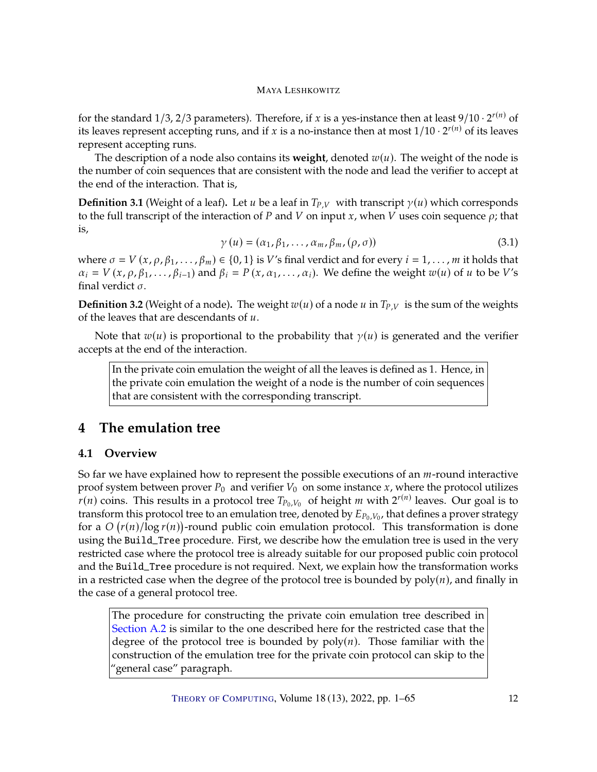for the standard 1/3, 2/3 parameters). Therefore, if $x$ is a yes-instance then at least $9/10 \cdot 2^{r(n)}$ of its leaves represent accepting runs, and if $x$ is a no-instance then at most $1/10 \cdot 2^{r(n)}$ of its leaves represent accepting runs.

The description of a node also contains its **weight**, denoted $w(u)$. The weight of the node is the number of coin sequences that are consistent with the node and lead the verifier to accept at the end of the interaction. That is,

**Definition 3.1** (Weight of a leaf)**.** Let $u$ be a leaf in $T_{P,V}$ with transcript $\gamma(u)$ which corresponds to the full transcript of the interaction of $P$ and $V$ on input $x$, when $V$ uses coin sequence $\rho$; that is,

$$\gamma(u) = (\alpha_1, \beta_1, \ldots, \alpha_m, \beta_m, (\rho, \sigma)) \tag{3.1}$$

where $\sigma = V(x, \rho, \beta_1, \ldots, \beta_m) \in \{0, 1\}$ is $V$'s final verdict and for every $i = 1, \ldots, m$ it holds that $\alpha_i = V(x, \rho, \beta_1, \ldots, \beta_{i-1})$ and $\beta_i = P(x, \alpha_1, \ldots, \alpha_i)$. We define the weight $w(u)$ of $u$ to be $V$'s final verdict $\sigma$.

**Definition 3.2** (Weight of a node)**.** The weight $w(u)$ of a node $u$ in $T_{P,V}$ is the sum of the weights of the leaves that are descendants of $u$.

Note that $w(u)$ is proportional to the probability that $\gamma(u)$ is generated and the verifier accepts at the end of the interaction.

> In the private coin emulation the weight of all the leaves is defined as 1. Hence, in the private coin emulation the weight of a node is the number of coin sequences that are consistent with the corresponding transcript.

# 4 The emulation tree

## 4.1 Overview

So far we have explained how to represent the possible executions of an $m$-round interactive proof system between prover $P_0$ and verifier $V_0$ on some instance $x$, where the protocol utilizes $r(n)$ coins. This results in a protocol tree $T_{P_0,V_0}$ of height $m$ with $2^{r(n)}$ leaves. Our goal is to transform this protocol tree to an emulation tree, denoted by $E_{P_0,V_0}$, that defines a prover strategy for a $O(r(n)/\log r(n))$-round public coin emulation protocol. This transformation is done using the `Build_Tree` procedure. First, we describe how the emulation tree is used in the very restricted case where the protocol tree is already suitable for our proposed public coin protocol and the `Build_Tree` procedure is not required. Next, we explain how the transformation works in a restricted case when the degree of the protocol tree is bounded by $\text{poly}(n)$, and finally in the case of a general protocol tree.

> The procedure for constructing the private coin emulation tree described in Section A.2 is similar to the one described here for the restricted case that the degree of the protocol tree is bounded by $\text{poly}(n)$. Those familiar with the construction of the emulation tree for the private coin protocol can skip to the "general case" paragraph.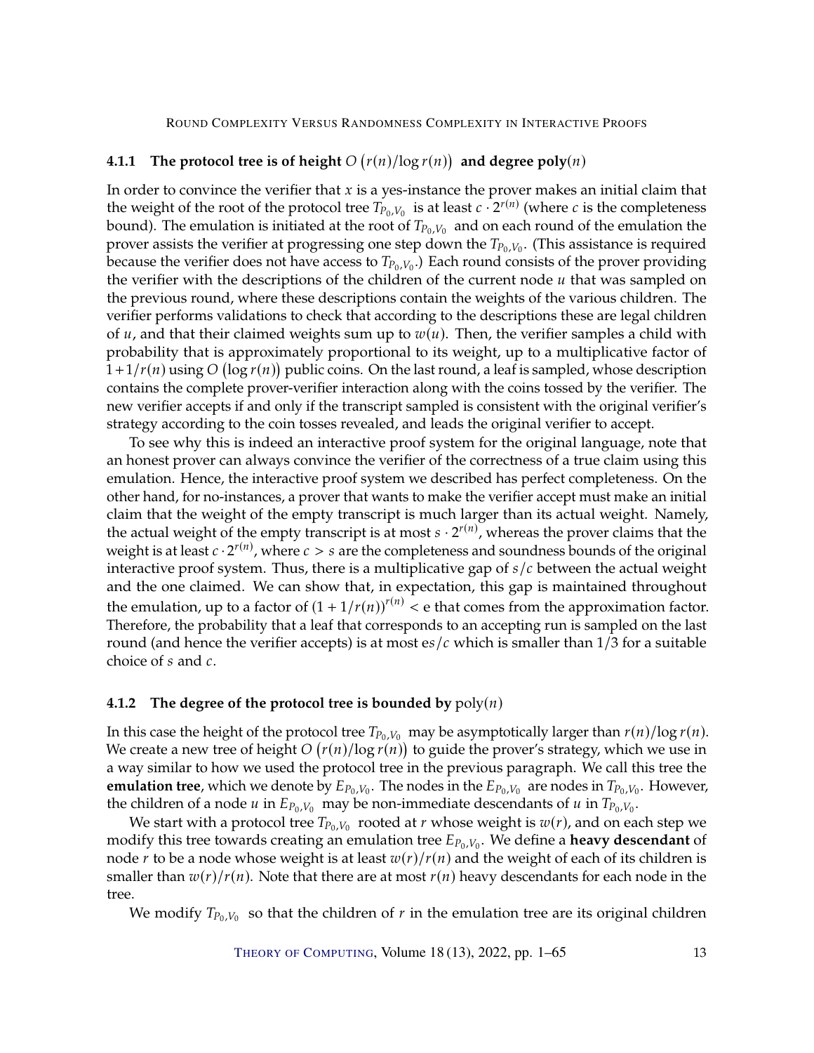### 4.1.1 The protocol tree is of height $O\left(r(n)/\log r(n)\right)$ and degree poly$(n)$

In order to convince the verifier that $x$ is a yes-instance the prover makes an initial claim that the weight of the root of the protocol tree $T_{P_0,V_0}$ is at least $c \cdot 2^{r(n)}$ (where $c$ is the completeness bound). The emulation is initiated at the root of $T_{P_0,V_0}$ and on each round of the emulation the prover assists the verifier at progressing one step down the $T_{P_0,V_0}$. (This assistance is required because the verifier does not have access to $T_{P_0,V_0}$.) Each round consists of the prover providing the verifier with the descriptions of the children of the current node $u$ that was sampled on the previous round, where these descriptions contain the weights of the various children. The verifier performs validations to check that according to the descriptions these are legal children of $u$, and that their claimed weights sum up to $w(u)$. Then, the verifier samples a child with probability that is approximately proportional to its weight, up to a multiplicative factor of $1+1/r(n)$ using $O\left(\log r(n)\right)$ public coins. On the last round, a leaf is sampled, whose description contains the complete prover-verifier interaction along with the coins tossed by the verifier. The new verifier accepts if and only if the transcript sampled is consistent with the original verifier's strategy according to the coin tosses revealed, and leads the original verifier to accept.

To see why this is indeed an interactive proof system for the original language, note that an honest prover can always convince the verifier of the correctness of a true claim using this emulation. Hence, the interactive proof system we described has perfect completeness. On the other hand, for no-instances, a prover that wants to make the verifier accept must make an initial claim that the weight of the empty transcript is much larger than its actual weight. Namely, the actual weight of the empty transcript is at most $s \cdot 2^{r(n)}$, whereas the prover claims that the weight is at least $c \cdot 2^{r(n)}$, where $c > s$ are the completeness and soundness bounds of the original interactive proof system. Thus, there is a multiplicative gap of $s/c$ between the actual weight and the one claimed. We can show that, in expectation, this gap is maintained throughout the emulation, up to a factor of $(1 + 1/r(n))^{r(n)} < \mathrm{e}$ that comes from the approximation factor. Therefore, the probability that a leaf that corresponds to an accepting run is sampled on the last round (and hence the verifier accepts) is at most $\mathrm{e}s/c$ which is smaller than $1/3$ for a suitable choice of $s$ and $c$.

### 4.1.2 The degree of the protocol tree is bounded by poly$(n)$

In this case the height of the protocol tree $T_{P_0,V_0}$ may be asymptotically larger than $r(n)/\log r(n)$. We create a new tree of height $O\left(r(n)/\log r(n)\right)$ to guide the prover's strategy, which we use in a way similar to how we used the protocol tree in the previous paragraph. We call this tree the **emulation tree**, which we denote by $E_{P_0,V_0}$. The nodes in the $E_{P_0,V_0}$ are nodes in $T_{P_0,V_0}$. However, the children of a node $u$ in $E_{P_0,V_0}$ may be non-immediate descendants of $u$ in $T_{P_0,V_0}$.

We start with a protocol tree $T_{P_0,V_0}$ rooted at $r$ whose weight is $w(r)$, and on each step we modify this tree towards creating an emulation tree $E_{P_0,V_0}$. We define a **heavy descendant** of node $r$ to be a node whose weight is at least $w(r)/r(n)$ and the weight of each of its children is smaller than $w(r)/r(n)$. Note that there are at most $r(n)$ heavy descendants for each node in the tree.

We modify $T_{P_0,V_0}$ so that the children of $r$ in the emulation tree are its original children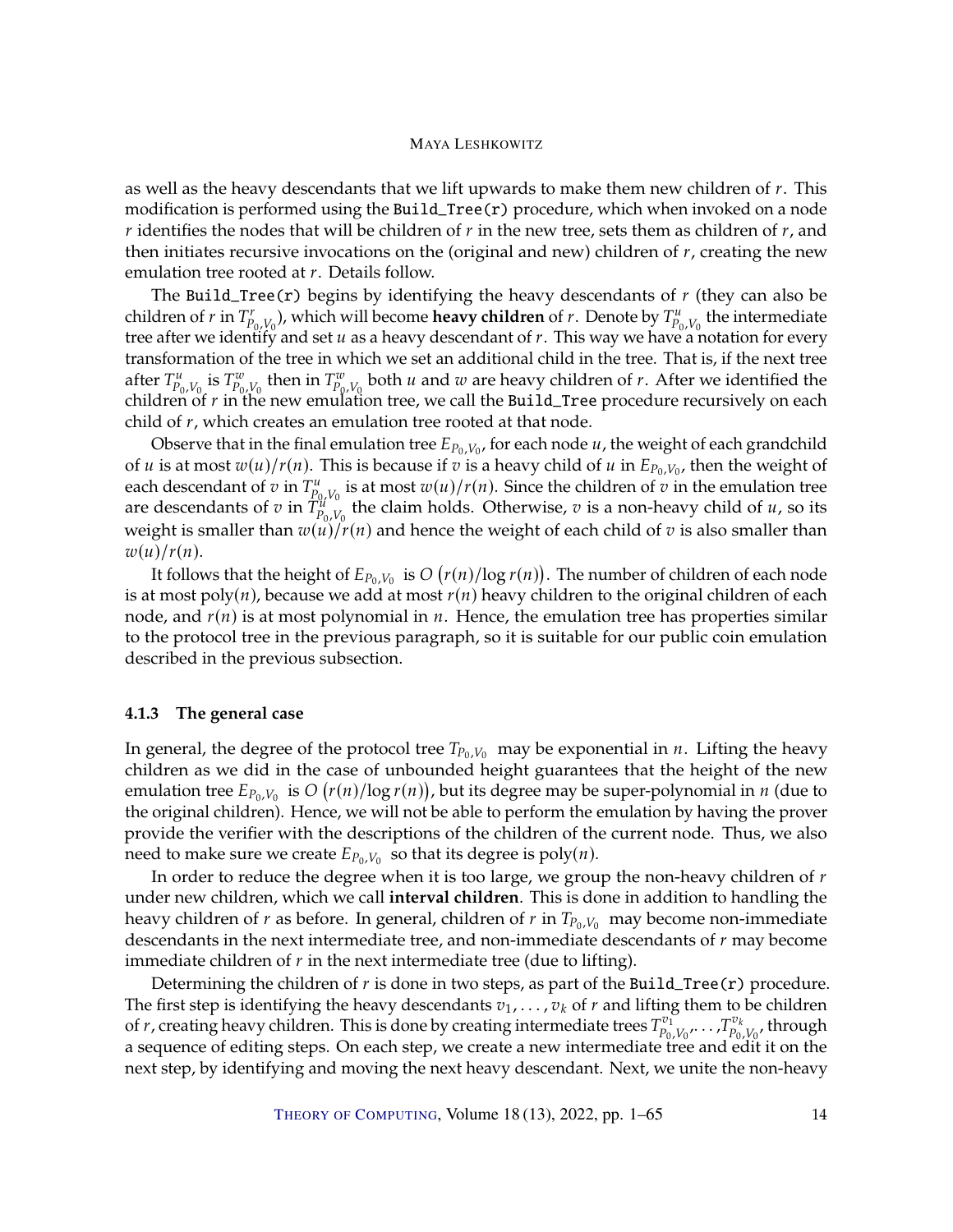as well as the heavy descendants that we lift upwards to make them new children of $r$. This modification is performed using the `Build_Tree(r)` procedure, which when invoked on a node $r$ identifies the nodes that will be children of $r$ in the new tree, sets them as children of $r$, and then initiates recursive invocations on the (original and new) children of $r$, creating the new emulation tree rooted at $r$. Details follow.

The `Build_Tree(r)` begins by identifying the heavy descendants of $r$ (they can also be children of $r$ in $T^r_{P_0,V_0}$), which will become **heavy children** of $r$. Denote by $T^u_{P_0,V_0}$ the intermediate tree after we identify and set $u$ as a heavy descendant of $r$. This way we have a notation for every transformation of the tree in which we set an additional child in the tree. That is, if the next tree after $T^u_{P_0,V_0}$ is $T^w_{P_0,V_0}$ then in $T^w_{P_0,V_0}$ both $u$ and $w$ are heavy children of $r$. After we identified the children of $r$ in the new emulation tree, we call the `Build_Tree` procedure recursively on each child of $r$, which creates an emulation tree rooted at that node.

Observe that in the final emulation tree $E_{P_0,V_0}$, for each node $u$, the weight of each grandchild of $u$ is at most $w(u)/r(n)$. This is because if $v$ is a heavy child of $u$ in $E_{P_0,V_0}$, then the weight of each descendant of $v$ in $T^u_{P_0,V_0}$ is at most $w(u)/r(n)$. Since the children of $v$ in the emulation tree are descendants of $v$ in $T^u_{P_0,V_0}$ the claim holds. Otherwise, $v$ is a non-heavy child of $u$, so its weight is smaller than $w(u)/r(n)$ and hence the weight of each child of $v$ is also smaller than $w(u)/r(n)$.

It follows that the height of $E_{P_0,V_0}$ is $O\left(r(n)/\log r(n)\right)$. The number of children of each node is at most $\text{poly}(n)$, because we add at most $r(n)$ heavy children to the original children of each node, and $r(n)$ is at most polynomial in $n$. Hence, the emulation tree has properties similar to the protocol tree in the previous paragraph, so it is suitable for our public coin emulation described in the previous subsection.

### 4.1.3 The general case

In general, the degree of the protocol tree $T_{P_0,V_0}$ may be exponential in $n$. Lifting the heavy children as we did in the case of unbounded height guarantees that the height of the new emulation tree $E_{P_0,V_0}$ is $O\left(r(n)/\log r(n)\right)$, but its degree may be super-polynomial in $n$ (due to the original children). Hence, we will not be able to perform the emulation by having the prover provide the verifier with the descriptions of the children of the current node. Thus, we also need to make sure we create $E_{P_0,V_0}$ so that its degree is $\text{poly}(n)$.

In order to reduce the degree when it is too large, we group the non-heavy children of $r$ under new children, which we call **interval children**. This is done in addition to handling the heavy children of $r$ as before. In general, children of $r$ in $T_{P_0,V_0}$ may become non-immediate descendants in the next intermediate tree, and non-immediate descendants of $r$ may become immediate children of $r$ in the next intermediate tree (due to lifting).

Determining the children of $r$ is done in two steps, as part of the `Build_Tree(r)` procedure. The first step is identifying the heavy descendants $v_1, \ldots, v_k$ of $r$ and lifting them to be children of $r$, creating heavy children. This is done by creating intermediate trees $T^{v_1}_{P_0,V_0}, \ldots, T^{v_k}_{P_0,V_0}$, through a sequence of editing steps. On each step, we create a new intermediate tree and edit it on the next step, by identifying and moving the next heavy descendant. Next, we unite the non-heavy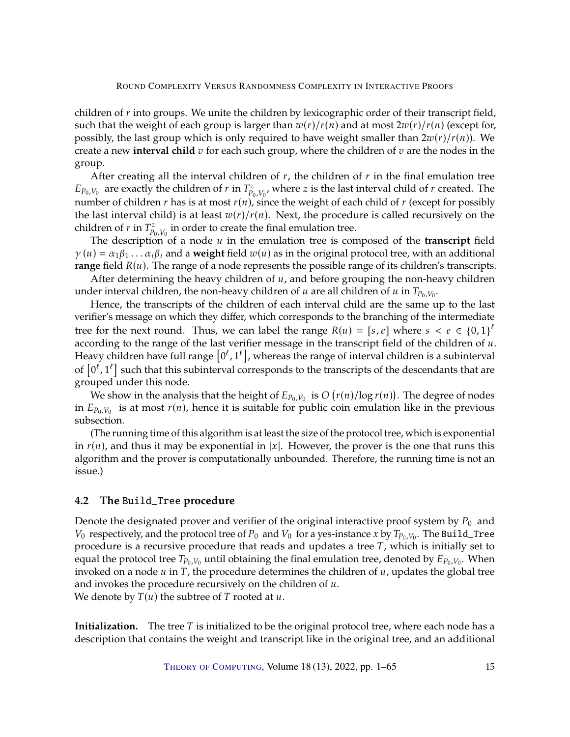children of $r$ into groups. We unite the children by lexicographic order of their transcript field, such that the weight of each group is larger than $w(r)/r(n)$ and at most $2w(r)/r(n)$ (except for, possibly, the last group which is only required to have weight smaller than $2w(r)/r(n)$). We create a new **interval child** $v$ for each such group, where the children of $v$ are the nodes in the group.

After creating all the interval children of $r$, the children of $r$ in the final emulation tree $E_{P_0,V_0}$ are exactly the children of $r$ in $T^z_{P_0,V_0}$, where $z$ is the last interval child of $r$ created. The number of children $r$ has is at most $r(n)$, since the weight of each child of $r$ (except for possibly the last interval child) is at least $w(r)/r(n)$. Next, the procedure is called recursively on the children of $r$ in $T^z_{P_0,V_0}$ in order to create the final emulation tree.

The description of a node $u$ in the emulation tree is composed of the **transcript** field $\gamma(u) = \alpha_1\beta_1 \ldots \alpha_i\beta_i$ and a **weight** field $w(u)$ as in the original protocol tree, with an additional **range** field $R(u)$. The range of a node represents the possible range of its children's transcripts.

After determining the heavy children of $u$, and before grouping the non-heavy children under interval children, the non-heavy children of $u$ are all children of $u$ in $T_{P_0,V_0}$.

Hence, the transcripts of the children of each interval child are the same up to the last verifier's message on which they differ, which corresponds to the branching of the intermediate tree for the next round. Thus, we can label the range $R(u) = [s, e]$ where $s < e \in \{0,1\}^\ell$ according to the range of the last verifier message in the transcript field of the children of $u$. Heavy children have full range $[0^\ell, 1^\ell]$, whereas the range of interval children is a subinterval of $[0^\ell, 1^\ell]$ such that this subinterval corresponds to the transcripts of the descendants that are grouped under this node.

We show in the analysis that the height of $E_{P_0,V_0}$ is $O(r(n)/\log r(n))$. The degree of nodes in $E_{P_0,V_0}$ is at most $r(n)$, hence it is suitable for public coin emulation like in the previous subsection.

(The running time of this algorithm is at least the size of the protocol tree, which is exponential in $r(n)$, and thus it may be exponential in $|x|$. However, the prover is the one that runs this algorithm and the prover is computationally unbounded. Therefore, the running time is not an issue.)

### 4.2 The `Build_Tree` procedure

Denote the designated prover and verifier of the original interactive proof system by $P_0$ and $V_0$ respectively, and the protocol tree of $P_0$ and $V_0$ for a yes-instance $x$ by $T_{P_0,V_0}$. The `Build_Tree` procedure is a recursive procedure that reads and updates a tree $T$, which is initially set to equal the protocol tree $T_{P_0,V_0}$ until obtaining the final emulation tree, denoted by $E_{P_0,V_0}$. When invoked on a node $u$ in $T$, the procedure determines the children of $u$, updates the global tree and invokes the procedure recursively on the children of $u$.
We denote by $T(u)$ the subtree of $T$ rooted at $u$.

**Initialization.** The tree $T$ is initialized to be the original protocol tree, where each node has a description that contains the weight and transcript like in the original tree, and an additional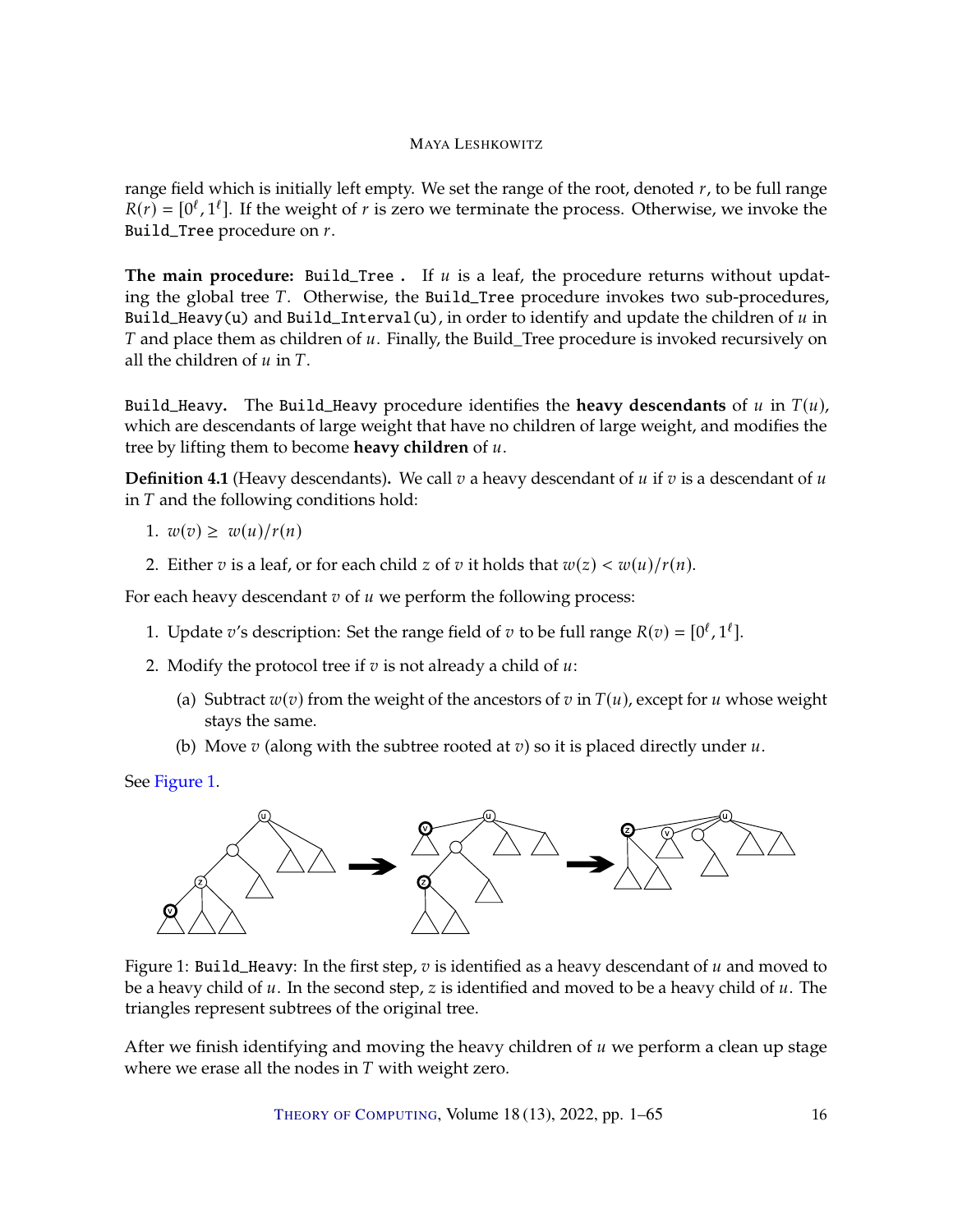range field which is initially left empty. We set the range of the root, denoted $r$, to be full range $R(r) = [0^\ell, 1^\ell]$. If the weight of $r$ is zero we terminate the process. Otherwise, we invoke the `Build_Tree` procedure on $r$.

**The main procedure:** `Build_Tree`**.** If $u$ is a leaf, the procedure returns without updating the global tree $T$. Otherwise, the `Build_Tree` procedure invokes two sub-procedures, `Build_Heavy(u)` and `Build_Interval(u)`, in order to identify and update the children of $u$ in $T$ and place them as children of $u$. Finally, the Build_Tree procedure is invoked recursively on all the children of $u$ in $T$.

`Build_Heavy`**.** The `Build_Heavy` procedure identifies the **heavy descendants** of $u$ in $T(u)$, which are descendants of large weight that have no children of large weight, and modifies the tree by lifting them to become **heavy children** of $u$.

**Definition 4.1** (Heavy descendants)**.** We call $v$ a heavy descendant of $u$ if $v$ is a descendant of $u$ in $T$ and the following conditions hold:

1. $w(v) \geq w(u)/r(n)$
2. Either $v$ is a leaf, or for each child $z$ of $v$ it holds that $w(z) < w(u)/r(n)$.

For each heavy descendant $v$ of $u$ we perform the following process:

1. Update $v$'s description: Set the range field of $v$ to be full range $R(v) = [0^\ell, 1^\ell]$.
2. Modify the protocol tree if $v$ is not already a child of $u$:
   (a) Subtract $w(v)$ from the weight of the ancestors of $v$ in $T(u)$, except for $u$ whose weight stays the same.
   (b) Move $v$ (along with the subtree rooted at $v$) so it is placed directly under $u$.

See Figure 1.

Figure 1: `Build_Heavy`: In the first step, $v$ is identified as a heavy descendant of $u$ and moved to be a heavy child of $u$. In the second step, $z$ is identified and moved to be a heavy child of $u$. The triangles represent subtrees of the original tree.

After we finish identifying and moving the heavy children of $u$ we perform a clean up stage where we erase all the nodes in $T$ with weight zero.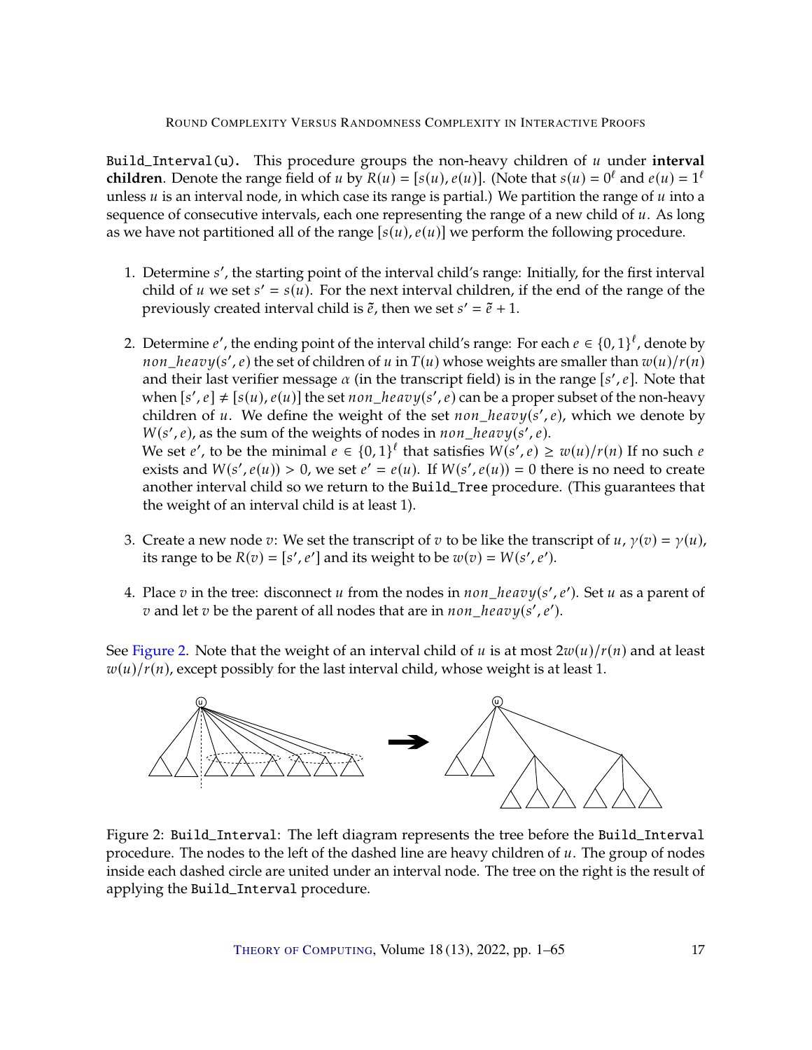`Build_Interval(u)`. This procedure groups the non-heavy children of $u$ under **interval children**. Denote the range field of $u$ by $R(u) = [s(u), e(u)]$. (Note that $s(u) = 0^\ell$ and $e(u) = 1^\ell$ unless $u$ is an interval node, in which case its range is partial.) We partition the range of $u$ into a sequence of consecutive intervals, each one representing the range of a new child of $u$. As long as we have not partitioned all of the range $[s(u), e(u)]$ we perform the following procedure.

1. Determine $s'$, the starting point of the interval child's range: Initially, for the first interval child of $u$ we set $s' = s(u)$. For the next interval children, if the end of the range of the previously created interval child is $\tilde{e}$, then we set $s' = \tilde{e} + 1$.

2. Determine $e'$, the ending point of the interval child's range: For each $e \in \{0,1\}^\ell$, denote by $non\_heavy(s', e)$ the set of children of $u$ in $T(u)$ whose weights are smaller than $w(u)/r(n)$ and their last verifier message $\alpha$ (in the transcript field) is in the range $[s', e]$. Note that when $[s', e] \neq [s(u), e(u)]$ the set $non\_heavy(s', e)$ can be a proper subset of the non-heavy children of $u$. We define the weight of the set $non\_heavy(s', e)$, which we denote by $W(s', e)$, as the sum of the weights of nodes in $non\_heavy(s', e)$.
   We set $e'$, to be the minimal $e \in \{0,1\}^\ell$ that satisfies $W(s', e) \geq w(u)/r(n)$ If no such $e$ exists and $W(s', e(u)) > 0$, we set $e' = e(u)$. If $W(s', e(u)) = 0$ there is no need to create another interval child so we return to the `Build_Tree` procedure. (This guarantees that the weight of an interval child is at least 1).

3. Create a new node $v$: We set the transcript of $v$ to be like the transcript of $u$, $\gamma(v) = \gamma(u)$, its range to be $R(v) = [s', e']$ and its weight to be $w(v) = W(s', e')$.

4. Place $v$ in the tree: disconnect $u$ from the nodes in $non\_heavy(s', e')$. Set $u$ as a parent of $v$ and let $v$ be the parent of all nodes that are in $non\_heavy(s', e')$.

See Figure 2. Note that the weight of an interval child of $u$ is at most $2w(u)/r(n)$ and at least $w(u)/r(n)$, except possibly for the last interval child, whose weight is at least 1.

Figure 2: `Build_Interval`: The left diagram represents the tree before the `Build_Interval` procedure. The nodes to the left of the dashed line are heavy children of $u$. The group of nodes inside each dashed circle are united under an interval node. The tree on the right is the result of applying the `Build_Interval` procedure.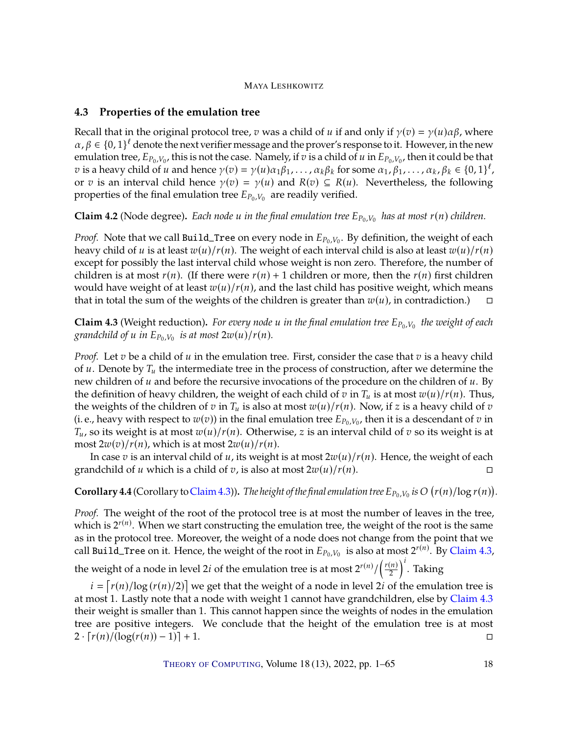### 4.3 Properties of the emulation tree

Recall that in the original protocol tree, $v$ was a child of $u$ if and only if $\gamma(v) = \gamma(u)\alpha\beta$, where $\alpha, \beta \in \{0,1\}^\ell$ denote the next verifier message and the prover's response to it. However, in the new emulation tree, $E_{P_0,V_0}$, this is not the case. Namely, if $v$ is a child of $u$ in $E_{P_0,V_0}$, then it could be that $v$ is a heavy child of $u$ and hence $\gamma(v) = \gamma(u)\alpha_1\beta_1, \ldots, \alpha_k\beta_k$ for some $\alpha_1, \beta_1, \ldots, \alpha_k, \beta_k \in \{0,1\}^\ell$, or $v$ is an interval child hence $\gamma(v) = \gamma(u)$ and $R(v) \subseteq R(u)$. Nevertheless, the following properties of the final emulation tree $E_{P_0,V_0}$ are readily verified.

**Claim 4.2** (Node degree)**.** *Each node $u$ in the final emulation tree $E_{P_0,V_0}$ has at most $r(n)$ children.*

*Proof.* Note that we call `Build_Tree` on every node in $E_{P_0,V_0}$. By definition, the weight of each heavy child of $u$ is at least $w(u)/r(n)$. The weight of each interval child is also at least $w(u)/r(n)$ except for possibly the last interval child whose weight is non zero. Therefore, the number of children is at most $r(n)$. (If there were $r(n)+1$ children or more, then the $r(n)$ first children would have weight of at least $w(u)/r(n)$, and the last child has positive weight, which means that in total the sum of the weights of the children is greater than $w(u)$, in contradiction.) □

**Claim 4.3** (Weight reduction)**.** *For every node $u$ in the final emulation tree $E_{P_0,V_0}$ the weight of each grandchild of $u$ in $E_{P_0,V_0}$ is at most $2w(u)/r(n)$.*

*Proof.* Let $v$ be a child of $u$ in the emulation tree. First, consider the case that $v$ is a heavy child of $u$. Denote by $T_u$ the intermediate tree in the process of construction, after we determine the new children of $u$ and before the recursive invocations of the procedure on the children of $u$. By the definition of heavy children, the weight of each child of $v$ in $T_u$ is at most $w(u)/r(n)$. Thus, the weights of the children of $v$ in $T_u$ is also at most $w(u)/r(n)$. Now, if $z$ is a heavy child of $v$ (i. e., heavy with respect to $w(v)$) in the final emulation tree $E_{P_0,V_0}$, then it is a descendant of $v$ in $T_u$, so its weight is at most $w(u)/r(n)$. Otherwise, $z$ is an interval child of $v$ so its weight is at most $2w(v)/r(n)$, which is at most $2w(u)/r(n)$.

In case $v$ is an interval child of $u$, its weight is at most $2w(u)/r(n)$. Hence, the weight of each grandchild of $u$ which is a child of $v$, is also at most $2w(u)/r(n)$. □

**Corollary 4.4** (Corollary to Claim 4.3)**.** *The height of the final emulation tree $E_{P_0,V_0}$ is $O\left(r(n)/\log r(n)\right)$.*

*Proof.* The weight of the root of the protocol tree is at most the number of leaves in the tree, which is $2^{r(n)}$. When we start constructing the emulation tree, the weight of the root is the same as in the protocol tree. Moreover, the weight of a node does not change from the point that we call `Build_Tree` on it. Hence, the weight of the root in $E_{P_0,V_0}$ is also at most $2^{r(n)}$. By Claim 4.3, the weight of a node in level $2i$ of the emulation tree is at most $2^{r(n)}/\left(\frac{r(n)}{2}\right)^i$. Taking

$i = \lceil r(n)/\log(r(n)/2)\rceil$ we get that the weight of a node in level $2i$ of the emulation tree is at most 1. Lastly note that a node with weight 1 cannot have grandchildren, else by Claim 4.3 their weight is smaller than 1. This cannot happen since the weights of nodes in the emulation tree are positive integers. We conclude that the height of the emulation tree is at most $2 \cdot \lceil r(n)/(\log(r(n)) - 1)\rceil + 1$. □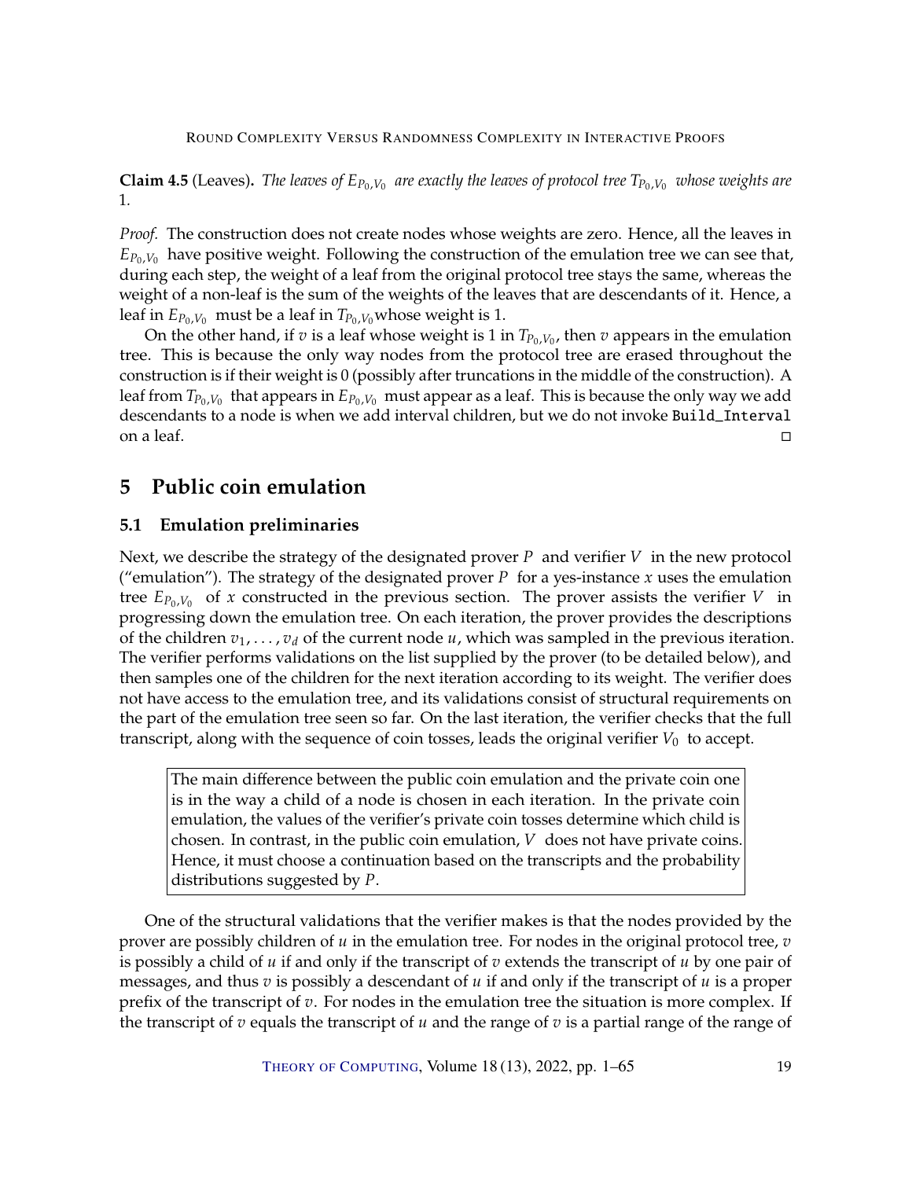**Claim 4.5** (Leaves)**.** *The leaves of $E_{P_0,V_0}$ are exactly the leaves of protocol tree $T_{P_0,V_0}$ whose weights are 1.*

*Proof.* The construction does not create nodes whose weights are zero. Hence, all the leaves in $E_{P_0,V_0}$ have positive weight. Following the construction of the emulation tree we can see that, during each step, the weight of a leaf from the original protocol tree stays the same, whereas the weight of a non-leaf is the sum of the weights of the leaves that are descendants of it. Hence, a leaf in $E_{P_0,V_0}$ must be a leaf in $T_{P_0,V_0}$ whose weight is 1.

On the other hand, if $v$ is a leaf whose weight is 1 in $T_{P_0,V_0}$, then $v$ appears in the emulation tree. This is because the only way nodes from the protocol tree are erased throughout the construction is if their weight is 0 (possibly after truncations in the middle of the construction). A leaf from $T_{P_0,V_0}$ that appears in $E_{P_0,V_0}$ must appear as a leaf. This is because the only way we add descendants to a node is when we add interval children, but we do not invoke `Build_Interval` on a leaf. ◻

## 5 Public coin emulation

### 5.1 Emulation preliminaries

Next, we describe the strategy of the designated prover $P$ and verifier $V$ in the new protocol ("emulation"). The strategy of the designated prover $P$ for a yes-instance $x$ uses the emulation tree $E_{P_0,V_0}$ of $x$ constructed in the previous section. The prover assists the verifier $V$ in progressing down the emulation tree. On each iteration, the prover provides the descriptions of the children $v_1, \ldots, v_d$ of the current node $u$, which was sampled in the previous iteration. The verifier performs validations on the list supplied by the prover (to be detailed below), and then samples one of the children for the next iteration according to its weight. The verifier does not have access to the emulation tree, and its validations consist of structural requirements on the part of the emulation tree seen so far. On the last iteration, the verifier checks that the full transcript, along with the sequence of coin tosses, leads the original verifier $V_0$ to accept.

> The main difference between the public coin emulation and the private coin one is in the way a child of a node is chosen in each iteration. In the private coin emulation, the values of the verifier's private coin tosses determine which child is chosen. In contrast, in the public coin emulation, $V$ does not have private coins. Hence, it must choose a continuation based on the transcripts and the probability distributions suggested by $P$.

One of the structural validations that the verifier makes is that the nodes provided by the prover are possibly children of $u$ in the emulation tree. For nodes in the original protocol tree, $v$ is possibly a child of $u$ if and only if the transcript of $v$ extends the transcript of $u$ by one pair of messages, and thus $v$ is possibly a descendant of $u$ if and only if the transcript of $u$ is a proper prefix of the transcript of $v$. For nodes in the emulation tree the situation is more complex. If the transcript of $v$ equals the transcript of $u$ and the range of $v$ is a partial range of the range of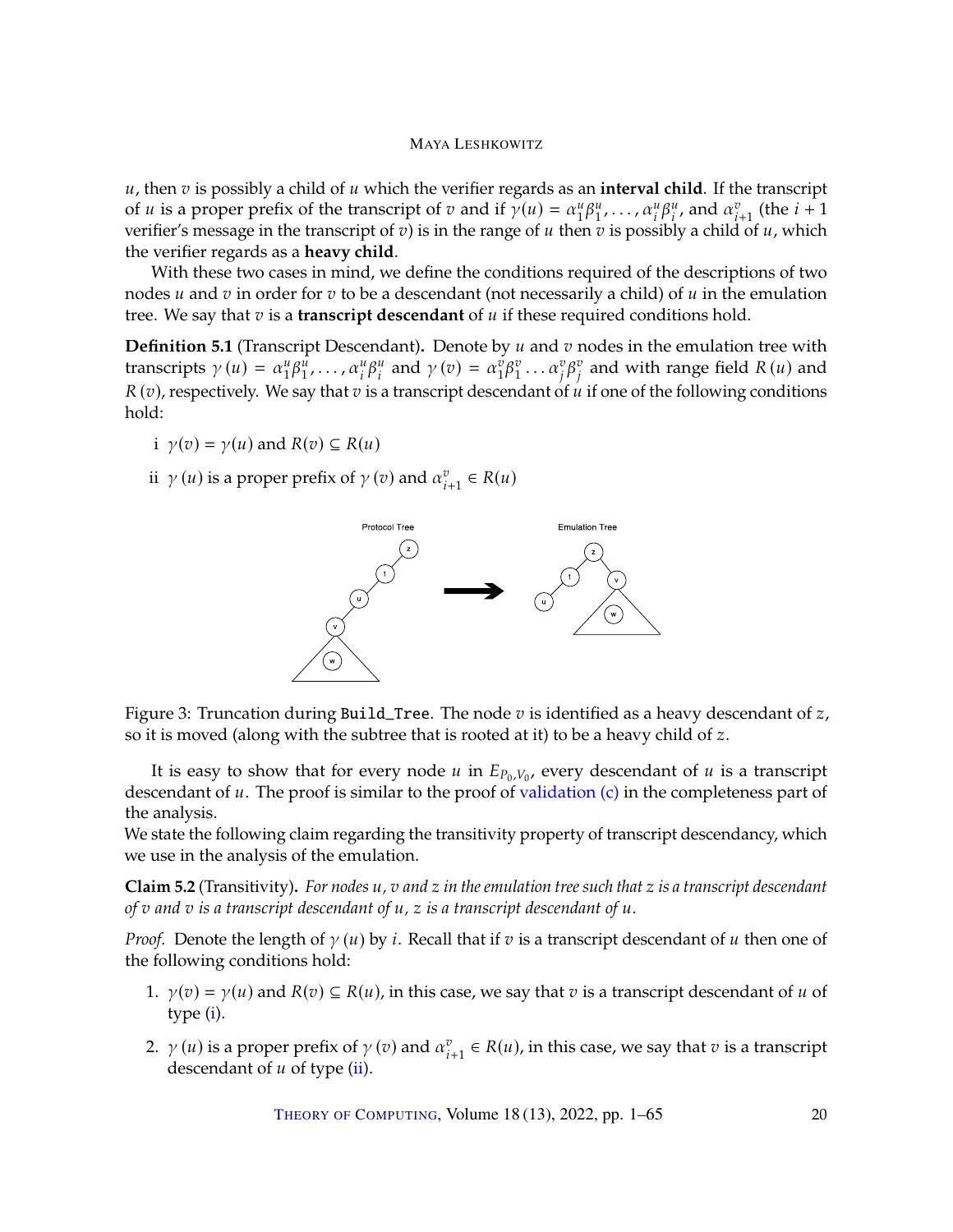$u$, then $v$ is possibly a child of $u$ which the verifier regards as an **interval child**. If the transcript of $u$ is a proper prefix of the transcript of $v$ and if $\gamma(u) = \alpha_1^u\beta_1^u, \ldots, \alpha_i^u\beta_i^u$, and $\alpha_{i+1}^v$ (the $i+1$ verifier's message in the transcript of $v$) is in the range of $u$ then $v$ is possibly a child of $u$, which the verifier regards as a **heavy child**.

With these two cases in mind, we define the conditions required of the descriptions of two nodes $u$ and $v$ in order for $v$ to be a descendant (not necessarily a child) of $u$ in the emulation tree. We say that $v$ is a **transcript descendant** of $u$ if these required conditions hold.

**Definition 5.1** (Transcript Descendant)**.** Denote by $u$ and $v$ nodes in the emulation tree with transcripts $\gamma(u) = \alpha_1^u\beta_1^u, \ldots, \alpha_i^u\beta_i^u$ and $\gamma(v) = \alpha_1^v\beta_1^v \ldots \alpha_j^v\beta_j^v$ and with range field $R(u)$ and $R(v)$, respectively. We say that $v$ is a transcript descendant of $u$ if one of the following conditions hold:

i $\gamma(v) = \gamma(u)$ and $R(v) \subseteq R(u)$

ii $\gamma(u)$ is a proper prefix of $\gamma(v)$ and $\alpha_{i+1}^v \in R(u)$

Figure 3: Truncation during `Build_Tree`. The node $v$ is identified as a heavy descendant of $z$, so it is moved (along with the subtree that is rooted at it) to be a heavy child of $z$.

It is easy to show that for every node $u$ in $E_{P_0,V_0}$, every descendant of $u$ is a transcript descendant of $u$. The proof is similar to the proof of validation (c) in the completeness part of the analysis.

We state the following claim regarding the transitivity property of transcript descendancy, which we use in the analysis of the emulation.

**Claim 5.2** (Transitivity)**.** *For nodes $u$, $v$ and $z$ in the emulation tree such that $z$ is a transcript descendant of $v$ and $v$ is a transcript descendant of $u$, $z$ is a transcript descendant of $u$.*

*Proof.* Denote the length of $\gamma(u)$ by $i$. Recall that if $v$ is a transcript descendant of $u$ then one of the following conditions hold:

1. $\gamma(v) = \gamma(u)$ and $R(v) \subseteq R(u)$, in this case, we say that $v$ is a transcript descendant of $u$ of type (i).
2. $\gamma(u)$ is a proper prefix of $\gamma(v)$ and $\alpha_{i+1}^v \in R(u)$, in this case, we say that $v$ is a transcript descendant of $u$ of type (ii).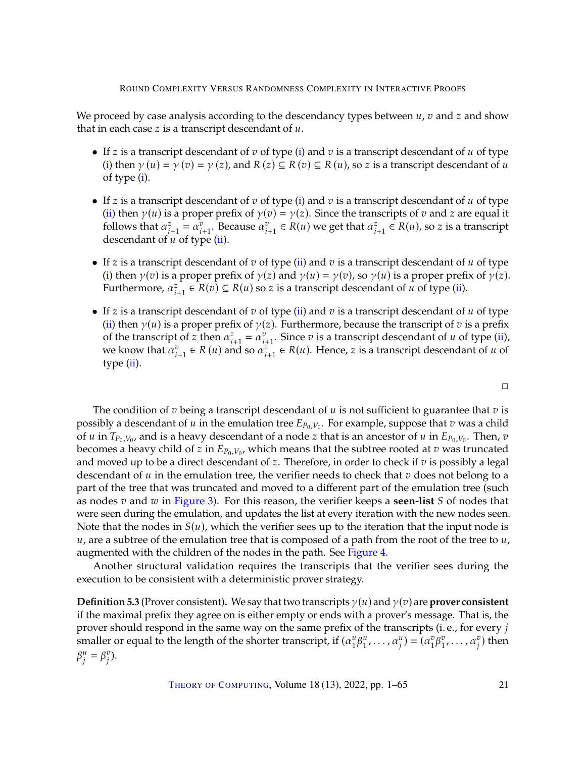We proceed by case analysis according to the descendancy types between $u$, $v$ and $z$ and show that in each case $z$ is a transcript descendant of $u$.

- If $z$ is a transcript descendant of $v$ of type (i) and $v$ is a transcript descendant of $u$ of type (i) then $\gamma(u) = \gamma(v) = \gamma(z)$, and $R(z) \subseteq R(v) \subseteq R(u)$, so $z$ is a transcript descendant of $u$ of type (i).

- If $z$ is a transcript descendant of $v$ of type (i) and $v$ is a transcript descendant of $u$ of type (ii) then $\gamma(u)$ is a proper prefix of $\gamma(v) = \gamma(z)$. Since the transcripts of $v$ and $z$ are equal it follows that $\alpha_{i+1}^{z} = \alpha_{i+1}^{v}$. Because $\alpha_{i+1}^{v} \in R(u)$ we get that $\alpha_{i+1}^{z} \in R(u)$, so $z$ is a transcript descendant of $u$ of type (ii).

- If $z$ is a transcript descendant of $v$ of type (ii) and $v$ is a transcript descendant of $u$ of type (i) then $\gamma(v)$ is a proper prefix of $\gamma(z)$ and $\gamma(u) = \gamma(v)$, so $\gamma(u)$ is a proper prefix of $\gamma(z)$. Furthermore, $\alpha_{i+1}^{z} \in R(v) \subseteq R(u)$ so $z$ is a transcript descendant of $u$ of type (ii).

- If $z$ is a transcript descendant of $v$ of type (ii) and $v$ is a transcript descendant of $u$ of type (ii) then $\gamma(u)$ is a proper prefix of $\gamma(z)$. Furthermore, because the transcript of $v$ is a prefix of the transcript of $z$ then $\alpha_{i+1}^{z} = \alpha_{i+1}^{v}$. Since $v$ is a transcript descendant of $u$ of type (ii), we know that $\alpha_{i+1}^{v} \in R(u)$ and so $\alpha_{i+1}^{z} \in R(u)$. Hence, $z$ is a transcript descendant of $u$ of type (ii).

□

The condition of $v$ being a transcript descendant of $u$ is not sufficient to guarantee that $v$ is possibly a descendant of $u$ in the emulation tree $E_{P_0,V_0}$. For example, suppose that $v$ was a child of $u$ in $T_{P_0,V_0}$, and is a heavy descendant of a node $z$ that is an ancestor of $u$ in $E_{P_0,V_0}$. Then, $v$ becomes a heavy child of $z$ in $E_{P_0,V_0}$, which means that the subtree rooted at $v$ was truncated and moved up to be a direct descendant of $z$. Therefore, in order to check if $v$ is possibly a legal descendant of $u$ in the emulation tree, the verifier needs to check that $v$ does not belong to a part of the tree that was truncated and moved to a different part of the emulation tree (such as nodes $v$ and $w$ in Figure 3). For this reason, the verifier keeps a **seen-list** $S$ of nodes that were seen during the emulation, and updates the list at every iteration with the new nodes seen. Note that the nodes in $S(u)$, which the verifier sees up to the iteration that the input node is $u$, are a subtree of the emulation tree that is composed of a path from the root of the tree to $u$, augmented with the children of the nodes in the path. See Figure 4.

Another structural validation requires the transcripts that the verifier sees during the execution to be consistent with a deterministic prover strategy.

**Definition 5.3** (Prover consistent)**.** We say that two transcripts $\gamma(u)$ and $\gamma(v)$ are **prover consistent** if the maximal prefix they agree on is either empty or ends with a prover's message. That is, the prover should respond in the same way on the same prefix of the transcripts (i. e., for every $j$ smaller or equal to the length of the shorter transcript, if $(\alpha_1^u\beta_1^u, \ldots, \alpha_j^u) = (\alpha_1^v\beta_1^v, \ldots, \alpha_j^v)$ then $\beta_j^u = \beta_j^v$).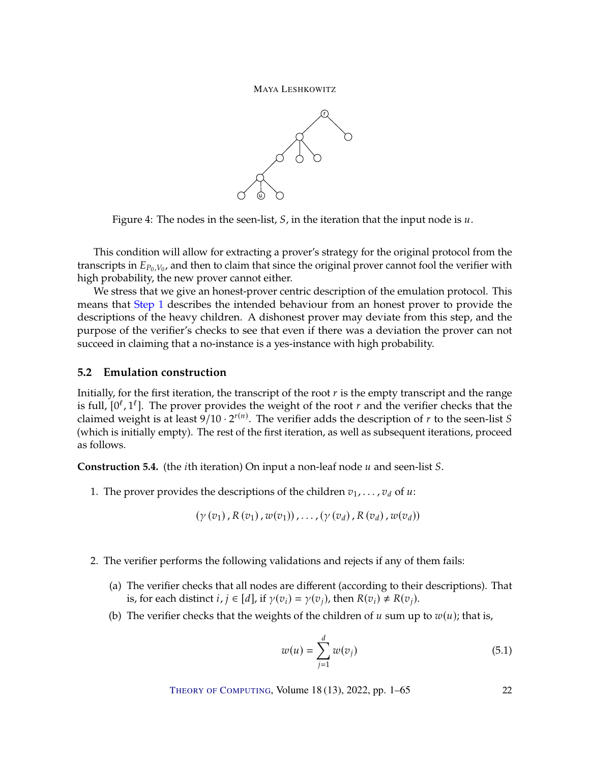Figure 4: The nodes in the seen-list, $S$, in the iteration that the input node is $u$.

This condition will allow for extracting a prover's strategy for the original protocol from the transcripts in $E_{P_0,V_0}$, and then to claim that since the original prover cannot fool the verifier with high probability, the new prover cannot either.

We stress that we give an honest-prover centric description of the emulation protocol. This means that Step 1 describes the intended behaviour from an honest prover to provide the descriptions of the heavy children. A dishonest prover may deviate from this step, and the purpose of the verifier's checks to see that even if there was a deviation the prover can not succeed in claiming that a no-instance is a yes-instance with high probability.

### 5.2 Emulation construction

Initially, for the first iteration, the transcript of the root $r$ is the empty transcript and the range is full, $[0^\ell, 1^\ell]$. The prover provides the weight of the root $r$ and the verifier checks that the claimed weight is at least $9/10 \cdot 2^{r(n)}$. The verifier adds the description of $r$ to the seen-list $S$ (which is initially empty). The rest of the first iteration, as well as subsequent iterations, proceed as follows.

**Construction 5.4.** (the $i$th iteration) On input a non-leaf node $u$ and seen-list $S$.

1. The prover provides the descriptions of the children $v_1, \dots, v_d$ of $u$:

$$(\gamma(v_1), R(v_1), w(v_1)), \dots, (\gamma(v_d), R(v_d), w(v_d))$$

2. The verifier performs the following validations and rejects if any of them fails:

   (a) The verifier checks that all nodes are different (according to their descriptions). That is, for each distinct $i, j \in [d]$, if $\gamma(v_i) = \gamma(v_j)$, then $R(v_i) \neq R(v_j)$.

   (b) The verifier checks that the weights of the children of $u$ sum up to $w(u)$; that is,

$$w(u) = \sum_{j=1}^{d} w(v_j) \tag{5.1}$$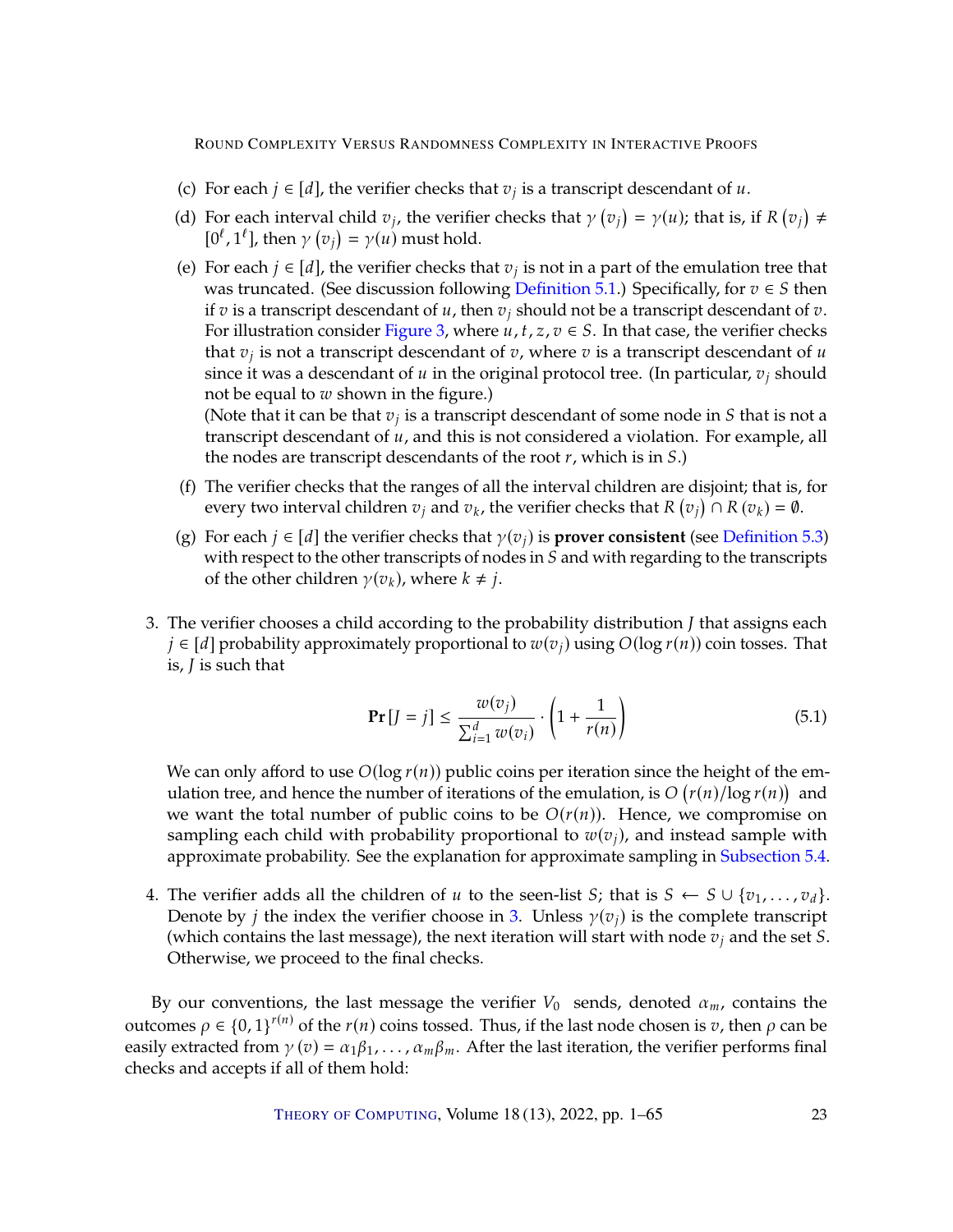(c) For each $j \in [d]$, the verifier checks that $v_j$ is a transcript descendant of $u$.

(d) For each interval child $v_j$, the verifier checks that $\gamma(v_j) = \gamma(u)$; that is, if $R(v_j) \neq [0^\ell, 1^\ell]$, then $\gamma(v_j) = \gamma(u)$ must hold.

(e) For each $j \in [d]$, the verifier checks that $v_j$ is not in a part of the emulation tree that was truncated. (See discussion following Definition 5.1.) Specifically, for $v \in S$ then if $v$ is a transcript descendant of $u$, then $v_j$ should not be a transcript descendant of $v$. For illustration consider Figure 3, where $u, t, z, v \in S$. In that case, the verifier checks that $v_j$ is not a transcript descendant of $v$, where $v$ is a transcript descendant of $u$ since it was a descendant of $u$ in the original protocol tree. (In particular, $v_j$ should not be equal to $w$ shown in the figure.)
(Note that it can be that $v_j$ is a transcript descendant of some node in $S$ that is not a transcript descendant of $u$, and this is not considered a violation. For example, all the nodes are transcript descendants of the root $r$, which is in $S$.)

(f) The verifier checks that the ranges of all the interval children are disjoint; that is, for every two interval children $v_j$ and $v_k$, the verifier checks that $R(v_j) \cap R(v_k) = \emptyset$.

(g) For each $j \in [d]$ the verifier checks that $\gamma(v_j)$ is **prover consistent** (see Definition 5.3) with respect to the other transcripts of nodes in $S$ and with regarding to the transcripts of the other children $\gamma(v_k)$, where $k \neq j$.

3. The verifier chooses a child according to the probability distribution $J$ that assigns each $j \in [d]$ probability approximately proportional to $w(v_j)$ using $O(\log r(n))$ coin tosses. That is, $J$ is such that

$$\mathbf{Pr}[J = j] \leq \frac{w(v_j)}{\sum_{i=1}^{d} w(v_i)} \cdot \left(1 + \frac{1}{r(n)}\right) \tag{5.1}$$

We can only afford to use $O(\log r(n))$ public coins per iteration since the height of the emulation tree, and hence the number of iterations of the emulation, is $O(r(n)/\log r(n))$ and we want the total number of public coins to be $O(r(n))$. Hence, we compromise on sampling each child with probability proportional to $w(v_j)$, and instead sample with approximate probability. See the explanation for approximate sampling in Subsection 5.4.

4. The verifier adds all the children of $u$ to the seen-list $S$; that is $S \leftarrow S \cup \{v_1, \ldots, v_d\}$. Denote by $j$ the index the verifier choose in 3. Unless $\gamma(v_j)$ is the complete transcript (which contains the last message), the next iteration will start with node $v_j$ and the set $S$. Otherwise, we proceed to the final checks.

By our conventions, the last message the verifier $V_0$ sends, denoted $\alpha_m$, contains the outcomes $\rho \in \{0,1\}^{r(n)}$ of the $r(n)$ coins tossed. Thus, if the last node chosen is $v$, then $\rho$ can be easily extracted from $\gamma(v) = \alpha_1\beta_1, \ldots, \alpha_m\beta_m$. After the last iteration, the verifier performs final checks and accepts if all of them hold: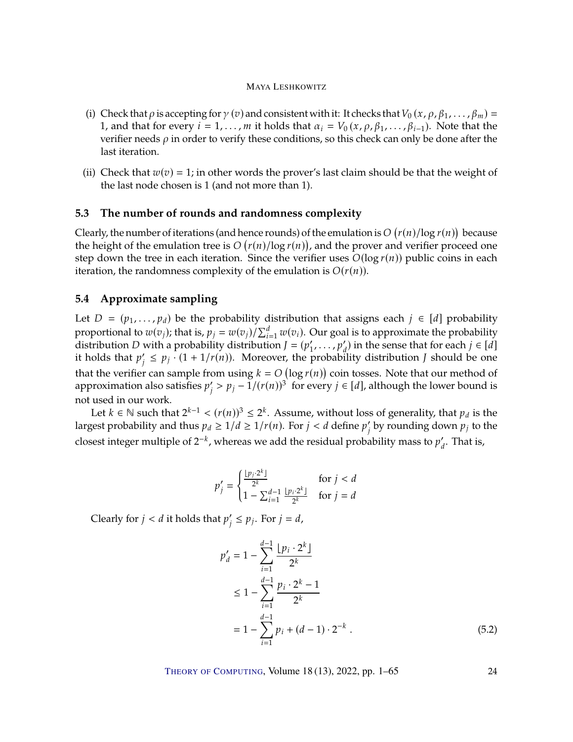(i) Check that $\rho$ is accepting for $\gamma(v)$ and consistent with it: It checks that $V_0(x, \rho, \beta_1, \ldots, \beta_m) = 1$, and that for every $i = 1, \ldots, m$ it holds that $\alpha_i = V_0(x, \rho, \beta_1, \ldots, \beta_{i-1})$. Note that the verifier needs $\rho$ in order to verify these conditions, so this check can only be done after the last iteration.

(ii) Check that $w(v) = 1$; in other words the prover's last claim should be that the weight of the last node chosen is 1 (and not more than 1).

### 5.3 The number of rounds and randomness complexity

Clearly, the number of iterations (and hence rounds) of the emulation is $O(r(n)/\log r(n))$ because the height of the emulation tree is $O(r(n)/\log r(n))$, and the prover and verifier proceed one step down the tree in each iteration. Since the verifier uses $O(\log r(n))$ public coins in each iteration, the randomness complexity of the emulation is $O(r(n))$.

### 5.4 Approximate sampling

Let $D = (p_1, \ldots, p_d)$ be the probability distribution that assigns each $j \in [d]$ probability proportional to $w(v_j)$; that is, $p_j = w(v_j)/\sum_{i=1}^{d} w(v_i)$. Our goal is to approximate the probability distribution $D$ with a probability distribution $J = (p'_1, \ldots, p'_d)$ in the sense that for each $j \in [d]$ it holds that $p'_j \le p_j \cdot (1 + 1/r(n))$. Moreover, the probability distribution $J$ should be one that the verifier can sample from using $k = O(\log r(n))$ coin tosses. Note that our method of approximation also satisfies $p'_j > p_j - 1/(r(n))^3$ for every $j \in [d]$, although the lower bound is not used in our work.

Let $k \in \mathbb{N}$ such that $2^{k-1} < (r(n))^3 \le 2^k$. Assume, without loss of generality, that $p_d$ is the largest probability and thus $p_d \ge 1/d \ge 1/r(n)$. For $j < d$ define $p'_j$ by rounding down $p_j$ to the closest integer multiple of $2^{-k}$, whereas we add the residual probability mass to $p'_d$. That is,

$$p'_j = \begin{cases} \frac{\lfloor p_j \cdot 2^k \rfloor}{2^k} & \text{for } j < d \\ 1 - \sum_{i=1}^{d-1} \frac{\lfloor p_i \cdot 2^k \rfloor}{2^k} & \text{for } j = d \end{cases}$$

Clearly for $j < d$ it holds that $p'_j \le p_j$. For $j = d$,

$$\begin{aligned} p'_d &= 1 - \sum_{i=1}^{d-1} \frac{\lfloor p_i \cdot 2^k \rfloor}{2^k} \\ &\le 1 - \sum_{i=1}^{d-1} \frac{p_i \cdot 2^k - 1}{2^k} \\ &= 1 - \sum_{i=1}^{d-1} p_i + (d-1) \cdot 2^{-k} \,. \end{aligned} \tag{5.2}$$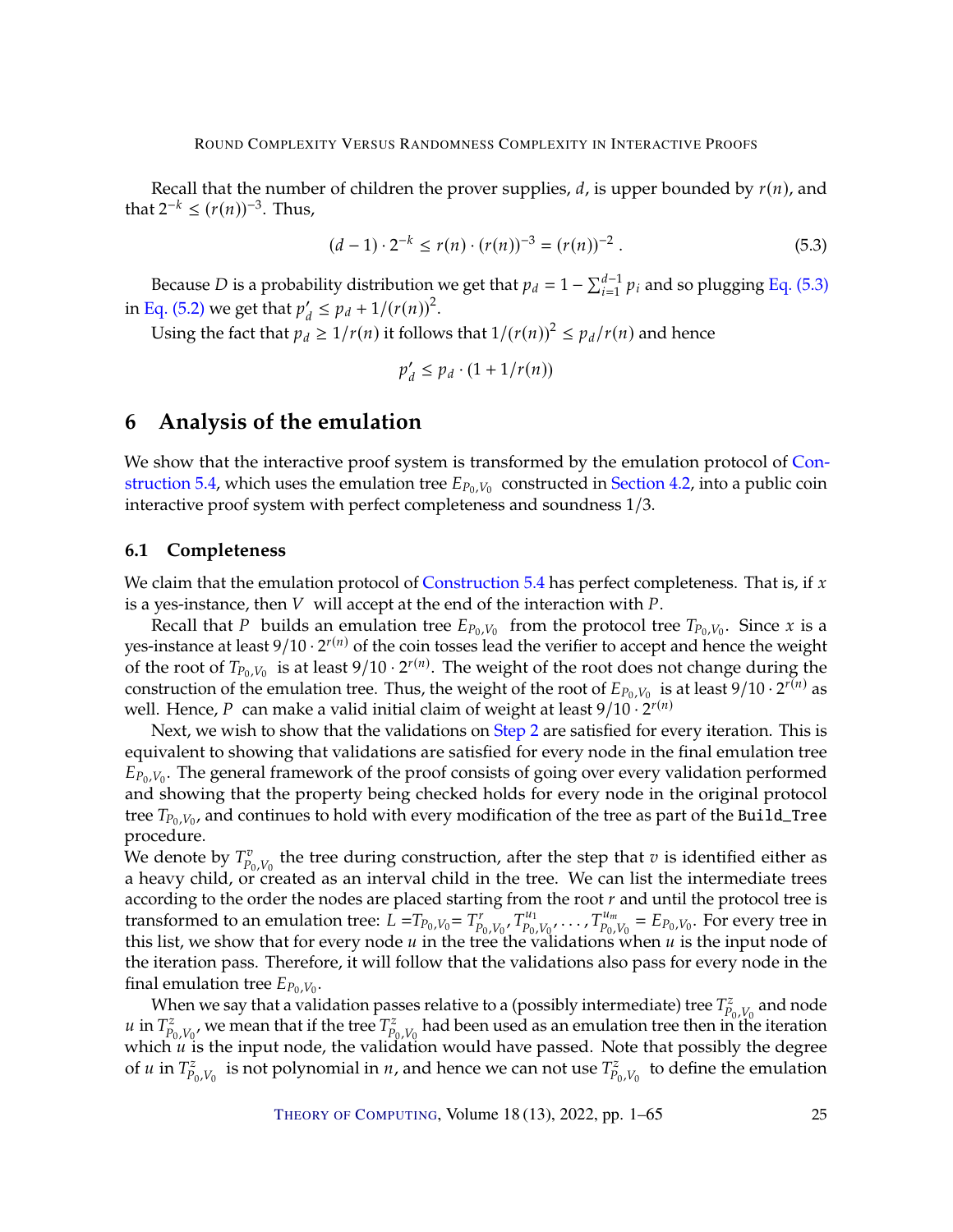Recall that the number of children the prover supplies, $d$, is upper bounded by $r(n)$, and that $2^{-k} \leq (r(n))^{-3}$. Thus,

$$(d-1) \cdot 2^{-k} \leq r(n) \cdot (r(n))^{-3} = (r(n))^{-2} . \tag{5.3}$$

Because $D$ is a probability distribution we get that $p_d = 1 - \sum_{i=1}^{d-1} p_i$ and so plugging Eq. (5.3) in Eq. (5.2) we get that $p'_d \leq p_d + 1/(r(n))^2$.

Using the fact that $p_d \geq 1/r(n)$ it follows that $1/(r(n))^2 \leq p_d/r(n)$ and hence

$$p'_d \leq p_d \cdot (1 + 1/r(n))$$

# 6 Analysis of the emulation

We show that the interactive proof system is transformed by the emulation protocol of Construction 5.4, which uses the emulation tree $E_{P_0,V_0}$ constructed in Section 4.2, into a public coin interactive proof system with perfect completeness and soundness $1/3$.

## 6.1 Completeness

We claim that the emulation protocol of Construction 5.4 has perfect completeness. That is, if $x$ is a yes-instance, then $V$ will accept at the end of the interaction with $P$.

Recall that $P$ builds an emulation tree $E_{P_0,V_0}$ from the protocol tree $T_{P_0,V_0}$. Since $x$ is a yes-instance at least $9/10 \cdot 2^{r(n)}$ of the coin tosses lead the verifier to accept and hence the weight of the root of $T_{P_0,V_0}$ is at least $9/10 \cdot 2^{r(n)}$. The weight of the root does not change during the construction of the emulation tree. Thus, the weight of the root of $E_{P_0,V_0}$ is at least $9/10 \cdot 2^{r(n)}$ as well. Hence, $P$ can make a valid initial claim of weight at least $9/10 \cdot 2^{r(n)}$

Next, we wish to show that the validations on Step 2 are satisfied for every iteration. This is equivalent to showing that validations are satisfied for every node in the final emulation tree $E_{P_0,V_0}$. The general framework of the proof consists of going over every validation performed and showing that the property being checked holds for every node in the original protocol tree $T_{P_0,V_0}$, and continues to hold with every modification of the tree as part of the `Build_Tree` procedure.

We denote by $T^v_{P_0,V_0}$ the tree during construction, after the step that $v$ is identified either as a heavy child, or created as an interval child in the tree. We can list the intermediate trees according to the order the nodes are placed starting from the root $r$ and until the protocol tree is transformed to an emulation tree: $L = T_{P_0,V_0} = T^r_{P_0,V_0}, T^{u_1}_{P_0,V_0}, \ldots, T^{u_m}_{P_0,V_0} = E_{P_0,V_0}$. For every tree in this list, we show that for every node $u$ in the tree the validations when $u$ is the input node of the iteration pass. Therefore, it will follow that the validations also pass for every node in the final emulation tree $E_{P_0,V_0}$.

When we say that a validation passes relative to a (possibly intermediate) tree $T^z_{P_0,V_0}$ and node $u$ in $T^z_{P_0,V_0}$, we mean that if the tree $T^z_{P_0,V_0}$ had been used as an emulation tree then in the iteration which $u$ is the input node, the validation would have passed. Note that possibly the degree of $u$ in $T^z_{P_0,V_0}$ is not polynomial in $n$, and hence we can not use $T^z_{P_0,V_0}$ to define the emulation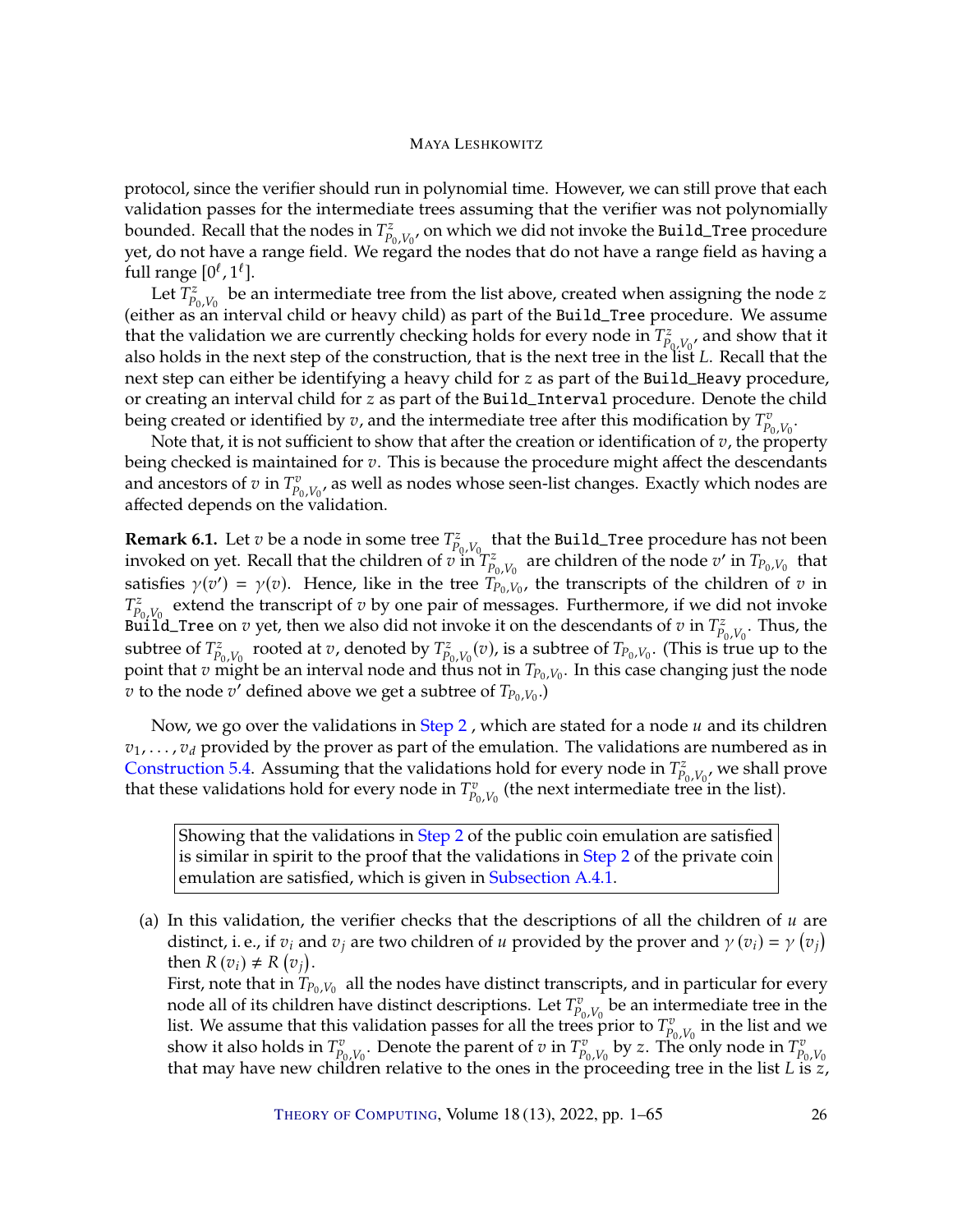protocol, since the verifier should run in polynomial time. However, we can still prove that each validation passes for the intermediate trees assuming that the verifier was not polynomially bounded. Recall that the nodes in $T^{z}_{P_0,V_0}$, on which we did not invoke the `Build_Tree` procedure yet, do not have a range field. We regard the nodes that do not have a range field as having a full range $[0^{\ell}, 1^{\ell}]$.

Let $T^{z}_{P_0,V_0}$ be an intermediate tree from the list above, created when assigning the node $z$ (either as an interval child or heavy child) as part of the `Build_Tree` procedure. We assume that the validation we are currently checking holds for every node in $T^{z}_{P_0,V_0}$, and show that it also holds in the next step of the construction, that is the next tree in the list $L$. Recall that the next step can either be identifying a heavy child for $z$ as part of the `Build_Heavy` procedure, or creating an interval child for $z$ as part of the `Build_Interval` procedure. Denote the child being created or identified by $v$, and the intermediate tree after this modification by $T^{v}_{P_0,V_0}$.

Note that, it is not sufficient to show that after the creation or identification of $v$, the property being checked is maintained for $v$. This is because the procedure might affect the descendants and ancestors of $v$ in $T^{v}_{P_0,V_0}$, as well as nodes whose seen-list changes. Exactly which nodes are affected depends on the validation.

**Remark 6.1.** Let $v$ be a node in some tree $T^{z}_{P_0,V_0}$ that the `Build_Tree` procedure has not been invoked on yet. Recall that the children of $v$ in $T^{z}_{P_0,V_0}$ are children of the node $v'$ in $T_{P_0,V_0}$ that satisfies $\gamma(v') = \gamma(v)$. Hence, like in the tree $T_{P_0,V_0}$, the transcripts of the children of $v$ in $T^{z}_{P_0,V_0}$ extend the transcript of $v$ by one pair of messages. Furthermore, if we did not invoke `Build_Tree` on $v$ yet, then we also did not invoke it on the descendants of $v$ in $T^{z}_{P_0,V_0}$. Thus, the subtree of $T^{z}_{P_0,V_0}$ rooted at $v$, denoted by $T^{z}_{P_0,V_0}(v)$, is a subtree of $T_{P_0,V_0}$. (This is true up to the point that $v$ might be an interval node and thus not in $T_{P_0,V_0}$. In this case changing just the node $v$ to the node $v'$ defined above we get a subtree of $T_{P_0,V_0}$.)

Now, we go over the validations in Step 2 , which are stated for a node $u$ and its children $v_1, \ldots, v_d$ provided by the prover as part of the emulation. The validations are numbered as in Construction 5.4. Assuming that the validations hold for every node in $T^{z}_{P_0,V_0}$, we shall prove that these validations hold for every node in $T^{v}_{P_0,V_0}$ (the next intermediate tree in the list).

> Showing that the validations in Step 2 of the public coin emulation are satisfied is similar in spirit to the proof that the validations in Step 2 of the private coin emulation are satisfied, which is given in Subsection A.4.1.

(a) In this validation, the verifier checks that the descriptions of all the children of $u$ are distinct, i. e., if $v_i$ and $v_j$ are two children of $u$ provided by the prover and $\gamma(v_i) = \gamma(v_j)$ then $R(v_i) \neq R(v_j)$.
First, note that in $T_{P_0,V_0}$ all the nodes have distinct transcripts, and in particular for every node all of its children have distinct descriptions. Let $T^{v}_{P_0,V_0}$ be an intermediate tree in the list. We assume that this validation passes for all the trees prior to $T^{v}_{P_0,V_0}$ in the list and we show it also holds in $T^{v}_{P_0,V_0}$. Denote the parent of $v$ in $T^{v}_{P_0,V_0}$ by $z$. The only node in $T^{v}_{P_0,V_0}$ that may have new children relative to the ones in the proceeding tree in the list $L$ is $z$,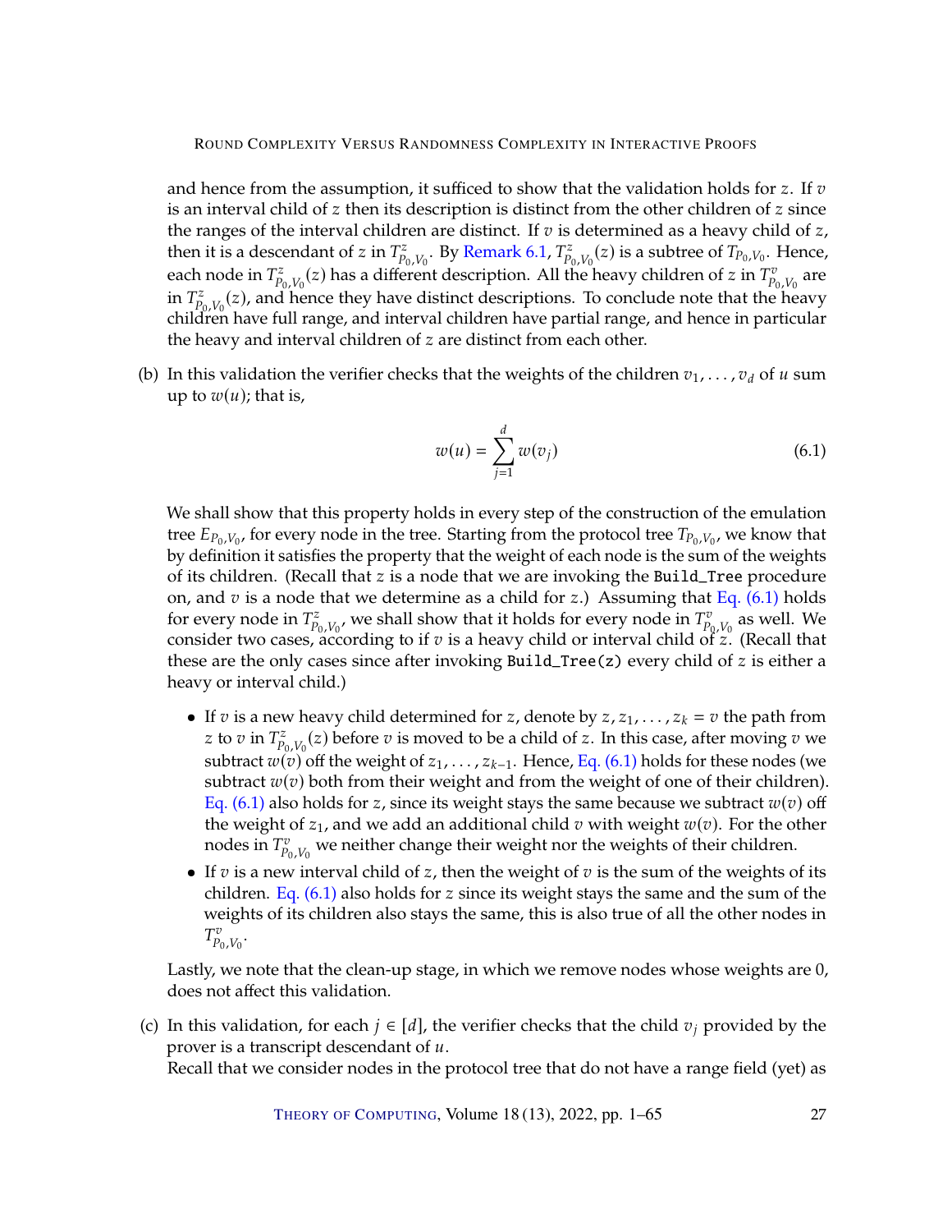and hence from the assumption, it sufficed to show that the validation holds for $z$. If $v$ is an interval child of $z$ then its description is distinct from the other children of $z$ since the ranges of the interval children are distinct. If $v$ is determined as a heavy child of $z$, then it is a descendant of $z$ in $T^z_{P_0,V_0}$. By Remark 6.1, $T^z_{P_0,V_0}(z)$ is a subtree of $T_{P_0,V_0}$. Hence, each node in $T^z_{P_0,V_0}(z)$ has a different description. All the heavy children of $z$ in $T^v_{P_0,V_0}$ are in $T^z_{P_0,V_0}(z)$, and hence they have distinct descriptions. To conclude note that the heavy children have full range, and interval children have partial range, and hence in particular the heavy and interval children of $z$ are distinct from each other.

(b) In this validation the verifier checks that the weights of the children $v_1, \ldots, v_d$ of $u$ sum up to $w(u)$; that is,

$$w(u) = \sum_{j=1}^{d} w(v_j) \tag{6.1}$$

We shall show that this property holds in every step of the construction of the emulation tree $E_{P_0,V_0}$, for every node in the tree. Starting from the protocol tree $T_{P_0,V_0}$, we know that by definition it satisfies the property that the weight of each node is the sum of the weights of its children. (Recall that $z$ is a node that we are invoking the `Build_Tree` procedure on, and $v$ is a node that we determine as a child for $z$.) Assuming that Eq. (6.1) holds for every node in $T^z_{P_0,V_0}$, we shall show that it holds for every node in $T^v_{P_0,V_0}$ as well. We consider two cases, according to if $v$ is a heavy child or interval child of $z$. (Recall that these are the only cases since after invoking `Build_Tree(z)` every child of $z$ is either a heavy or interval child.)

- If $v$ is a new heavy child determined for $z$, denote by $z, z_1, \ldots, z_k = v$ the path from $z$ to $v$ in $T^z_{P_0,V_0}(z)$ before $v$ is moved to be a child of $z$. In this case, after moving $v$ we subtract $w(v)$ off the weight of $z_1, \ldots, z_{k-1}$. Hence, Eq. (6.1) holds for these nodes (we subtract $w(v)$ both from their weight and from the weight of one of their children). Eq. (6.1) also holds for $z$, since its weight stays the same because we subtract $w(v)$ off the weight of $z_1$, and we add an additional child $v$ with weight $w(v)$. For the other nodes in $T^v_{P_0,V_0}$ we neither change their weight nor the weights of their children.
- If $v$ is a new interval child of $z$, then the weight of $v$ is the sum of the weights of its children. Eq. (6.1) also holds for $z$ since its weight stays the same and the sum of the weights of its children also stays the same, this is also true of all the other nodes in $T^v_{P_0,V_0}$.

Lastly, we note that the clean-up stage, in which we remove nodes whose weights are 0, does not affect this validation.

(c) In this validation, for each $j \in [d]$, the verifier checks that the child $v_j$ provided by the prover is a transcript descendant of $u$.
Recall that we consider nodes in the protocol tree that do not have a range field (yet) as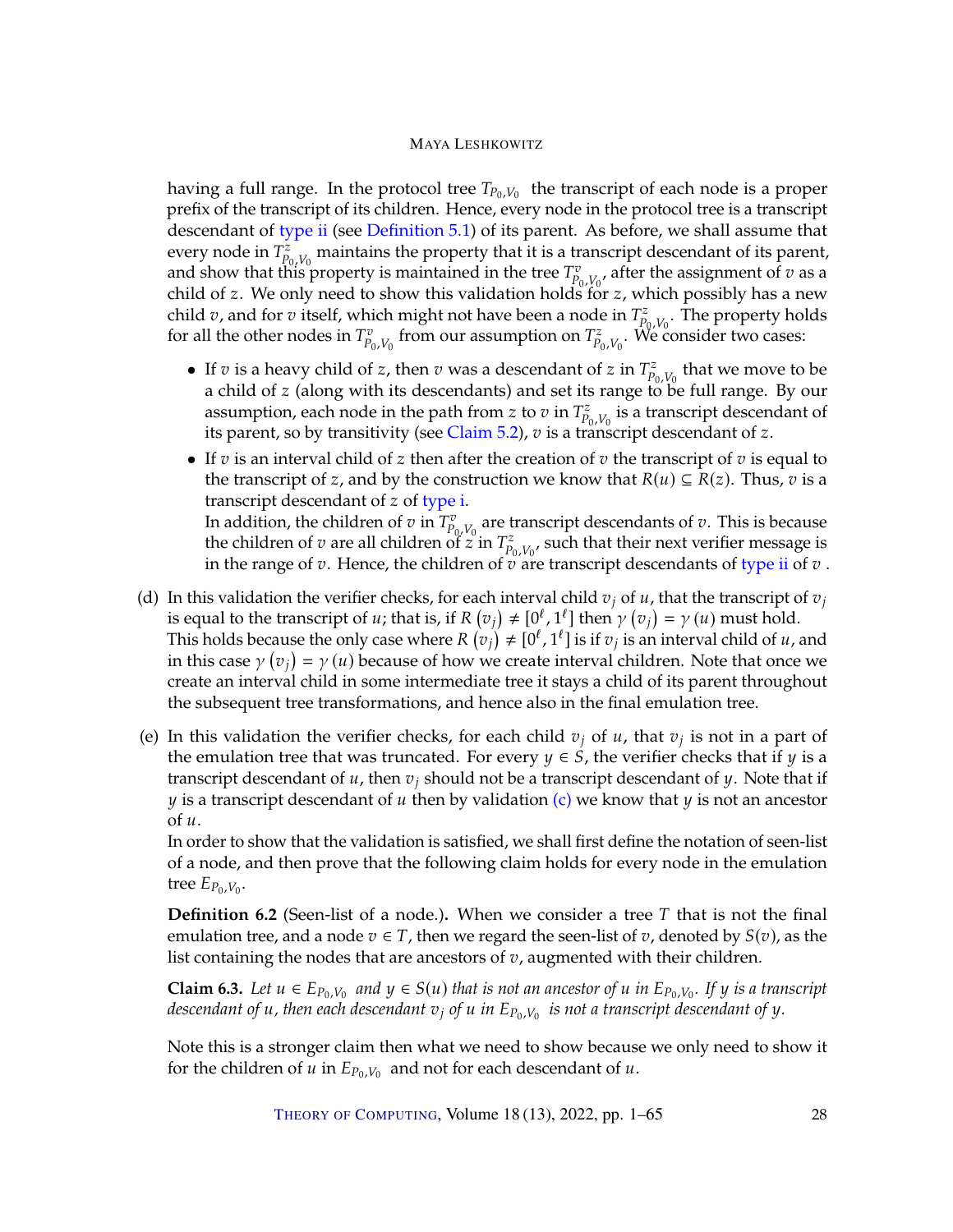having a full range. In the protocol tree $T_{P_0,V_0}$ the transcript of each node is a proper prefix of the transcript of its children. Hence, every node in the protocol tree is a transcript descendant of type ii (see Definition 5.1) of its parent. As before, we shall assume that every node in $T^z_{P_0,V_0}$ maintains the property that it is a transcript descendant of its parent, and show that this property is maintained in the tree $T^v_{P_0,V_0}$, after the assignment of $v$ as a child of $z$. We only need to show this validation holds for $z$, which possibly has a new child $v$, and for $v$ itself, which might not have been a node in $T^z_{P_0,V_0}$. The property holds for all the other nodes in $T^v_{P_0,V_0}$ from our assumption on $T^z_{P_0,V_0}$. We consider two cases:

- If $v$ is a heavy child of $z$, then $v$ was a descendant of $z$ in $T^z_{P_0,V_0}$ that we move to be a child of $z$ (along with its descendants) and set its range to be full range. By our assumption, each node in the path from $z$ to $v$ in $T^z_{P_0,V_0}$ is a transcript descendant of its parent, so by transitivity (see Claim 5.2), $v$ is a transcript descendant of $z$.
- If $v$ is an interval child of $z$ then after the creation of $v$ the transcript of $v$ is equal to the transcript of $z$, and by the construction we know that $R(u) \subseteq R(z)$. Thus, $v$ is a transcript descendant of $z$ of type i.
  In addition, the children of $v$ in $T^v_{P_0,V_0}$ are transcript descendants of $v$. This is because the children of $v$ are all children of $z$ in $T^z_{P_0,V_0}$, such that their next verifier message is in the range of $v$. Hence, the children of $v$ are transcript descendants of type ii of $v$ .

(d) In this validation the verifier checks, for each interval child $v_j$ of $u$, that the transcript of $v_j$ is equal to the transcript of $u$; that is, if $R(v_j) \neq [0^\ell, 1^\ell]$ then $\gamma(v_j) = \gamma(u)$ must hold.
This holds because the only case where $R(v_j) \neq [0^\ell, 1^\ell]$ is if $v_j$ is an interval child of $u$, and in this case $\gamma(v_j) = \gamma(u)$ because of how we create interval children. Note that once we create an interval child in some intermediate tree it stays a child of its parent throughout the subsequent tree transformations, and hence also in the final emulation tree.

(e) In this validation the verifier checks, for each child $v_j$ of $u$, that $v_j$ is not in a part of the emulation tree that was truncated. For every $y \in S$, the verifier checks that if $y$ is a transcript descendant of $u$, then $v_j$ should not be a transcript descendant of $y$. Note that if $y$ is a transcript descendant of $u$ then by validation (c) we know that $y$ is not an ancestor of $u$.
In order to show that the validation is satisfied, we shall first define the notation of seen-list of a node, and then prove that the following claim holds for every node in the emulation tree $E_{P_0,V_0}$.

**Definition 6.2** (Seen-list of a node.)**.** When we consider a tree $T$ that is not the final emulation tree, and a node $v \in T$, then we regard the seen-list of $v$, denoted by $S(v)$, as the list containing the nodes that are ancestors of $v$, augmented with their children.

**Claim 6.3.** *Let $u \in E_{P_0,V_0}$ and $y \in S(u)$ that is not an ancestor of $u$ in $E_{P_0,V_0}$. If $y$ is a transcript descendant of $u$, then each descendant $v_j$ of $u$ in $E_{P_0,V_0}$ is not a transcript descendant of $y$.*

Note this is a stronger claim then what we need to show because we only need to show it for the children of $u$ in $E_{P_0,V_0}$ and not for each descendant of $u$.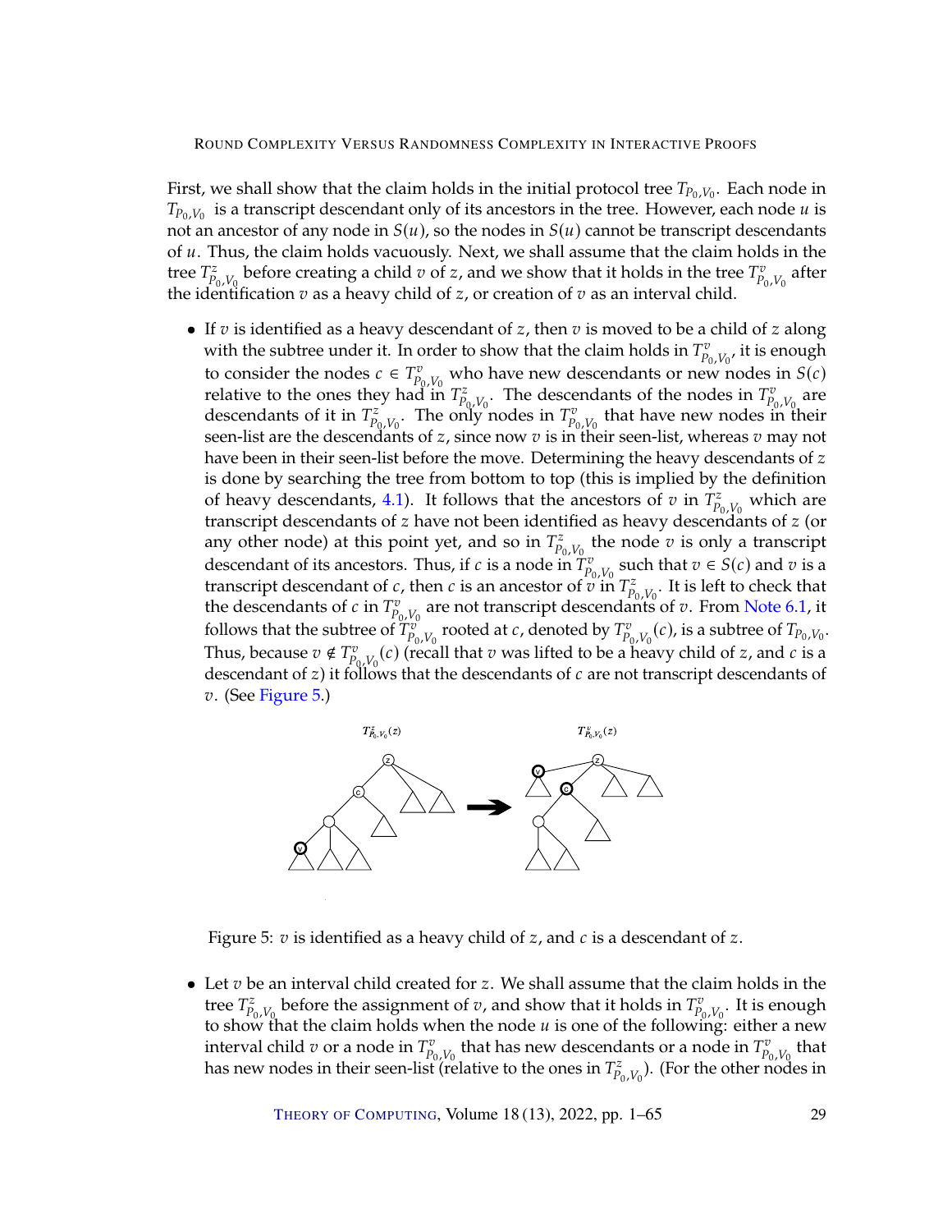First, we shall show that the claim holds in the initial protocol tree $T_{P_0,V_0}$. Each node in $T_{P_0,V_0}$ is a transcript descendant only of its ancestors in the tree. However, each node $u$ is not an ancestor of any node in $S(u)$, so the nodes in $S(u)$ cannot be transcript descendants of $u$. Thus, the claim holds vacuously. Next, we shall assume that the claim holds in the tree $T^z_{P_0,V_0}$ before creating a child $v$ of $z$, and we show that it holds in the tree $T^v_{P_0,V_0}$ after the identification $v$ as a heavy child of $z$, or creation of $v$ as an interval child.

- If $v$ is identified as a heavy descendant of $z$, then $v$ is moved to be a child of $z$ along with the subtree under it. In order to show that the claim holds in $T^v_{P_0,V_0}$, it is enough to consider the nodes $c \in T^v_{P_0,V_0}$ who have new descendants or new nodes in $S(c)$ relative to the ones they had in $T^z_{P_0,V_0}$. The descendants of the nodes in $T^v_{P_0,V_0}$ are descendants of it in $T^z_{P_0,V_0}$. The only nodes in $T^v_{P_0,V_0}$ that have new nodes in their seen-list are the descendants of $z$, since now $v$ is in their seen-list, whereas $v$ may not have been in their seen-list before the move. Determining the heavy descendants of $z$ is done by searching the tree from bottom to top (this is implied by the definition of heavy descendants, 4.1). It follows that the ancestors of $v$ in $T^z_{P_0,V_0}$ which are transcript descendants of $z$ have not been identified as heavy descendants of $z$ (or any other node) at this point yet, and so in $T^z_{P_0,V_0}$ the node $v$ is only a transcript descendant of its ancestors. Thus, if $c$ is a node in $T^v_{P_0,V_0}$ such that $v \in S(c)$ and $v$ is a transcript descendant of $c$, then $c$ is an ancestor of $v$ in $T^z_{P_0,V_0}$. It is left to check that the descendants of $c$ in $T^v_{P_0,V_0}$ are not transcript descendants of $v$. From Note 6.1, it follows that the subtree of $T^v_{P_0,V_0}$ rooted at $c$, denoted by $T^v_{P_0,V_0}(c)$, is a subtree of $T_{P_0,V_0}$. Thus, because $v \notin T^v_{P_0,V_0}(c)$ (recall that $v$ was lifted to be a heavy child of $z$, and $c$ is a descendant of $z$) it follows that the descendants of $c$ are not transcript descendants of $v$. (See Figure 5.)

Figure 5: $v$ is identified as a heavy child of $z$, and $c$ is a descendant of $z$.

- Let $v$ be an interval child created for $z$. We shall assume that the claim holds in the tree $T^z_{P_0,V_0}$ before the assignment of $v$, and show that it holds in $T^v_{P_0,V_0}$. It is enough to show that the claim holds when the node $u$ is one of the following: either a new interval child $v$ or a node in $T^v_{P_0,V_0}$ that has new descendants or a node in $T^v_{P_0,V_0}$ that has new nodes in their seen-list (relative to the ones in $T^z_{P_0,V_0}$). (For the other nodes in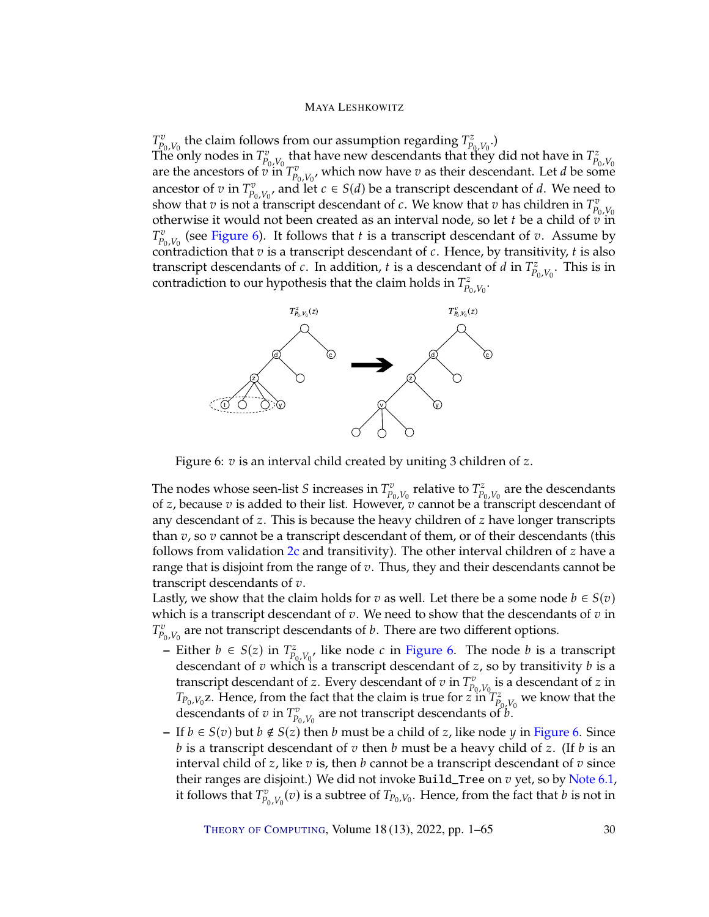$T^v_{P_0,V_0}$ the claim follows from our assumption regarding $T^z_{P_0,V_0}$.)
The only nodes in $T^v_{P_0,V_0}$ that have new descendants that they did not have in $T^z_{P_0,V_0}$ are the ancestors of $v$ in $T^v_{P_0,V_0}$, which now have $v$ as their descendant. Let $d$ be some ancestor of $v$ in $T^v_{P_0,V_0}$, and let $c \in S(d)$ be a transcript descendant of $d$. We need to show that $v$ is not a transcript descendant of $c$. We know that $v$ has children in $T^v_{P_0,V_0}$ otherwise it would not been created as an interval node, so let $t$ be a child of $v$ in $T^v_{P_0,V_0}$ (see Figure 6). It follows that $t$ is a transcript descendant of $v$. Assume by contradiction that $v$ is a transcript descendant of $c$. Hence, by transitivity, $t$ is also transcript descendants of $c$. In addition, $t$ is a descendant of $d$ in $T^z_{P_0,V_0}$. This is in contradiction to our hypothesis that the claim holds in $T^z_{P_0,V_0}$.

Figure 6: $v$ is an interval child created by uniting 3 children of $z$.

The nodes whose seen-list $S$ increases in $T^v_{P_0,V_0}$ relative to $T^z_{P_0,V_0}$ are the descendants of $z$, because $v$ is added to their list. However, $v$ cannot be a transcript descendant of any descendant of $z$. This is because the heavy children of $z$ have longer transcripts than $v$, so $v$ cannot be a transcript descendant of them, or of their descendants (this follows from validation 2c and transitivity). The other interval children of $z$ have a range that is disjoint from the range of $v$. Thus, they and their descendants cannot be transcript descendants of $v$.
Lastly, we show that the claim holds for $v$ as well. Let there be a some node $b \in S(v)$ which is a transcript descendant of $v$. We need to show that the descendants of $v$ in $T^v_{P_0,V_0}$ are not transcript descendants of $b$. There are two different options.

- Either $b \in S(z)$ in $T^z_{P_0,V_0}$, like node $c$ in Figure 6. The node $b$ is a transcript descendant of $v$ which is a transcript descendant of $z$, so by transitivity $b$ is a transcript descendant of $z$. Every descendant of $v$ in $T^v_{P_0,V_0}$ is a descendant of $z$ in $T_{P_0,V_0}z$. Hence, from the fact that the claim is true for $z$ in $T^z_{P_0,V_0}$ we know that the descendants of $v$ in $T^v_{P_0,V_0}$ are not transcript descendants of $b$.
- If $b \in S(v)$ but $b \notin S(z)$ then $b$ must be a child of $z$, like node $y$ in Figure 6. Since $b$ is a transcript descendant of $v$ then $b$ must be a heavy child of $z$. (If $b$ is an interval child of $z$, like $v$ is, then $b$ cannot be a transcript descendant of $v$ since their ranges are disjoint.) We did not invoke `Build_Tree` on $v$ yet, so by Note 6.1, it follows that $T^v_{P_0,V_0}(v)$ is a subtree of $T_{P_0,V_0}$. Hence, from the fact that $b$ is not in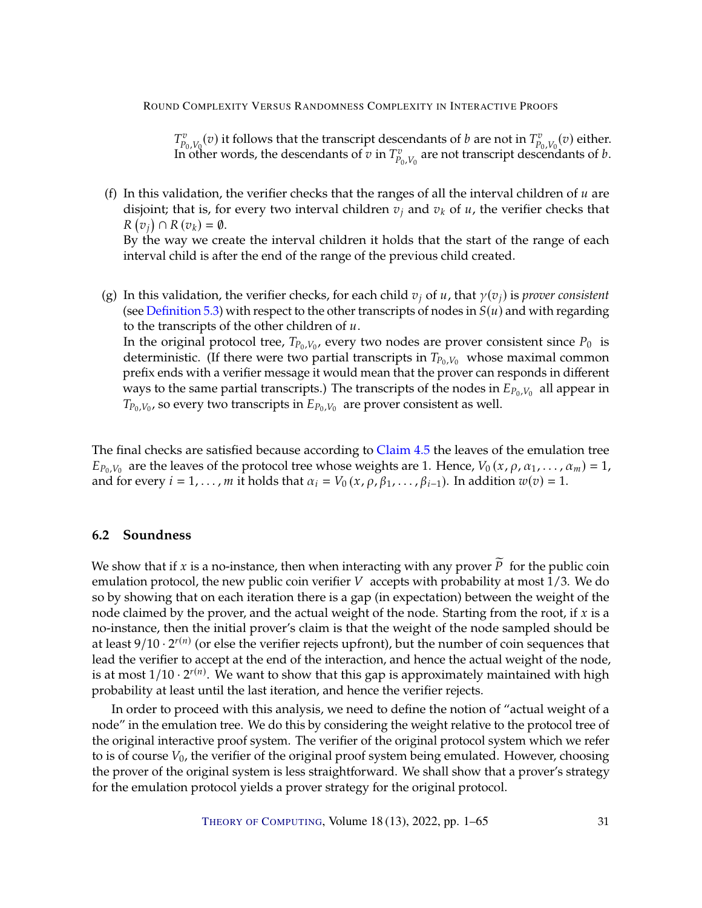$T^{v}_{P_0,V_0}(v)$ it follows that the transcript descendants of $b$ are not in $T^{v}_{P_0,V_0}(v)$ either. In other words, the descendants of $v$ in $T^{v}_{P_0,V_0}$ are not transcript descendants of $b$.

(f) In this validation, the verifier checks that the ranges of all the interval children of $u$ are disjoint; that is, for every two interval children $v_j$ and $v_k$ of $u$, the verifier checks that $R(v_j) \cap R(v_k) = \emptyset$.
By the way we create the interval children it holds that the start of the range of each interval child is after the end of the range of the previous child created.

(g) In this validation, the verifier checks, for each child $v_j$ of $u$, that $\gamma(v_j)$ is *prover consistent* (see Definition 5.3) with respect to the other transcripts of nodes in $S(u)$ and with regarding to the transcripts of the other children of $u$.
In the original protocol tree, $T_{P_0,V_0}$, every two nodes are prover consistent since $P_0$ is deterministic. (If there were two partial transcripts in $T_{P_0,V_0}$ whose maximal common prefix ends with a verifier message it would mean that the prover can responds in different ways to the same partial transcripts.) The transcripts of the nodes in $E_{P_0,V_0}$ all appear in $T_{P_0,V_0}$, so every two transcripts in $E_{P_0,V_0}$ are prover consistent as well.

The final checks are satisfied because according to Claim 4.5 the leaves of the emulation tree $E_{P_0,V_0}$ are the leaves of the protocol tree whose weights are 1. Hence, $V_0(x, \rho, \alpha_1, \ldots, \alpha_m) = 1$, and for every $i = 1, \ldots, m$ it holds that $\alpha_i = V_0(x, \rho, \beta_1, \ldots, \beta_{i-1})$. In addition $w(v) = 1$.

## 6.2 Soundness

We show that if $x$ is a no-instance, then when interacting with any prover $\widetilde{P}$ for the public coin emulation protocol, the new public coin verifier $V$ accepts with probability at most $1/3$. We do so by showing that on each iteration there is a gap (in expectation) between the weight of the node claimed by the prover, and the actual weight of the node. Starting from the root, if $x$ is a no-instance, then the initial prover's claim is that the weight of the node sampled should be at least $9/10 \cdot 2^{r(n)}$ (or else the verifier rejects upfront), but the number of coin sequences that lead the verifier to accept at the end of the interaction, and hence the actual weight of the node, is at most $1/10 \cdot 2^{r(n)}$. We want to show that this gap is approximately maintained with high probability at least until the last iteration, and hence the verifier rejects.

In order to proceed with this analysis, we need to define the notion of "actual weight of a node" in the emulation tree. We do this by considering the weight relative to the protocol tree of the original interactive proof system. The verifier of the original protocol system which we refer to is of course $V_0$, the verifier of the original proof system being emulated. However, choosing the prover of the original system is less straightforward. We shall show that a prover's strategy for the emulation protocol yields a prover strategy for the original protocol.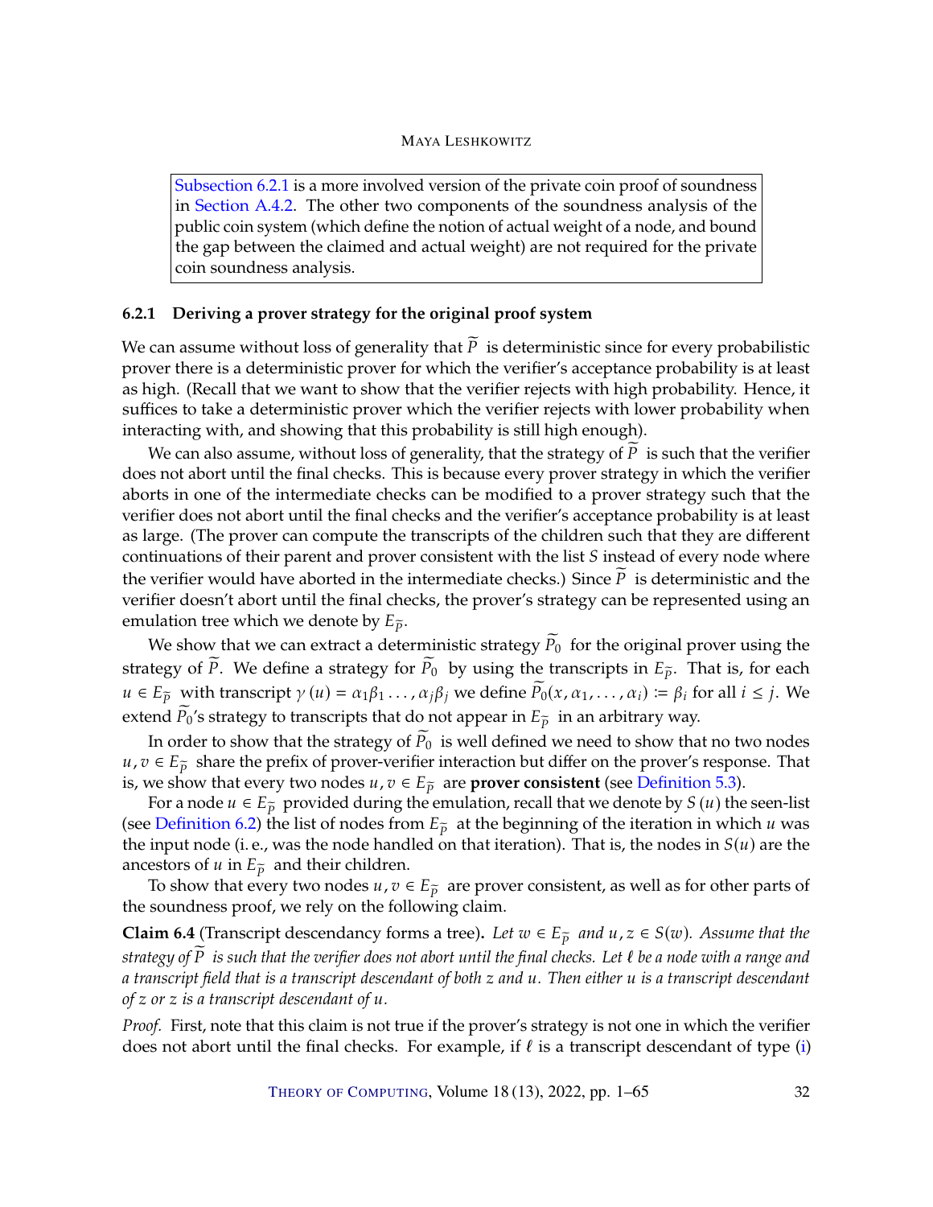Subsection 6.2.1 is a more involved version of the private coin proof of soundness in Section A.4.2. The other two components of the soundness analysis of the public coin system (which define the notion of actual weight of a node, and bound the gap between the claimed and actual weight) are not required for the private coin soundness analysis.

### 6.2.1 Deriving a prover strategy for the original proof system

We can assume without loss of generality that $\widetilde{P}$ is deterministic since for every probabilistic prover there is a deterministic prover for which the verifier's acceptance probability is at least as high. (Recall that we want to show that the verifier rejects with high probability. Hence, it suffices to take a deterministic prover which the verifier rejects with lower probability when interacting with, and showing that this probability is still high enough).

We can also assume, without loss of generality, that the strategy of $\widetilde{P}$ is such that the verifier does not abort until the final checks. This is because every prover strategy in which the verifier aborts in one of the intermediate checks can be modified to a prover strategy such that the verifier does not abort until the final checks and the verifier's acceptance probability is at least as large. (The prover can compute the transcripts of the children such that they are different continuations of their parent and prover consistent with the list $S$ instead of every node where the verifier would have aborted in the intermediate checks.) Since $\widetilde{P}$ is deterministic and the verifier doesn't abort until the final checks, the prover's strategy can be represented using an emulation tree which we denote by $E_{\widetilde{P}}$.

We show that we can extract a deterministic strategy $\widetilde{P}_0$ for the original prover using the strategy of $\widetilde{P}$. We define a strategy for $\widetilde{P}_0$ by using the transcripts in $E_{\widetilde{P}}$. That is, for each $u \in E_{\widetilde{P}}$ with transcript $\gamma(u) = \alpha_1\beta_1 \ldots, \alpha_j\beta_j$ we define $\widetilde{P}_0(x, \alpha_1, \ldots, \alpha_i) := \beta_i$ for all $i \leq j$. We extend $\widetilde{P}_0$'s strategy to transcripts that do not appear in $E_{\widetilde{P}}$ in an arbitrary way.

In order to show that the strategy of $\widetilde{P}_0$ is well defined we need to show that no two nodes $u, v \in E_{\widetilde{P}}$ share the prefix of prover-verifier interaction but differ on the prover's response. That is, we show that every two nodes $u, v \in E_{\widetilde{P}}$ are **prover consistent** (see Definition 5.3).

For a node $u \in E_{\widetilde{P}}$ provided during the emulation, recall that we denote by $S(u)$ the seen-list (see Definition 6.2) the list of nodes from $E_{\widetilde{P}}$ at the beginning of the iteration in which $u$ was the input node (i. e., was the node handled on that iteration). That is, the nodes in $S(u)$ are the ancestors of $u$ in $E_{\widetilde{P}}$ and their children.

To show that every two nodes $u, v \in E_{\widetilde{P}}$ are prover consistent, as well as for other parts of the soundness proof, we rely on the following claim.

**Claim 6.4** (Transcript descendancy forms a tree)**.** *Let $w \in E_{\widetilde{P}}$ and $u, z \in S(w)$. Assume that the strategy of $\widetilde{P}$ is such that the verifier does not abort until the final checks. Let $\ell$ be a node with a range and a transcript field that is a transcript descendant of both $z$ and $u$. Then either $u$ is a transcript descendant of $z$ or $z$ is a transcript descendant of $u$.*

*Proof.* First, note that this claim is not true if the prover's strategy is not one in which the verifier does not abort until the final checks. For example, if $\ell$ is a transcript descendant of type (i)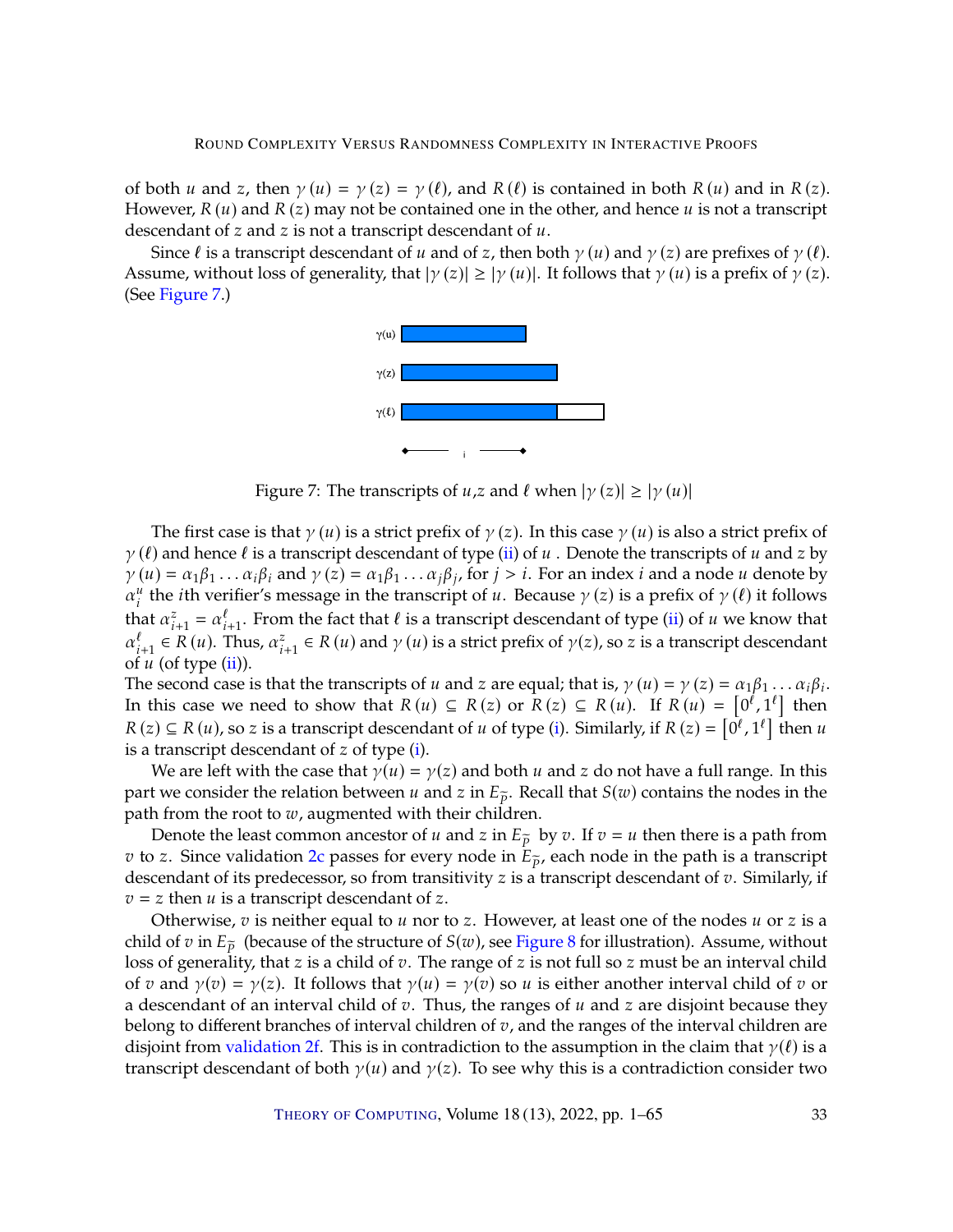of both $u$ and $z$, then $\gamma(u) = \gamma(z) = \gamma(\ell)$, and $R(\ell)$ is contained in both $R(u)$ and in $R(z)$. However, $R(u)$ and $R(z)$ may not be contained one in the other, and hence $u$ is not a transcript descendant of $z$ and $z$ is not a transcript descendant of $u$.

Since $\ell$ is a transcript descendant of $u$ and of $z$, then both $\gamma(u)$ and $\gamma(z)$ are prefixes of $\gamma(\ell)$. Assume, without loss of generality, that $|\gamma(z)| \geq |\gamma(u)|$. It follows that $\gamma(u)$ is a prefix of $\gamma(z)$. (See Figure 7.)

Figure 7: The transcripts of $u$,$z$ and $\ell$ when $|\gamma(z)| \geq |\gamma(u)|$

The first case is that $\gamma(u)$ is a strict prefix of $\gamma(z)$. In this case $\gamma(u)$ is also a strict prefix of $\gamma(\ell)$ and hence $\ell$ is a transcript descendant of type (ii) of $u$ . Denote the transcripts of $u$ and $z$ by $\gamma(u) = \alpha_1\beta_1 \ldots \alpha_i\beta_i$ and $\gamma(z) = \alpha_1\beta_1 \ldots \alpha_j\beta_j$, for $j > i$. For an index $i$ and a node $u$ denote by $\alpha_i^u$ the $i$th verifier's message in the transcript of $u$. Because $\gamma(z)$ is a prefix of $\gamma(\ell)$ it follows that $\alpha_{i+1}^z = \alpha_{i+1}^\ell$. From the fact that $\ell$ is a transcript descendant of type (ii) of $u$ we know that $\alpha_{i+1}^\ell \in R(u)$. Thus, $\alpha_{i+1}^z \in R(u)$ and $\gamma(u)$ is a strict prefix of $\gamma(z)$, so $z$ is a transcript descendant of $u$ (of type (ii)).
The second case is that the transcripts of $u$ and $z$ are equal; that is, $\gamma(u) = \gamma(z) = \alpha_1\beta_1 \ldots \alpha_i\beta_i$. In this case we need to show that $R(u) \subseteq R(z)$ or $R(z) \subseteq R(u)$. If $R(u) = \left[0^\ell, 1^\ell\right]$ then $R(z) \subseteq R(u)$, so $z$ is a transcript descendant of $u$ of type (i). Similarly, if $R(z) = \left[0^\ell, 1^\ell\right]$ then $u$ is a transcript descendant of $z$ of type (i).

We are left with the case that $\gamma(u) = \gamma(z)$ and both $u$ and $z$ do not have a full range. In this part we consider the relation between $u$ and $z$ in $E_{\widetilde{P}}$. Recall that $S(w)$ contains the nodes in the path from the root to $w$, augmented with their children.

Denote the least common ancestor of $u$ and $z$ in $E_{\widetilde{P}}$ by $v$. If $v = u$ then there is a path from $v$ to $z$. Since validation 2c passes for every node in $E_{\widetilde{P}}$, each node in the path is a transcript descendant of its predecessor, so from transitivity $z$ is a transcript descendant of $v$. Similarly, if $v = z$ then $u$ is a transcript descendant of $z$.

Otherwise, $v$ is neither equal to $u$ nor to $z$. However, at least one of the nodes $u$ or $z$ is a child of $v$ in $E_{\widetilde{P}}$ (because of the structure of $S(w)$, see Figure 8 for illustration). Assume, without loss of generality, that $z$ is a child of $v$. The range of $z$ is not full so $z$ must be an interval child of $v$ and $\gamma(v) = \gamma(z)$. It follows that $\gamma(u) = \gamma(v)$ so $u$ is either another interval child of $v$ or a descendant of an interval child of $v$. Thus, the ranges of $u$ and $z$ are disjoint because they belong to different branches of interval children of $v$, and the ranges of the interval children are disjoint from validation 2f. This is in contradiction to the assumption in the claim that $\gamma(\ell)$ is a transcript descendant of both $\gamma(u)$ and $\gamma(z)$. To see why this is a contradiction consider two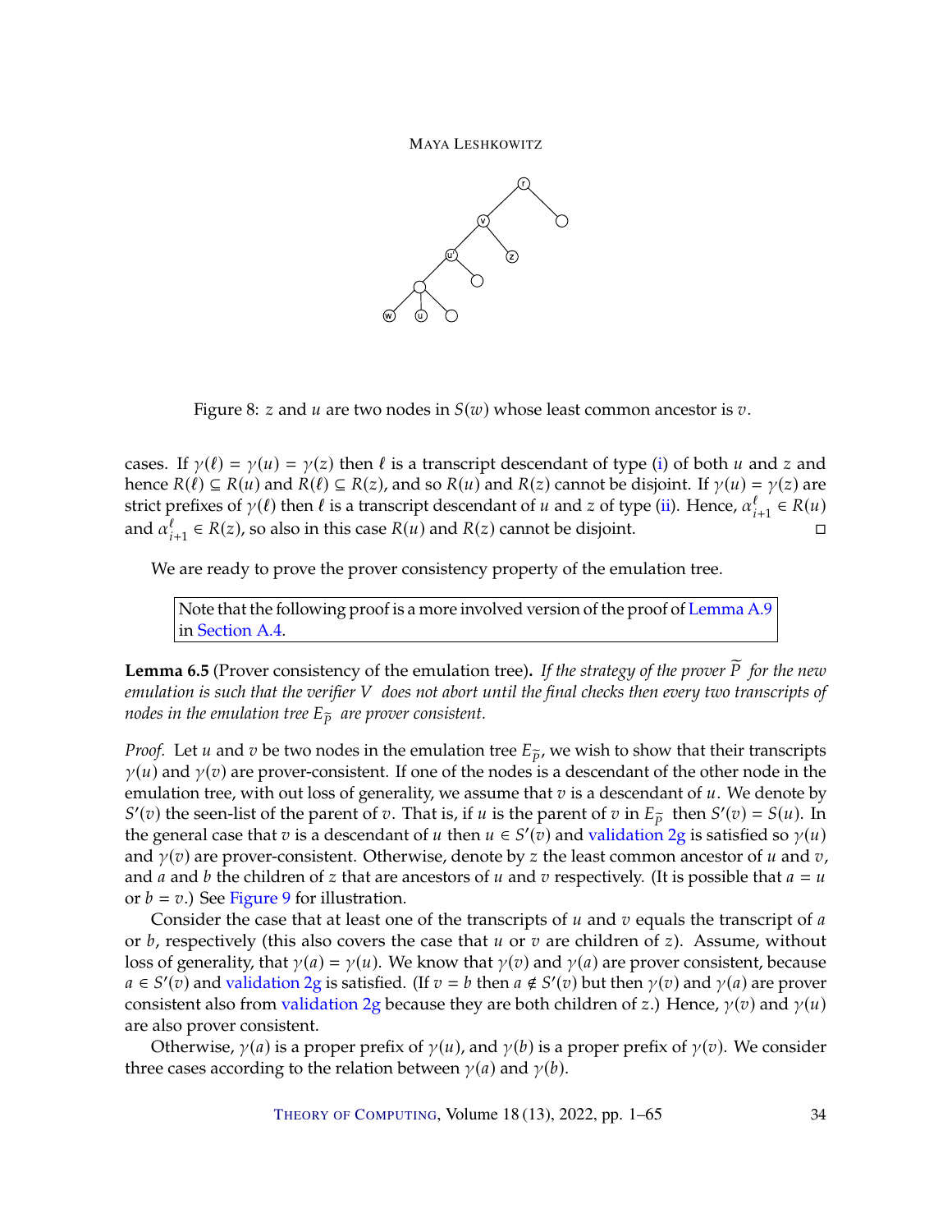Figure 8: $z$ and $u$ are two nodes in $S(w)$ whose least common ancestor is $v$.

cases. If $\gamma(\ell) = \gamma(u) = \gamma(z)$ then $\ell$ is a transcript descendant of type (i) of both $u$ and $z$ and hence $R(\ell) \subseteq R(u)$ and $R(\ell) \subseteq R(z)$, and so $R(u)$ and $R(z)$ cannot be disjoint. If $\gamma(u) = \gamma(z)$ are strict prefixes of $\gamma(\ell)$ then $\ell$ is a transcript descendant of $u$ and $z$ of type (ii). Hence, $\alpha^{\ell}_{i+1} \in R(u)$ and $\alpha^{\ell}_{i+1} \in R(z)$, so also in this case $R(u)$ and $R(z)$ cannot be disjoint. ◻

We are ready to prove the prover consistency property of the emulation tree.

> Note that the following proof is a more involved version of the proof of Lemma A.9 in Section A.4.

**Lemma 6.5** (Prover consistency of the emulation tree)**.** *If the strategy of the prover $\widetilde{P}$ for the new emulation is such that the verifier $V$ does not abort until the final checks then every two transcripts of nodes in the emulation tree $E_{\widetilde{P}}$ are prover consistent.*

*Proof.* Let $u$ and $v$ be two nodes in the emulation tree $E_{\widetilde{P}}$, we wish to show that their transcripts $\gamma(u)$ and $\gamma(v)$ are prover-consistent. If one of the nodes is a descendant of the other node in the emulation tree, with out loss of generality, we assume that $v$ is a descendant of $u$. We denote by $S'(v)$ the seen-list of the parent of $v$. That is, if $u$ is the parent of $v$ in $E_{\widetilde{P}}$ then $S'(v) = S(u)$. In the general case that $v$ is a descendant of $u$ then $u \in S'(v)$ and validation 2g is satisfied so $\gamma(u)$ and $\gamma(v)$ are prover-consistent. Otherwise, denote by $z$ the least common ancestor of $u$ and $v$, and $a$ and $b$ the children of $z$ that are ancestors of $u$ and $v$ respectively. (It is possible that $a = u$ or $b = v$.) See Figure 9 for illustration.

Consider the case that at least one of the transcripts of $u$ and $v$ equals the transcript of $a$ or $b$, respectively (this also covers the case that $u$ or $v$ are children of $z$). Assume, without loss of generality, that $\gamma(a) = \gamma(u)$. We know that $\gamma(v)$ and $\gamma(a)$ are prover consistent, because $a \in S'(v)$ and validation 2g is satisfied. (If $v = b$ then $a \notin S'(v)$ but then $\gamma(v)$ and $\gamma(a)$ are prover consistent also from validation 2g because they are both children of $z$.) Hence, $\gamma(v)$ and $\gamma(u)$ are also prover consistent.

Otherwise, $\gamma(a)$ is a proper prefix of $\gamma(u)$, and $\gamma(b)$ is a proper prefix of $\gamma(v)$. We consider three cases according to the relation between $\gamma(a)$ and $\gamma(b)$.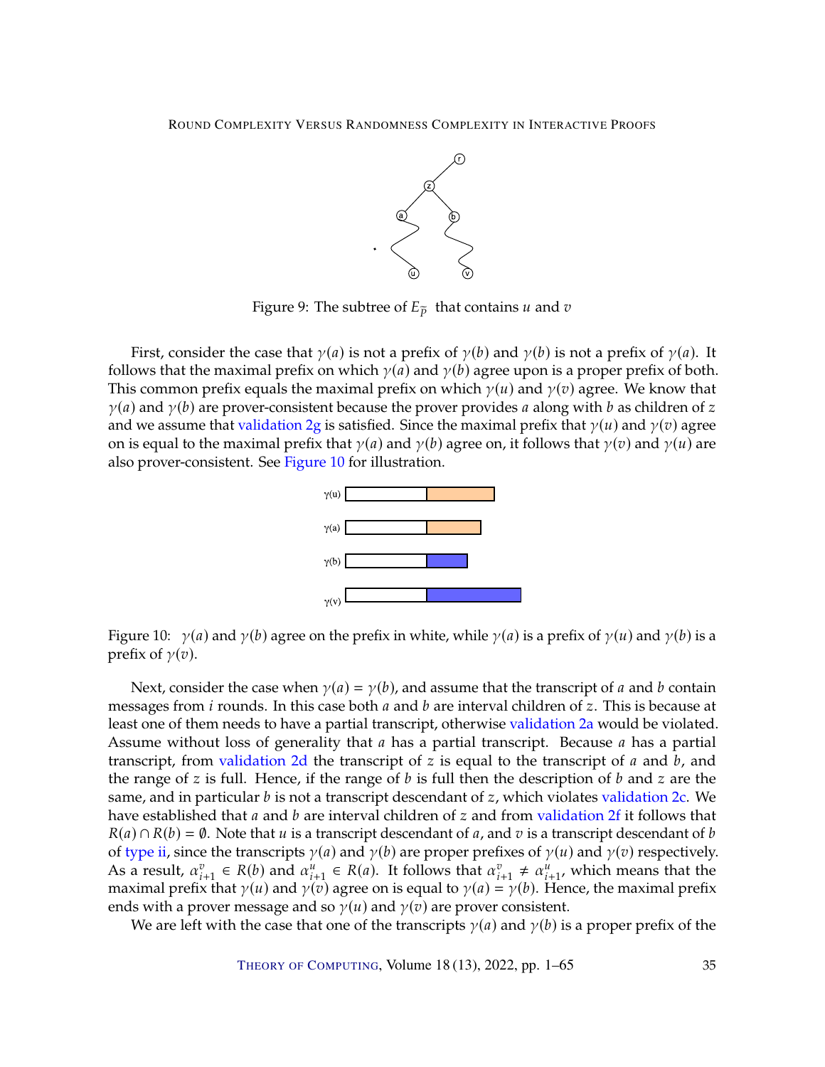Figure 9: The subtree of $E_{\widetilde{P}}$ that contains $u$ and $v$

First, consider the case that $\gamma(a)$ is not a prefix of $\gamma(b)$ and $\gamma(b)$ is not a prefix of $\gamma(a)$. It follows that the maximal prefix on which $\gamma(a)$ and $\gamma(b)$ agree upon is a proper prefix of both. This common prefix equals the maximal prefix on which $\gamma(u)$ and $\gamma(v)$ agree. We know that $\gamma(a)$ and $\gamma(b)$ are prover-consistent because the prover provides $a$ along with $b$ as children of $z$ and we assume that validation 2g is satisfied. Since the maximal prefix that $\gamma(u)$ and $\gamma(v)$ agree on is equal to the maximal prefix that $\gamma(a)$ and $\gamma(b)$ agree on, it follows that $\gamma(v)$ and $\gamma(u)$ are also prover-consistent. See Figure 10 for illustration.

Figure 10: $\gamma(a)$ and $\gamma(b)$ agree on the prefix in white, while $\gamma(a)$ is a prefix of $\gamma(u)$ and $\gamma(b)$ is a prefix of $\gamma(v)$.

Next, consider the case when $\gamma(a) = \gamma(b)$, and assume that the transcript of $a$ and $b$ contain messages from $i$ rounds. In this case both $a$ and $b$ are interval children of $z$. This is because at least one of them needs to have a partial transcript, otherwise validation 2a would be violated. Assume without loss of generality that $a$ has a partial transcript. Because $a$ has a partial transcript, from validation 2d the transcript of $z$ is equal to the transcript of $a$ and $b$, and the range of $z$ is full. Hence, if the range of $b$ is full then the description of $b$ and $z$ are the same, and in particular $b$ is not a transcript descendant of $z$, which violates validation 2c. We have established that $a$ and $b$ are interval children of $z$ and from validation 2f it follows that $R(a) \cap R(b) = \emptyset$. Note that $u$ is a transcript descendant of $a$, and $v$ is a transcript descendant of $b$ of type ii, since the transcripts $\gamma(a)$ and $\gamma(b)$ are proper prefixes of $\gamma(u)$ and $\gamma(v)$ respectively. As a result, $\alpha^v_{i+1} \in R(b)$ and $\alpha^u_{i+1} \in R(a)$. It follows that $\alpha^v_{i+1} \neq \alpha^u_{i+1}$, which means that the maximal prefix that $\gamma(u)$ and $\gamma(v)$ agree on is equal to $\gamma(a) = \gamma(b)$. Hence, the maximal prefix ends with a prover message and so $\gamma(u)$ and $\gamma(v)$ are prover consistent.

We are left with the case that one of the transcripts $\gamma(a)$ and $\gamma(b)$ is a proper prefix of the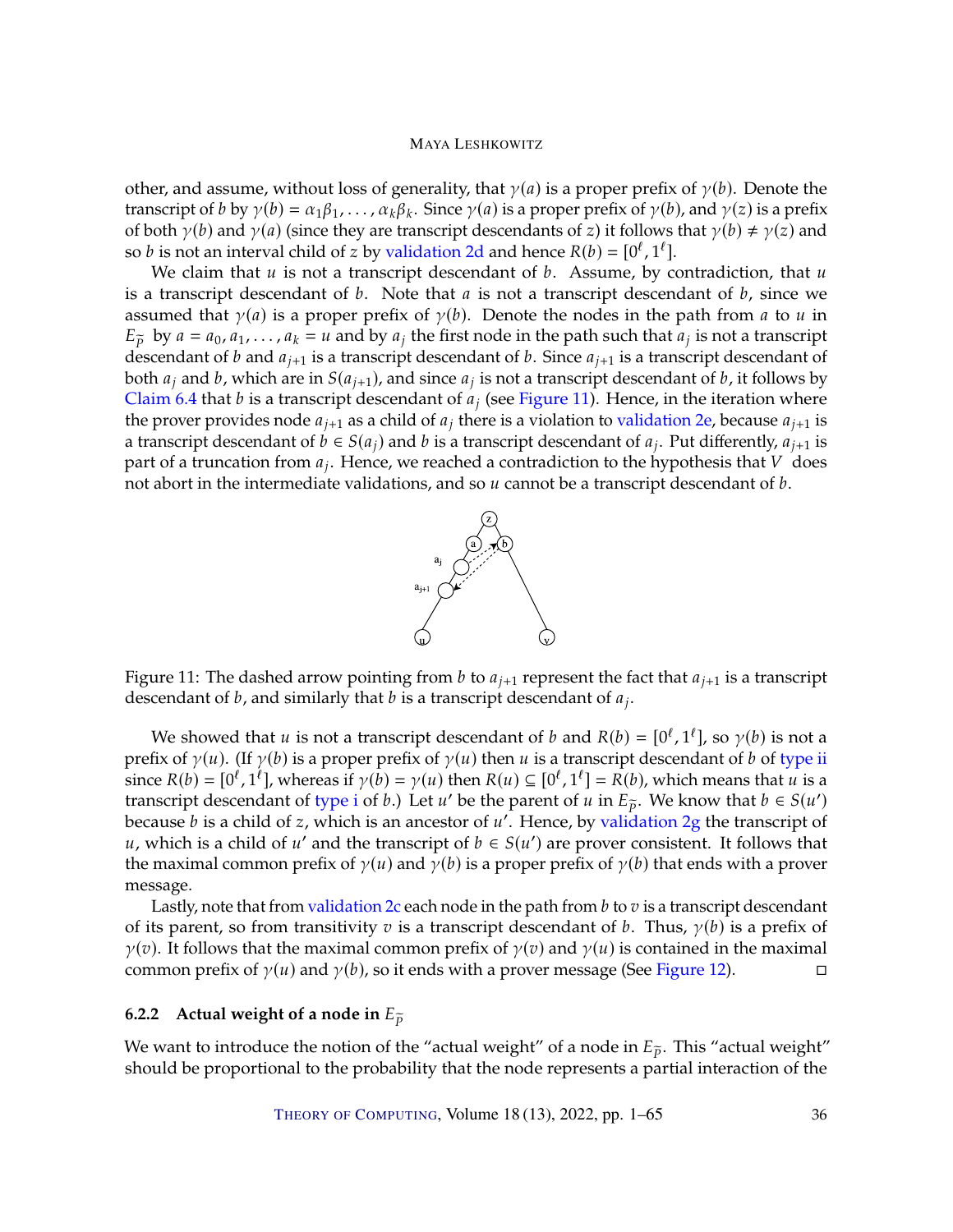other, and assume, without loss of generality, that $\gamma(a)$ is a proper prefix of $\gamma(b)$. Denote the transcript of $b$ by $\gamma(b) = \alpha_1\beta_1, \ldots, \alpha_k\beta_k$. Since $\gamma(a)$ is a proper prefix of $\gamma(b)$, and $\gamma(z)$ is a prefix of both $\gamma(b)$ and $\gamma(a)$ (since they are transcript descendants of $z$) it follows that $\gamma(b) \neq \gamma(z)$ and so $b$ is not an interval child of $z$ by validation 2d and hence $R(b) = [0^\ell, 1^\ell]$.

We claim that $u$ is not a transcript descendant of $b$. Assume, by contradiction, that $u$ is a transcript descendant of $b$. Note that $a$ is not a transcript descendant of $b$, since we assumed that $\gamma(a)$ is a proper prefix of $\gamma(b)$. Denote the nodes in the path from $a$ to $u$ in $E_{\widetilde{P}}$ by $a = a_0, a_1, \ldots, a_k = u$ and by $a_j$ the first node in the path such that $a_j$ is not a transcript descendant of $b$ and $a_{j+1}$ is a transcript descendant of $b$. Since $a_{j+1}$ is a transcript descendant of both $a_j$ and $b$, which are in $S(a_{j+1})$, and since $a_j$ is not a transcript descendant of $b$, it follows by Claim 6.4 that $b$ is a transcript descendant of $a_j$ (see Figure 11). Hence, in the iteration where the prover provides node $a_{j+1}$ as a child of $a_j$ there is a violation to validation 2e, because $a_{j+1}$ is a transcript descendant of $b \in S(a_j)$ and $b$ is a transcript descendant of $a_j$. Put differently, $a_{j+1}$ is part of a truncation from $a_j$. Hence, we reached a contradiction to the hypothesis that $V$ does not abort in the intermediate validations, and so $u$ cannot be a transcript descendant of $b$.

Figure 11: The dashed arrow pointing from $b$ to $a_{j+1}$ represent the fact that $a_{j+1}$ is a transcript descendant of $b$, and similarly that $b$ is a transcript descendant of $a_j$.

We showed that $u$ is not a transcript descendant of $b$ and $R(b) = [0^\ell, 1^\ell]$, so $\gamma(b)$ is not a prefix of $\gamma(u)$. (If $\gamma(b)$ is a proper prefix of $\gamma(u)$ then $u$ is a transcript descendant of $b$ of type ii since $R(b) = [0^\ell, 1^\ell]$, whereas if $\gamma(b) = \gamma(u)$ then $R(u) \subseteq [0^\ell, 1^\ell] = R(b)$, which means that $u$ is a transcript descendant of type i of $b$.) Let $u'$ be the parent of $u$ in $E_{\widetilde{P}}$. We know that $b \in S(u')$ because $b$ is a child of $z$, which is an ancestor of $u'$. Hence, by validation 2g the transcript of $u$, which is a child of $u'$ and the transcript of $b \in S(u')$ are prover consistent. It follows that the maximal common prefix of $\gamma(u)$ and $\gamma(b)$ is a proper prefix of $\gamma(b)$ that ends with a prover message.

Lastly, note that from validation 2c each node in the path from $b$ to $v$ is a transcript descendant of its parent, so from transitivity $v$ is a transcript descendant of $b$. Thus, $\gamma(b)$ is a prefix of $\gamma(v)$. It follows that the maximal common prefix of $\gamma(v)$ and $\gamma(u)$ is contained in the maximal common prefix of $\gamma(u)$ and $\gamma(b)$, so it ends with a prover message (See Figure 12). □

### 6.2.2 Actual weight of a node in $E_{\widetilde{P}}$

We want to introduce the notion of the "actual weight" of a node in $E_{\widetilde{P}}$. This "actual weight" should be proportional to the probability that the node represents a partial interaction of the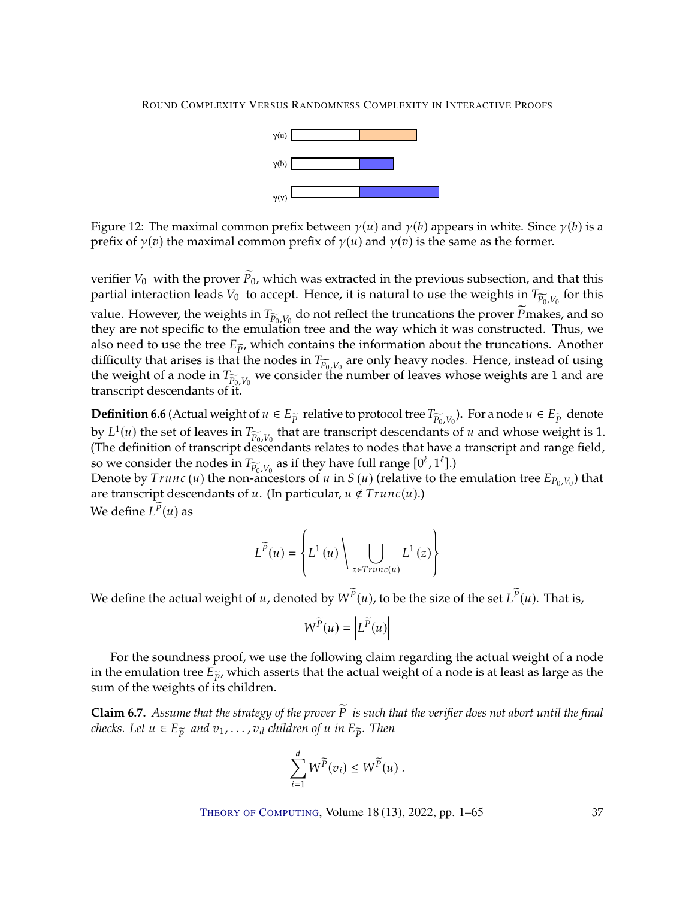Figure 12: The maximal common prefix between $\gamma(u)$ and $\gamma(b)$ appears in white. Since $\gamma(b)$ is a prefix of $\gamma(v)$ the maximal common prefix of $\gamma(u)$ and $\gamma(v)$ is the same as the former.

verifier $V_0$ with the prover $\widetilde{P}_0$, which was extracted in the previous subsection, and that this partial interaction leads $V_0$ to accept. Hence, it is natural to use the weights in $T_{\widetilde{P}_0,V_0}$ for this value. However, the weights in $T_{\widetilde{P}_0,V_0}$ do not reflect the truncations the prover $\widetilde{P}$makes, and so they are not specific to the emulation tree and the way which it was constructed. Thus, we also need to use the tree $E_{\widetilde{P}}$, which contains the information about the truncations. Another difficulty that arises is that the nodes in $T_{\widetilde{P}_0,V_0}$ are only heavy nodes. Hence, instead of using the weight of a node in $T_{\widetilde{P}_0,V_0}$ we consider the number of leaves whose weights are 1 and are transcript descendants of it.

**Definition 6.6** (Actual weight of $u \in E_{\widetilde{P}}$ relative to protocol tree $T_{\widetilde{P}_0,V_0}$)**.** For a node $u \in E_{\widetilde{P}}$ denote by $L^1(u)$ the set of leaves in $T_{\widetilde{P}_0,V_0}$ that are transcript descendants of $u$ and whose weight is 1. (The definition of transcript descendants relates to nodes that have a transcript and range field, so we consider the nodes in $T_{\widetilde{P}_0,V_0}$ as if they have full range $[0^\ell, 1^\ell]$.)
Denote by $Trunc(u)$ the non-ancestors of $u$ in $S(u)$ (relative to the emulation tree $E_{P_0,V_0}$) that are transcript descendants of $u$. (In particular, $u \notin Trunc(u)$.)
We define $L^{\widetilde{P}}(u)$ as

$$L^{\widetilde{P}}(u) = \left\{ L^1(u) \Bigg\backslash \bigcup_{z \in Trunc(u)} L^1(z) \right\}$$

We define the actual weight of $u$, denoted by $W^{\widetilde{P}}(u)$, to be the size of the set $L^{\widetilde{P}}(u)$. That is,

$$W^{\widetilde{P}}(u) = \left| L^{\widetilde{P}}(u) \right|$$

For the soundness proof, we use the following claim regarding the actual weight of a node in the emulation tree $E_{\widetilde{P}}$, which asserts that the actual weight of a node is at least as large as the sum of the weights of its children.

**Claim 6.7.** *Assume that the strategy of the prover $\widetilde{P}$ is such that the verifier does not abort until the final checks. Let $u \in E_{\widetilde{P}}$ and $v_1, \ldots, v_d$ children of $u$ in $E_{\widetilde{P}}$. Then*

$$\sum_{i=1}^{d} W^{\widetilde{P}}(v_i) \leq W^{\widetilde{P}}(u) \, .$$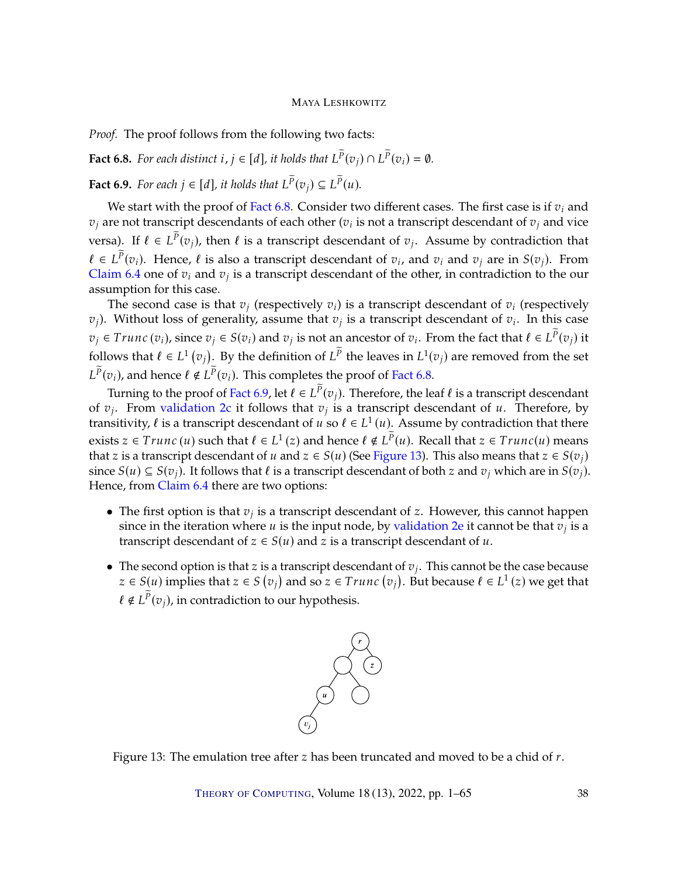*Proof.* The proof follows from the following two facts:

**Fact 6.8.** *For each distinct $i, j \in [d]$, it holds that $L^{\widetilde{P}}(v_j) \cap L^{\widetilde{P}}(v_i) = \emptyset$.*

**Fact 6.9.** *For each $j \in [d]$, it holds that $L^{\widetilde{P}}(v_j) \subseteq L^{\widetilde{P}}(u)$.*

We start with the proof of Fact 6.8. Consider two different cases. The first case is if $v_i$ and $v_j$ are not transcript descendants of each other ($v_i$ is not a transcript descendant of $v_j$ and vice versa). If $\ell \in L^{\widetilde{P}}(v_j)$, then $\ell$ is a transcript descendant of $v_j$. Assume by contradiction that $\ell \in L^{\widetilde{P}}(v_i)$. Hence, $\ell$ is also a transcript descendant of $v_i$, and $v_i$ and $v_j$ are in $S(v_j)$. From Claim 6.4 one of $v_i$ and $v_j$ is a transcript descendant of the other, in contradiction to the our assumption for this case.

The second case is that $v_j$ (respectively $v_i$) is a transcript descendant of $v_i$ (respectively $v_j$). Without loss of generality, assume that $v_j$ is a transcript descendant of $v_i$. In this case $v_j \in Trunc(v_i)$, since $v_j \in S(v_i)$ and $v_j$ is not an ancestor of $v_i$. From the fact that $\ell \in L^{\widetilde{P}}(v_j)$ it follows that $\ell \in L^1(v_j)$. By the definition of $L^{\widetilde{P}}$ the leaves in $L^1(v_j)$ are removed from the set $L^{\widetilde{P}}(v_i)$, and hence $\ell \notin L^{\widetilde{P}}(v_i)$. This completes the proof of Fact 6.8.

Turning to the proof of Fact 6.9, let $\ell \in L^{\widetilde{P}}(v_j)$. Therefore, the leaf $\ell$ is a transcript descendant of $v_j$. From validation 2c it follows that $v_j$ is a transcript descendant of $u$. Therefore, by transitivity, $\ell$ is a transcript descendant of $u$ so $\ell \in L^1(u)$. Assume by contradiction that there exists $z \in Trunc(u)$ such that $\ell \in L^1(z)$ and hence $\ell \notin L^{\widetilde{P}}(u)$. Recall that $z \in Trunc(u)$ means that $z$ is a transcript descendant of $u$ and $z \in S(u)$ (See Figure 13). This also means that $z \in S(v_j)$ since $S(u) \subseteq S(v_j)$. It follows that $\ell$ is a transcript descendant of both $z$ and $v_j$ which are in $S(v_j)$. Hence, from Claim 6.4 there are two options:

- The first option is that $v_j$ is a transcript descendant of $z$. However, this cannot happen since in the iteration where $u$ is the input node, by validation 2e it cannot be that $v_j$ is a transcript descendant of $z \in S(u)$ and $z$ is a transcript descendant of $u$.
- The second option is that $z$ is a transcript descendant of $v_j$. This cannot be the case because $z \in S(u)$ implies that $z \in S(v_j)$ and so $z \in Trunc(v_j)$. But because $\ell \in L^1(z)$ we get that $\ell \notin L^{\widetilde{P}}(v_j)$, in contradiction to our hypothesis.

Figure 13: The emulation tree after $z$ has been truncated and moved to be a chid of $r$.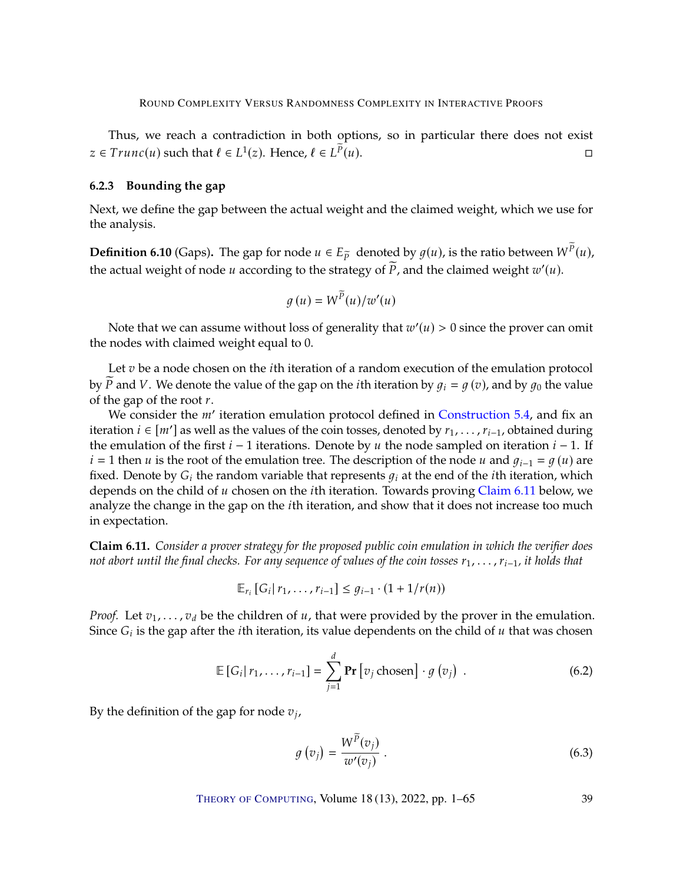Thus, we reach a contradiction in both options, so in particular there does not exist $z \in Trunc(u)$ such that $\ell \in L^1(z)$. Hence, $\ell \in L^{\widetilde{P}}(u)$. $\square$

### 6.2.3 Bounding the gap

Next, we define the gap between the actual weight and the claimed weight, which we use for the analysis.

**Definition 6.10** (Gaps)**.** The gap for node $u \in E_{\widetilde{P}}$ denoted by $g(u)$, is the ratio between $W^{\widetilde{P}}(u)$, the actual weight of node $u$ according to the strategy of $\widetilde{P}$, and the claimed weight $w'(u)$.

$$g(u) = W^{\widetilde{P}}(u)/w'(u)$$

Note that we can assume without loss of generality that $w'(u) > 0$ since the prover can omit the nodes with claimed weight equal to 0.

Let $v$ be a node chosen on the $i$th iteration of a random execution of the emulation protocol by $\widetilde{P}$ and $V$. We denote the value of the gap on the $i$th iteration by $g_i = g(v)$, and by $g_0$ the value of the gap of the root $r$.

We consider the $m'$ iteration emulation protocol defined in Construction 5.4, and fix an iteration $i \in [m']$ as well as the values of the coin tosses, denoted by $r_1, \ldots, r_{i-1}$, obtained during the emulation of the first $i-1$ iterations. Denote by $u$ the node sampled on iteration $i-1$. If $i = 1$ then $u$ is the root of the emulation tree. The description of the node $u$ and $g_{i-1} = g(u)$ are fixed. Denote by $G_i$ the random variable that represents $g_i$ at the end of the $i$th iteration, which depends on the child of $u$ chosen on the $i$th iteration. Towards proving Claim 6.11 below, we analyze the change in the gap on the $i$th iteration, and show that it does not increase too much in expectation.

**Claim 6.11.** *Consider a prover strategy for the proposed public coin emulation in which the verifier does not abort until the final checks. For any sequence of values of the coin tosses $r_1, \ldots, r_{i-1}$, it holds that*

$$\mathbb{E}_{r_i}\left[G_i | r_1, \ldots, r_{i-1}\right] \leq g_{i-1} \cdot (1 + 1/r(n))$$

*Proof.* Let $v_1, \ldots, v_d$ be the children of $u$, that were provided by the prover in the emulation. Since $G_i$ is the gap after the $i$th iteration, its value dependents on the child of $u$ that was chosen

$$\mathbb{E}\left[G_i | r_1, \ldots, r_{i-1}\right] = \sum_{j=1}^{d} \mathbf{Pr}\left[v_j \text{ chosen}\right] \cdot g\left(v_j\right) \ . \tag{6.2}$$

By the definition of the gap for node $v_j$,

$$g\left(v_j\right) = \frac{W^{\widetilde{P}}(v_j)}{w'(v_j)} \ . \tag{6.3}$$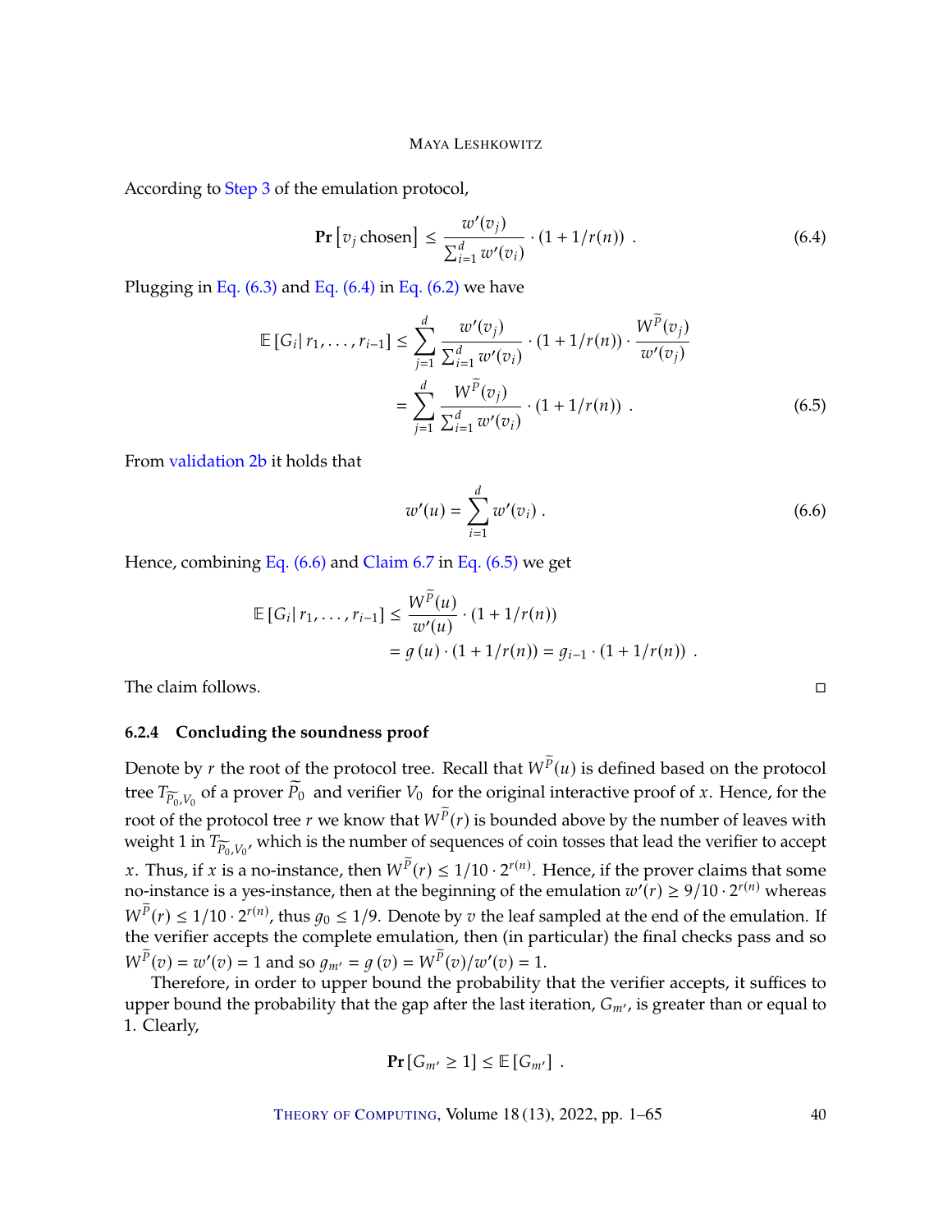According to Step 3 of the emulation protocol,

$$\mathbf{Pr}\left[v_j \text{ chosen}\right] \leq \frac{w'(v_j)}{\sum_{i=1}^{d} w'(v_i)} \cdot (1 + 1/r(n)) \ . \tag{6.4}$$

Plugging in Eq. (6.3) and Eq. (6.4) in Eq. (6.2) we have

$$\begin{aligned}\mathbb{E}\left[G_i \middle| r_1, \ldots, r_{i-1}\right] &\leq \sum_{j=1}^{d} \frac{w'(v_j)}{\sum_{i=1}^{d} w'(v_i)} \cdot (1 + 1/r(n)) \cdot \frac{W^{\widetilde{P}}(v_j)}{w'(v_j)} \\ &= \sum_{j=1}^{d} \frac{W^{\widetilde{P}}(v_j)}{\sum_{i=1}^{d} w'(v_i)} \cdot (1 + 1/r(n)) \ .\end{aligned} \tag{6.5}$$

From validation 2b it holds that

$$w'(u) = \sum_{i=1}^{d} w'(v_i) \ . \tag{6.6}$$

Hence, combining Eq. (6.6) and Claim 6.7 in Eq. (6.5) we get

$$\begin{aligned}\mathbb{E}\left[G_i \middle| r_1, \ldots, r_{i-1}\right] &\leq \frac{W^{\widetilde{P}}(u)}{w'(u)} \cdot (1 + 1/r(n)) \\ &= g\left(u\right) \cdot (1 + 1/r(n)) = g_{i-1} \cdot (1 + 1/r(n)) \ .\end{aligned}$$

The claim follows. □

### 6.2.4 Concluding the soundness proof

Denote by $r$ the root of the protocol tree. Recall that $W^{\widetilde{P}}(u)$ is defined based on the protocol tree $T_{\widetilde{P_0}, V_0}$ of a prover $\widetilde{P}_0$ and verifier $V_0$ for the original interactive proof of $x$. Hence, for the root of the protocol tree $r$ we know that $W^{\widetilde{P}}(r)$ is bounded above by the number of leaves with weight 1 in $T_{\widetilde{P_0}, V_0}$, which is the number of sequences of coin tosses that lead the verifier to accept $x$. Thus, if $x$ is a no-instance, then $W^{\widetilde{P}}(r) \leq 1/10 \cdot 2^{r(n)}$. Hence, if the prover claims that some no-instance is a yes-instance, then at the beginning of the emulation $w'(r) \geq 9/10 \cdot 2^{r(n)}$ whereas $W^{\widetilde{P}}(r) \leq 1/10 \cdot 2^{r(n)}$, thus $g_0 \leq 1/9$. Denote by $v$ the leaf sampled at the end of the emulation. If the verifier accepts the complete emulation, then (in particular) the final checks pass and so $W^{\widetilde{P}}(v) = w'(v) = 1$ and so $g_{m'} = g\left(v\right) = W^{\widetilde{P}}(v)/w'(v) = 1$.

Therefore, in order to upper bound the probability that the verifier accepts, it suffices to upper bound the probability that the gap after the last iteration, $G_{m'}$, is greater than or equal to 1. Clearly,

$$\mathbf{Pr}\left[G_{m'} \geq 1\right] \leq \mathbb{E}\left[G_{m'}\right] \ .$$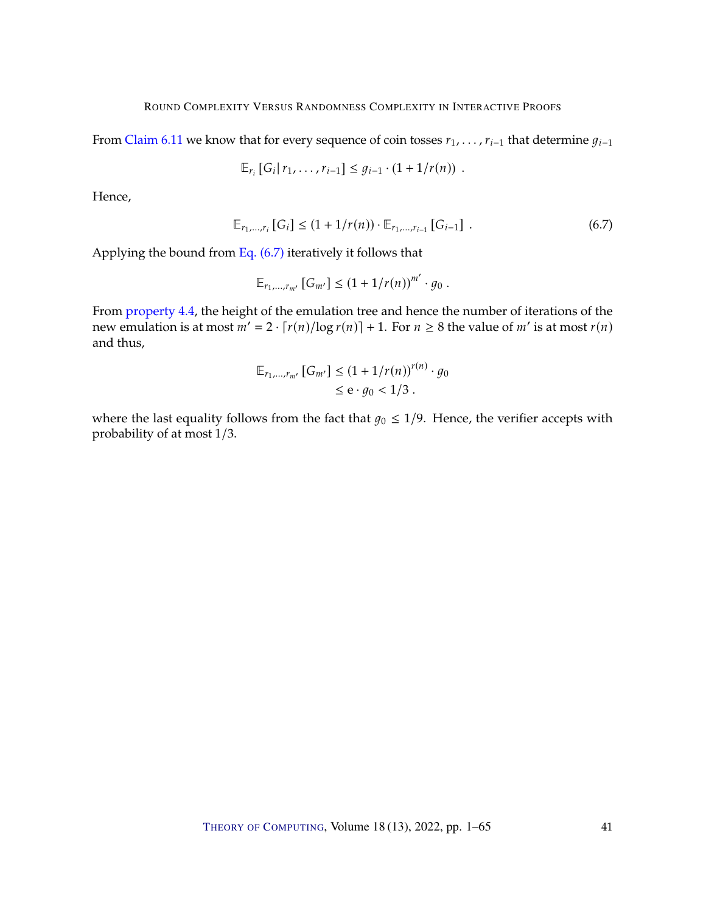From Claim 6.11 we know that for every sequence of coin tosses $r_1, \ldots, r_{i-1}$ that determine $g_{i-1}$

$$\mathbb{E}_{r_i}\left[G_i \,|\, r_1, \ldots, r_{i-1}\right] \leq g_{i-1} \cdot (1 + 1/r(n)) \ .$$

Hence,

$$\mathbb{E}_{r_1,\ldots,r_i}\left[G_i\right] \leq (1 + 1/r(n)) \cdot \mathbb{E}_{r_1,\ldots,r_{i-1}}\left[G_{i-1}\right] \ . \tag{6.7}$$

Applying the bound from Eq. (6.7) iteratively it follows that

$$\mathbb{E}_{r_1,\ldots,r_{m'}}\left[G_{m'}\right] \leq (1 + 1/r(n))^{m'} \cdot g_0 \ .$$

From property 4.4, the height of the emulation tree and hence the number of iterations of the new emulation is at most $m' = 2 \cdot \lceil r(n)/\log r(n) \rceil + 1$. For $n \geq 8$ the value of $m'$ is at most $r(n)$ and thus,

$$\begin{aligned}
\mathbb{E}_{r_1,\ldots,r_{m'}}\left[G_{m'}\right] &\leq (1 + 1/r(n))^{r(n)} \cdot g_0 \\
&\leq \mathrm{e} \cdot g_0 < 1/3 \ .
\end{aligned}$$

where the last equality follows from the fact that $g_0 \leq 1/9$. Hence, the verifier accepts with probability of at most $1/3$.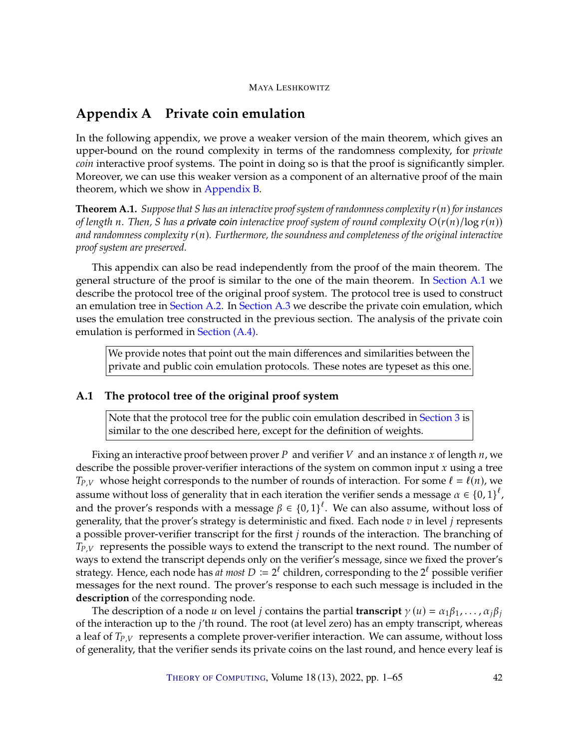# Appendix A Private coin emulation

In the following appendix, we prove a weaker version of the main theorem, which gives an upper-bound on the round complexity in terms of the randomness complexity, for *private coin* interactive proof systems. The point in doing so is that the proof is significantly simpler. Moreover, we can use this weaker version as a component of an alternative proof of the main theorem, which we show in Appendix B.

**Theorem A.1.** *Suppose that $S$ has an interactive proof system of randomness complexity $r(n)$ for instances of length $n$. Then, $S$ has a* private coin *interactive proof system of round complexity $O(r(n)/\log r(n))$ and randomness complexity $r(n)$. Furthermore, the soundness and completeness of the original interactive proof system are preserved.*

This appendix can also be read independently from the proof of the main theorem. The general structure of the proof is similar to the one of the main theorem. In Section A.1 we describe the protocol tree of the original proof system. The protocol tree is used to construct an emulation tree in Section A.2. In Section A.3 we describe the private coin emulation, which uses the emulation tree constructed in the previous section. The analysis of the private coin emulation is performed in Section (A.4).

> We provide notes that point out the main differences and similarities between the private and public coin emulation protocols. These notes are typeset as this one.

## A.1 The protocol tree of the original proof system

> Note that the protocol tree for the public coin emulation described in Section 3 is similar to the one described here, except for the definition of weights.

Fixing an interactive proof between prover $P$ and verifier $V$ and an instance $x$ of length $n$, we describe the possible prover-verifier interactions of the system on common input $x$ using a tree $T_{P,V}$ whose height corresponds to the number of rounds of interaction. For some $\ell = \ell(n)$, we assume without loss of generality that in each iteration the verifier sends a message $\alpha \in \{0,1\}^{\ell}$, and the prover's responds with a message $\beta \in \{0,1\}^{\ell}$. We can also assume, without loss of generality, that the prover's strategy is deterministic and fixed. Each node $v$ in level $j$ represents a possible prover-verifier transcript for the first $j$ rounds of the interaction. The branching of $T_{P,V}$ represents the possible ways to extend the transcript to the next round. The number of ways to extend the transcript depends only on the verifier's message, since we fixed the prover's strategy. Hence, each node has *at most* $D := 2^{\ell}$ children, corresponding to the $2^{\ell}$ possible verifier messages for the next round. The prover's response to each such message is included in the **description** of the corresponding node.

The description of a node $u$ on level $j$ contains the partial **transcript** $\gamma(u) = \alpha_1\beta_1, \ldots, \alpha_j\beta_j$ of the interaction up to the $j$'th round. The root (at level zero) has an empty transcript, whereas a leaf of $T_{P,V}$ represents a complete prover-verifier interaction. We can assume, without loss of generality, that the verifier sends its private coins on the last round, and hence every leaf is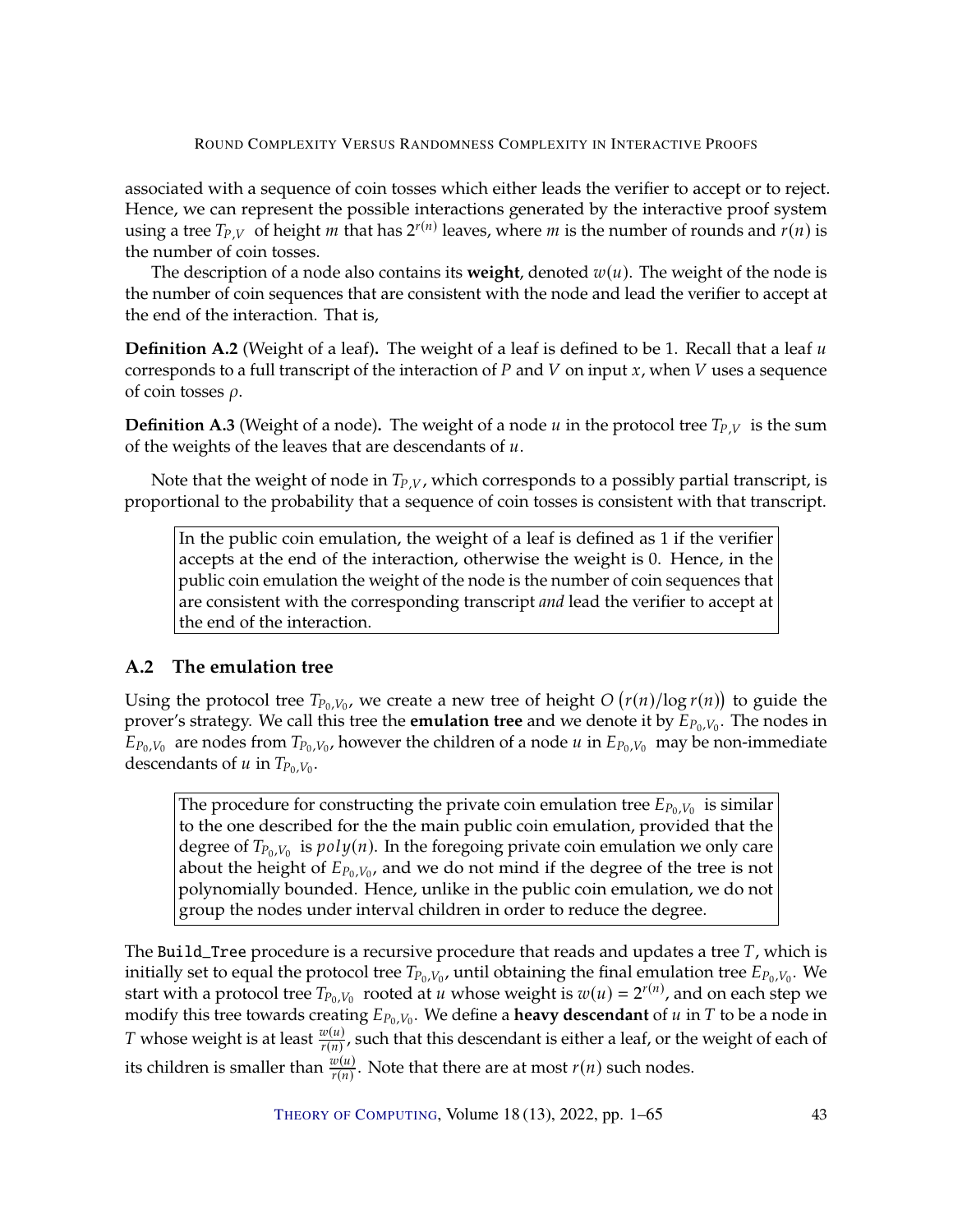associated with a sequence of coin tosses which either leads the verifier to accept or to reject. Hence, we can represent the possible interactions generated by the interactive proof system using a tree $T_{P,V}$ of height $m$ that has $2^{r(n)}$ leaves, where $m$ is the number of rounds and $r(n)$ is the number of coin tosses.

The description of a node also contains its **weight**, denoted $w(u)$. The weight of the node is the number of coin sequences that are consistent with the node and lead the verifier to accept at the end of the interaction. That is,

**Definition A.2** (Weight of a leaf)**.** The weight of a leaf is defined to be 1. Recall that a leaf $u$ corresponds to a full transcript of the interaction of $P$ and $V$ on input $x$, when $V$ uses a sequence of coin tosses $\rho$.

**Definition A.3** (Weight of a node)**.** The weight of a node $u$ in the protocol tree $T_{P,V}$ is the sum of the weights of the leaves that are descendants of $u$.

Note that the weight of node in $T_{P,V}$, which corresponds to a possibly partial transcript, is proportional to the probability that a sequence of coin tosses is consistent with that transcript.

> In the public coin emulation, the weight of a leaf is defined as 1 if the verifier accepts at the end of the interaction, otherwise the weight is 0. Hence, in the public coin emulation the weight of the node is the number of coin sequences that are consistent with the corresponding transcript *and* lead the verifier to accept at the end of the interaction.

## A.2 The emulation tree

Using the protocol tree $T_{P_0,V_0}$, we create a new tree of height $O\left(r(n)/\log r(n)\right)$ to guide the prover's strategy. We call this tree the **emulation tree** and we denote it by $E_{P_0,V_0}$. The nodes in $E_{P_0,V_0}$ are nodes from $T_{P_0,V_0}$, however the children of a node $u$ in $E_{P_0,V_0}$ may be non-immediate descendants of $u$ in $T_{P_0,V_0}$.

> The procedure for constructing the private coin emulation tree $E_{P_0,V_0}$ is similar to the one described for the the main public coin emulation, provided that the degree of $T_{P_0,V_0}$ is $poly(n)$. In the foregoing private coin emulation we only care about the height of $E_{P_0,V_0}$, and we do not mind if the degree of the tree is not polynomially bounded. Hence, unlike in the public coin emulation, we do not group the nodes under interval children in order to reduce the degree.

The `Build_Tree` procedure is a recursive procedure that reads and updates a tree $T$, which is initially set to equal the protocol tree $T_{P_0,V_0}$, until obtaining the final emulation tree $E_{P_0,V_0}$. We start with a protocol tree $T_{P_0,V_0}$ rooted at $u$ whose weight is $w(u) = 2^{r(n)}$, and on each step we modify this tree towards creating $E_{P_0,V_0}$. We define a **heavy descendant** of $u$ in $T$ to be a node in $T$ whose weight is at least $\frac{w(u)}{r(n)}$, such that this descendant is either a leaf, or the weight of each of its children is smaller than $\frac{w(u)}{r(n)}$. Note that there are at most $r(n)$ such nodes.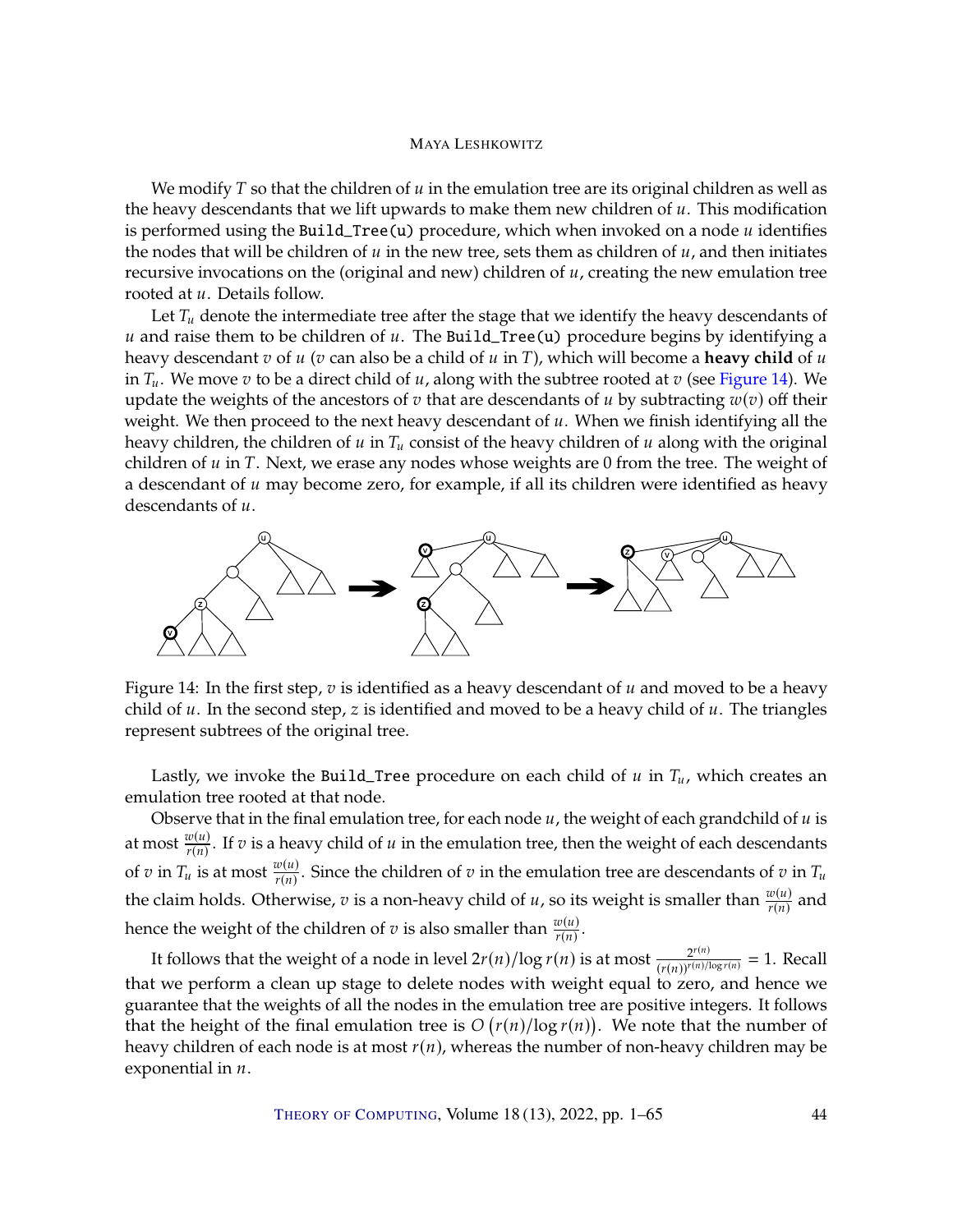We modify $T$ so that the children of $u$ in the emulation tree are its original children as well as the heavy descendants that we lift upwards to make them new children of $u$. This modification is performed using the `Build_Tree(u)` procedure, which when invoked on a node $u$ identifies the nodes that will be children of $u$ in the new tree, sets them as children of $u$, and then initiates recursive invocations on the (original and new) children of $u$, creating the new emulation tree rooted at $u$. Details follow.

Let $T_u$ denote the intermediate tree after the stage that we identify the heavy descendants of $u$ and raise them to be children of $u$. The `Build_Tree(u)` procedure begins by identifying a heavy descendant $v$ of $u$ ($v$ can also be a child of $u$ in $T$), which will become a **heavy child** of $u$ in $T_u$. We move $v$ to be a direct child of $u$, along with the subtree rooted at $v$ (see Figure 14). We update the weights of the ancestors of $v$ that are descendants of $u$ by subtracting $w(v)$ off their weight. We then proceed to the next heavy descendant of $u$. When we finish identifying all the heavy children, the children of $u$ in $T_u$ consist of the heavy children of $u$ along with the original children of $u$ in $T$. Next, we erase any nodes whose weights are 0 from the tree. The weight of a descendant of $u$ may become zero, for example, if all its children were identified as heavy descendants of $u$.

Figure 14: In the first step, $v$ is identified as a heavy descendant of $u$ and moved to be a heavy child of $u$. In the second step, $z$ is identified and moved to be a heavy child of $u$. The triangles represent subtrees of the original tree.

Lastly, we invoke the `Build_Tree` procedure on each child of $u$ in $T_u$, which creates an emulation tree rooted at that node.

Observe that in the final emulation tree, for each node $u$, the weight of each grandchild of $u$ is at most $\frac{w(u)}{r(n)}$. If $v$ is a heavy child of $u$ in the emulation tree, then the weight of each descendants of $v$ in $T_u$ is at most $\frac{w(u)}{r(n)}$. Since the children of $v$ in the emulation tree are descendants of $v$ in $T_u$ the claim holds. Otherwise, $v$ is a non-heavy child of $u$, so its weight is smaller than $\frac{w(u)}{r(n)}$ and hence the weight of the children of $v$ is also smaller than $\frac{w(u)}{r(n)}$.

It follows that the weight of a node in level $2r(n)/\log r(n)$ is at most $\frac{2^{r(n)}}{(r(n))^{r(n)/\log r(n)}} = 1$. Recall that we perform a clean up stage to delete nodes with weight equal to zero, and hence we guarantee that the weights of all the nodes in the emulation tree are positive integers. It follows that the height of the final emulation tree is $O\left(r(n)/\log r(n)\right)$. We note that the number of heavy children of each node is at most $r(n)$, whereas the number of non-heavy children may be exponential in $n$.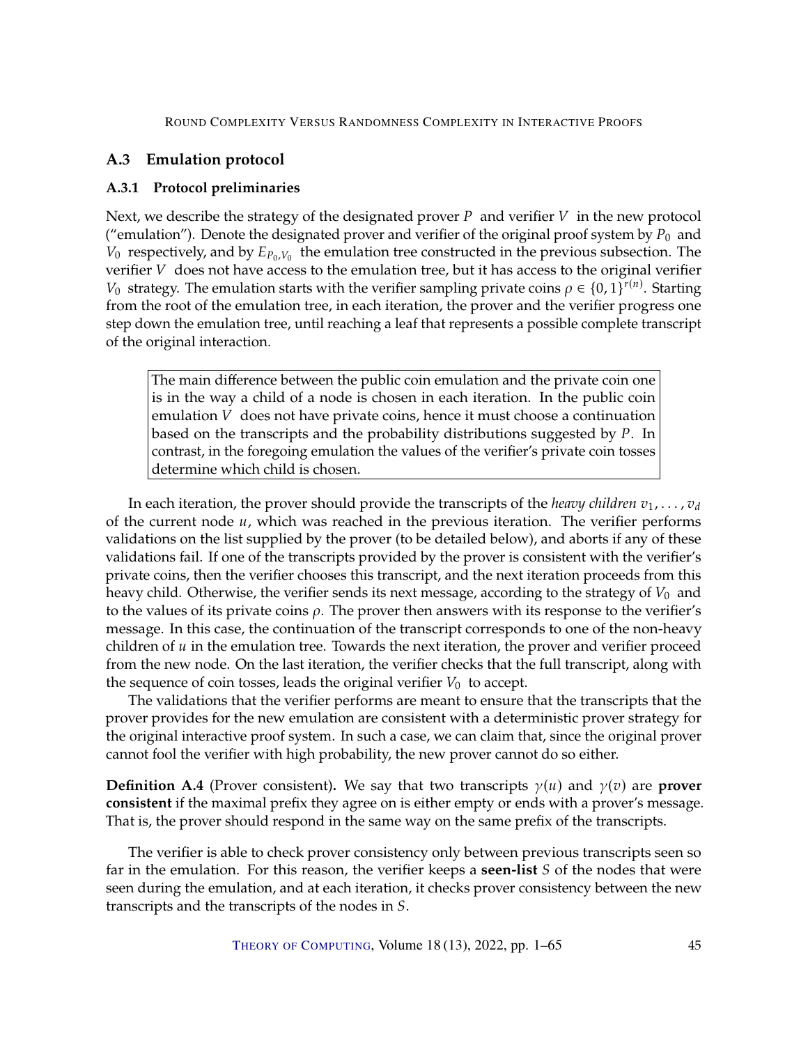## A.3 Emulation protocol

### A.3.1 Protocol preliminaries

Next, we describe the strategy of the designated prover $P$ and verifier $V$ in the new protocol ("emulation"). Denote the designated prover and verifier of the original proof system by $P_0$ and $V_0$ respectively, and by $E_{P_0,V_0}$ the emulation tree constructed in the previous subsection. The verifier $V$ does not have access to the emulation tree, but it has access to the original verifier $V_0$ strategy. The emulation starts with the verifier sampling private coins $\rho \in \{0,1\}^{r(n)}$. Starting from the root of the emulation tree, in each iteration, the prover and the verifier progress one step down the emulation tree, until reaching a leaf that represents a possible complete transcript of the original interaction.

> The main difference between the public coin emulation and the private coin one is in the way a child of a node is chosen in each iteration. In the public coin emulation $V$ does not have private coins, hence it must choose a continuation based on the transcripts and the probability distributions suggested by $P$. In contrast, in the foregoing emulation the values of the verifier's private coin tosses determine which child is chosen.

In each iteration, the prover should provide the transcripts of the *heavy children* $v_1, \ldots, v_d$ of the current node $u$, which was reached in the previous iteration. The verifier performs validations on the list supplied by the prover (to be detailed below), and aborts if any of these validations fail. If one of the transcripts provided by the prover is consistent with the verifier's private coins, then the verifier chooses this transcript, and the next iteration proceeds from this heavy child. Otherwise, the verifier sends its next message, according to the strategy of $V_0$ and to the values of its private coins $\rho$. The prover then answers with its response to the verifier's message. In this case, the continuation of the transcript corresponds to one of the non-heavy children of $u$ in the emulation tree. Towards the next iteration, the prover and verifier proceed from the new node. On the last iteration, the verifier checks that the full transcript, along with the sequence of coin tosses, leads the original verifier $V_0$ to accept.

The validations that the verifier performs are meant to ensure that the transcripts that the prover provides for the new emulation are consistent with a deterministic prover strategy for the original interactive proof system. In such a case, we can claim that, since the original prover cannot fool the verifier with high probability, the new prover cannot do so either.

**Definition A.4** (Prover consistent)**.** We say that two transcripts $\gamma(u)$ and $\gamma(v)$ are **prover consistent** if the maximal prefix they agree on is either empty or ends with a prover's message. That is, the prover should respond in the same way on the same prefix of the transcripts.

The verifier is able to check prover consistency only between previous transcripts seen so far in the emulation. For this reason, the verifier keeps a **seen-list** $S$ of the nodes that were seen during the emulation, and at each iteration, it checks prover consistency between the new transcripts and the transcripts of the nodes in $S$.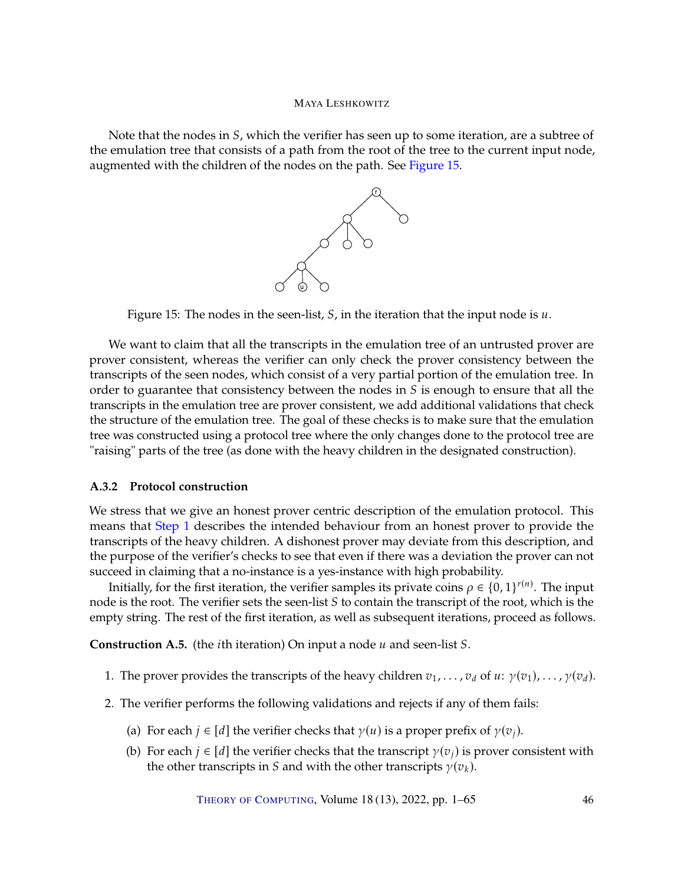Note that the nodes in $S$, which the verifier has seen up to some iteration, are a subtree of the emulation tree that consists of a path from the root of the tree to the current input node, augmented with the children of the nodes on the path. See Figure 15.

Figure 15: The nodes in the seen-list, $S$, in the iteration that the input node is $u$.

We want to claim that all the transcripts in the emulation tree of an untrusted prover are prover consistent, whereas the verifier can only check the prover consistency between the transcripts of the seen nodes, which consist of a very partial portion of the emulation tree. In order to guarantee that consistency between the nodes in $S$ is enough to ensure that all the transcripts in the emulation tree are prover consistent, we add additional validations that check the structure of the emulation tree. The goal of these checks is to make sure that the emulation tree was constructed using a protocol tree where the only changes done to the protocol tree are "raising" parts of the tree (as done with the heavy children in the designated construction).

### A.3.2 Protocol construction

We stress that we give an honest prover centric description of the emulation protocol. This means that Step 1 describes the intended behaviour from an honest prover to provide the transcripts of the heavy children. A dishonest prover may deviate from this description, and the purpose of the verifier's checks to see that even if there was a deviation the prover can not succeed in claiming that a no-instance is a yes-instance with high probability.

Initially, for the first iteration, the verifier samples its private coins $\rho \in \{0,1\}^{r(n)}$. The input node is the root. The verifier sets the seen-list $S$ to contain the transcript of the root, which is the empty string. The rest of the first iteration, as well as subsequent iterations, proceed as follows.

**Construction A.5.** (the $i$th iteration) On input a node $u$ and seen-list $S$.

1. The prover provides the transcripts of the heavy children $v_1, \dots, v_d$ of $u$: $\gamma(v_1), \dots, \gamma(v_d)$.
2. The verifier performs the following validations and rejects if any of them fails:
   (a) For each $j \in [d]$ the verifier checks that $\gamma(u)$ is a proper prefix of $\gamma(v_j)$.
   (b) For each $j \in [d]$ the verifier checks that the transcript $\gamma(v_j)$ is prover consistent with the other transcripts in $S$ and with the other transcripts $\gamma(v_k)$.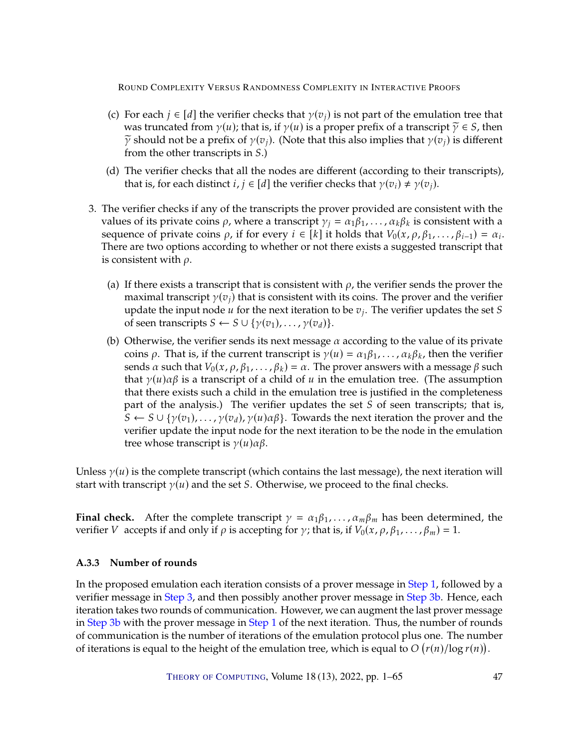(c) For each $j \in [d]$ the verifier checks that $\gamma(v_j)$ is not part of the emulation tree that was truncated from $\gamma(u)$; that is, if $\gamma(u)$ is a proper prefix of a transcript $\widetilde{\gamma} \in S$, then $\widetilde{\gamma}$ should not be a prefix of $\gamma(v_j)$. (Note that this also implies that $\gamma(v_j)$ is different from the other transcripts in $S$.)

(d) The verifier checks that all the nodes are different (according to their transcripts), that is, for each distinct $i, j \in [d]$ the verifier checks that $\gamma(v_i) \neq \gamma(v_j)$.

3. The verifier checks if any of the transcripts the prover provided are consistent with the values of its private coins $\rho$, where a transcript $\gamma_j = \alpha_1\beta_1, \ldots, \alpha_k\beta_k$ is consistent with a sequence of private coins $\rho$, if for every $i \in [k]$ it holds that $V_0(x, \rho, \beta_1, \ldots, \beta_{i-1}) = \alpha_i$. There are two options according to whether or not there exists a suggested transcript that is consistent with $\rho$.

   (a) If there exists a transcript that is consistent with $\rho$, the verifier sends the prover the maximal transcript $\gamma(v_j)$ that is consistent with its coins. The prover and the verifier update the input node $u$ for the next iteration to be $v_j$. The verifier updates the set $S$ of seen transcripts $S \leftarrow S \cup \{\gamma(v_1), \ldots, \gamma(v_d)\}$.

   (b) Otherwise, the verifier sends its next message $\alpha$ according to the value of its private coins $\rho$. That is, if the current transcript is $\gamma(u) = \alpha_1\beta_1, \ldots, \alpha_k\beta_k$, then the verifier sends $\alpha$ such that $V_0(x, \rho, \beta_1, \ldots, \beta_k) = \alpha$. The prover answers with a message $\beta$ such that $\gamma(u)\alpha\beta$ is a transcript of a child of $u$ in the emulation tree. (The assumption that there exists such a child in the emulation tree is justified in the completeness part of the analysis.) The verifier updates the set $S$ of seen transcripts; that is, $S \leftarrow S \cup \{\gamma(v_1), \ldots, \gamma(v_d), \gamma(u)\alpha\beta\}$. Towards the next iteration the prover and the verifier update the input node for the next iteration to be the node in the emulation tree whose transcript is $\gamma(u)\alpha\beta$.

Unless $\gamma(u)$ is the complete transcript (which contains the last message), the next iteration will start with transcript $\gamma(u)$ and the set $S$. Otherwise, we proceed to the final checks.

**Final check.** After the complete transcript $\gamma = \alpha_1\beta_1, \ldots, \alpha_m\beta_m$ has been determined, the verifier $V$ accepts if and only if $\rho$ is accepting for $\gamma$; that is, if $V_0(x, \rho, \beta_1, \ldots, \beta_m) = 1$.

### A.3.3 Number of rounds

In the proposed emulation each iteration consists of a prover message in Step 1, followed by a verifier message in Step 3, and then possibly another prover message in Step 3b. Hence, each iteration takes two rounds of communication. However, we can augment the last prover message in Step 3b with the prover message in Step 1 of the next iteration. Thus, the number of rounds of communication is the number of iterations of the emulation protocol plus one. The number of iterations is equal to the height of the emulation tree, which is equal to $O\left(r(n)/\log r(n)\right)$.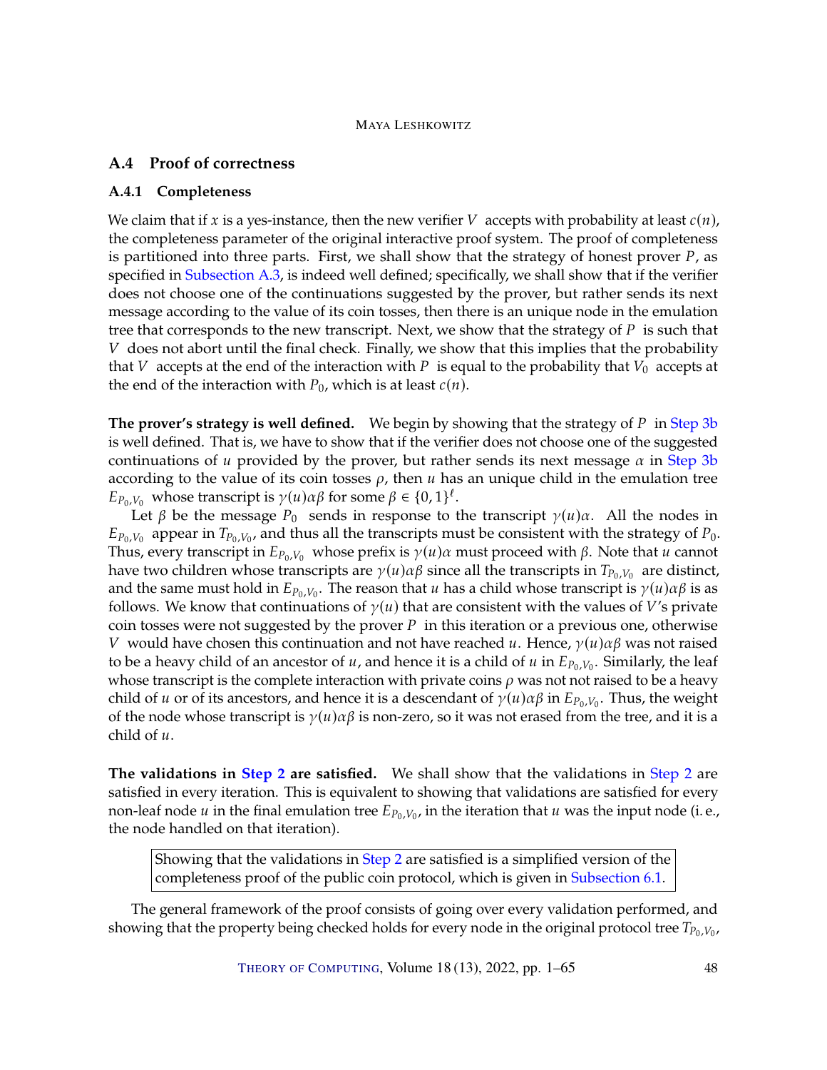### A.4 Proof of correctness

#### A.4.1 Completeness

We claim that if $x$ is a yes-instance, then the new verifier $V$ accepts with probability at least $c(n)$, the completeness parameter of the original interactive proof system. The proof of completeness is partitioned into three parts. First, we shall show that the strategy of honest prover $P$, as specified in Subsection A.3, is indeed well defined; specifically, we shall show that if the verifier does not choose one of the continuations suggested by the prover, but rather sends its next message according to the value of its coin tosses, then there is an unique node in the emulation tree that corresponds to the new transcript. Next, we show that the strategy of $P$ is such that $V$ does not abort until the final check. Finally, we show that this implies that the probability that $V$ accepts at the end of the interaction with $P$ is equal to the probability that $V_0$ accepts at the end of the interaction with $P_0$, which is at least $c(n)$.

**The prover's strategy is well defined.** We begin by showing that the strategy of $P$ in Step 3b is well defined. That is, we have to show that if the verifier does not choose one of the suggested continuations of $u$ provided by the prover, but rather sends its next message $\alpha$ in Step 3b according to the value of its coin tosses $\rho$, then $u$ has an unique child in the emulation tree $E_{P_0,V_0}$ whose transcript is $\gamma(u)\alpha\beta$ for some $\beta \in \{0,1\}^\ell$.

Let $\beta$ be the message $P_0$ sends in response to the transcript $\gamma(u)\alpha$. All the nodes in $E_{P_0,V_0}$ appear in $T_{P_0,V_0}$, and thus all the transcripts must be consistent with the strategy of $P_0$. Thus, every transcript in $E_{P_0,V_0}$ whose prefix is $\gamma(u)\alpha$ must proceed with $\beta$. Note that $u$ cannot have two children whose transcripts are $\gamma(u)\alpha\beta$ since all the transcripts in $T_{P_0,V_0}$ are distinct, and the same must hold in $E_{P_0,V_0}$. The reason that $u$ has a child whose transcript is $\gamma(u)\alpha\beta$ is as follows. We know that continuations of $\gamma(u)$ that are consistent with the values of $V$'s private coin tosses were not suggested by the prover $P$ in this iteration or a previous one, otherwise $V$ would have chosen this continuation and not have reached $u$. Hence, $\gamma(u)\alpha\beta$ was not raised to be a heavy child of an ancestor of $u$, and hence it is a child of $u$ in $E_{P_0,V_0}$. Similarly, the leaf whose transcript is the complete interaction with private coins $\rho$ was not not raised to be a heavy child of $u$ or of its ancestors, and hence it is a descendant of $\gamma(u)\alpha\beta$ in $E_{P_0,V_0}$. Thus, the weight of the node whose transcript is $\gamma(u)\alpha\beta$ is non-zero, so it was not erased from the tree, and it is a child of $u$.

**The validations in Step 2 are satisfied.** We shall show that the validations in Step 2 are satisfied in every iteration. This is equivalent to showing that validations are satisfied for every non-leaf node $u$ in the final emulation tree $E_{P_0,V_0}$, in the iteration that $u$ was the input node (i. e., the node handled on that iteration).

> Showing that the validations in Step 2 are satisfied is a simplified version of the completeness proof of the public coin protocol, which is given in Subsection 6.1.

The general framework of the proof consists of going over every validation performed, and showing that the property being checked holds for every node in the original protocol tree $T_{P_0,V_0}$,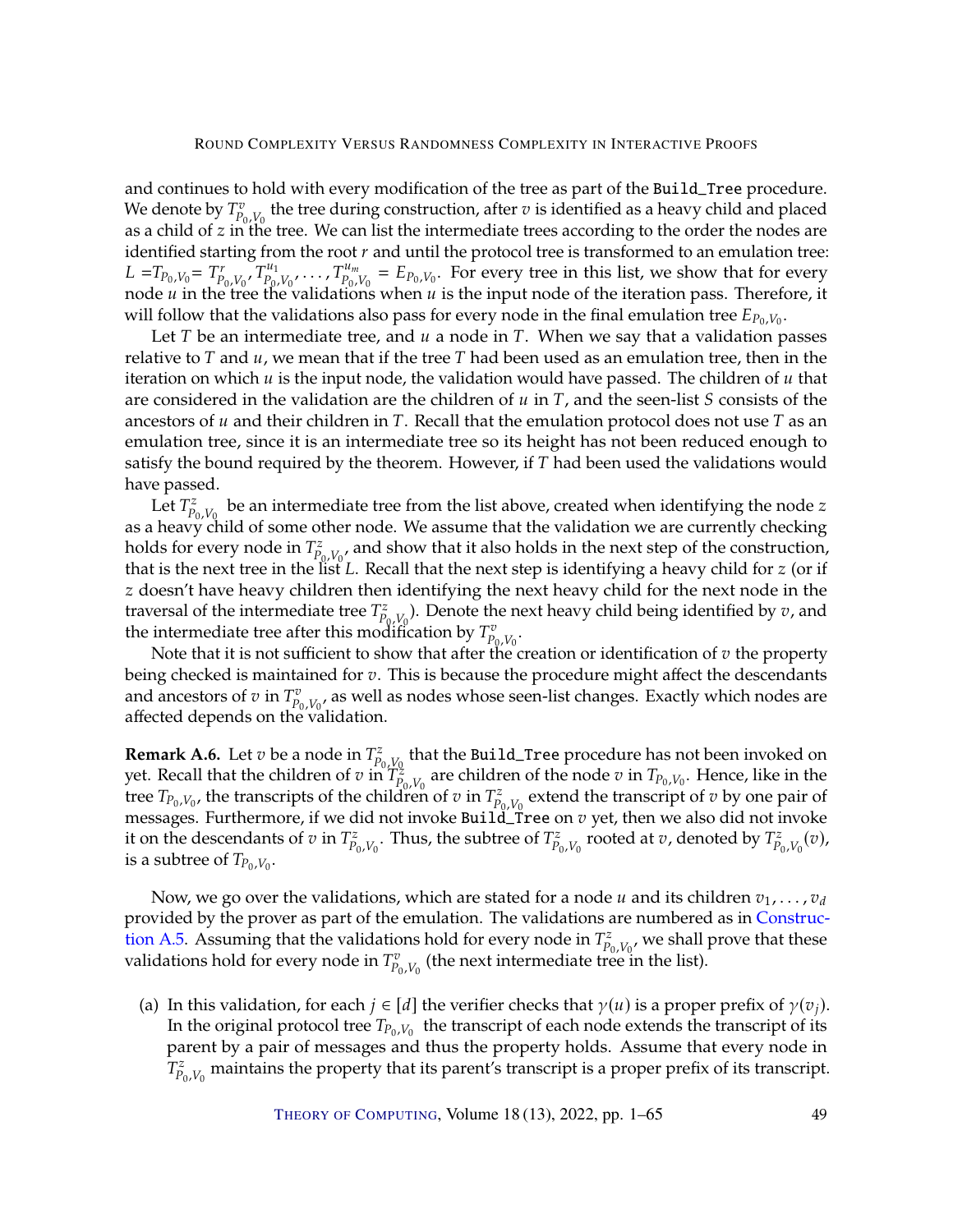and continues to hold with every modification of the tree as part of the Build_Tree procedure. We denote by $T^{v}_{P_0,V_0}$ the tree during construction, after $v$ is identified as a heavy child and placed as a child of $z$ in the tree. We can list the intermediate trees according to the order the nodes are identified starting from the root $r$ and until the protocol tree is transformed to an emulation tree: $L = T_{P_0,V_0} = T^{r}_{P_0,V_0}, T^{u_1}_{P_0,V_0}, \ldots, T^{u_m}_{P_0,V_0} = E_{P_0,V_0}$. For every tree in this list, we show that for every node $u$ in the tree the validations when $u$ is the input node of the iteration pass. Therefore, it will follow that the validations also pass for every node in the final emulation tree $E_{P_0,V_0}$.

Let $T$ be an intermediate tree, and $u$ a node in $T$. When we say that a validation passes relative to $T$ and $u$, we mean that if the tree $T$ had been used as an emulation tree, then in the iteration on which $u$ is the input node, the validation would have passed. The children of $u$ that are considered in the validation are the children of $u$ in $T$, and the seen-list $S$ consists of the ancestors of $u$ and their children in $T$. Recall that the emulation protocol does not use $T$ as an emulation tree, since it is an intermediate tree so its height has not been reduced enough to satisfy the bound required by the theorem. However, if $T$ had been used the validations would have passed.

Let $T^{z}_{P_0,V_0}$ be an intermediate tree from the list above, created when identifying the node $z$ as a heavy child of some other node. We assume that the validation we are currently checking holds for every node in $T^{z}_{P_0,V_0}$, and show that it also holds in the next step of the construction, that is the next tree in the list $L$. Recall that the next step is identifying a heavy child for $z$ (or if $z$ doesn't have heavy children then identifying the next heavy child for the next node in the traversal of the intermediate tree $T^{z}_{P_0,V_0}$). Denote the next heavy child being identified by $v$, and the intermediate tree after this modification by $T^{v}_{P_0,V_0}$.

Note that it is not sufficient to show that after the creation or identification of $v$ the property being checked is maintained for $v$. This is because the procedure might affect the descendants and ancestors of $v$ in $T^{v}_{P_0,V_0}$, as well as nodes whose seen-list changes. Exactly which nodes are affected depends on the validation.

**Remark A.6.** Let $v$ be a node in $T^{z}_{P_0,V_0}$ that the Build_Tree procedure has not been invoked on yet. Recall that the children of $v$ in $T^{z}_{P_0,V_0}$ are children of the node $v$ in $T_{P_0,V_0}$. Hence, like in the tree $T_{P_0,V_0}$, the transcripts of the children of $v$ in $T^{z}_{P_0,V_0}$ extend the transcript of $v$ by one pair of messages. Furthermore, if we did not invoke Build_Tree on $v$ yet, then we also did not invoke it on the descendants of $v$ in $T^{z}_{P_0,V_0}$. Thus, the subtree of $T^{z}_{P_0,V_0}$ rooted at $v$, denoted by $T^{z}_{P_0,V_0}(v)$, is a subtree of $T_{P_0,V_0}$.

Now, we go over the validations, which are stated for a node $u$ and its children $v_1, \ldots, v_d$ provided by the prover as part of the emulation. The validations are numbered as in Construction A.5. Assuming that the validations hold for every node in $T^{z}_{P_0,V_0}$, we shall prove that these validations hold for every node in $T^{v}_{P_0,V_0}$ (the next intermediate tree in the list).

(a) In this validation, for each $j \in [d]$ the verifier checks that $\gamma(u)$ is a proper prefix of $\gamma(v_j)$. In the original protocol tree $T_{P_0,V_0}$ the transcript of each node extends the transcript of its parent by a pair of messages and thus the property holds. Assume that every node in $T^{z}_{P_0,V_0}$ maintains the property that its parent's transcript is a proper prefix of its transcript.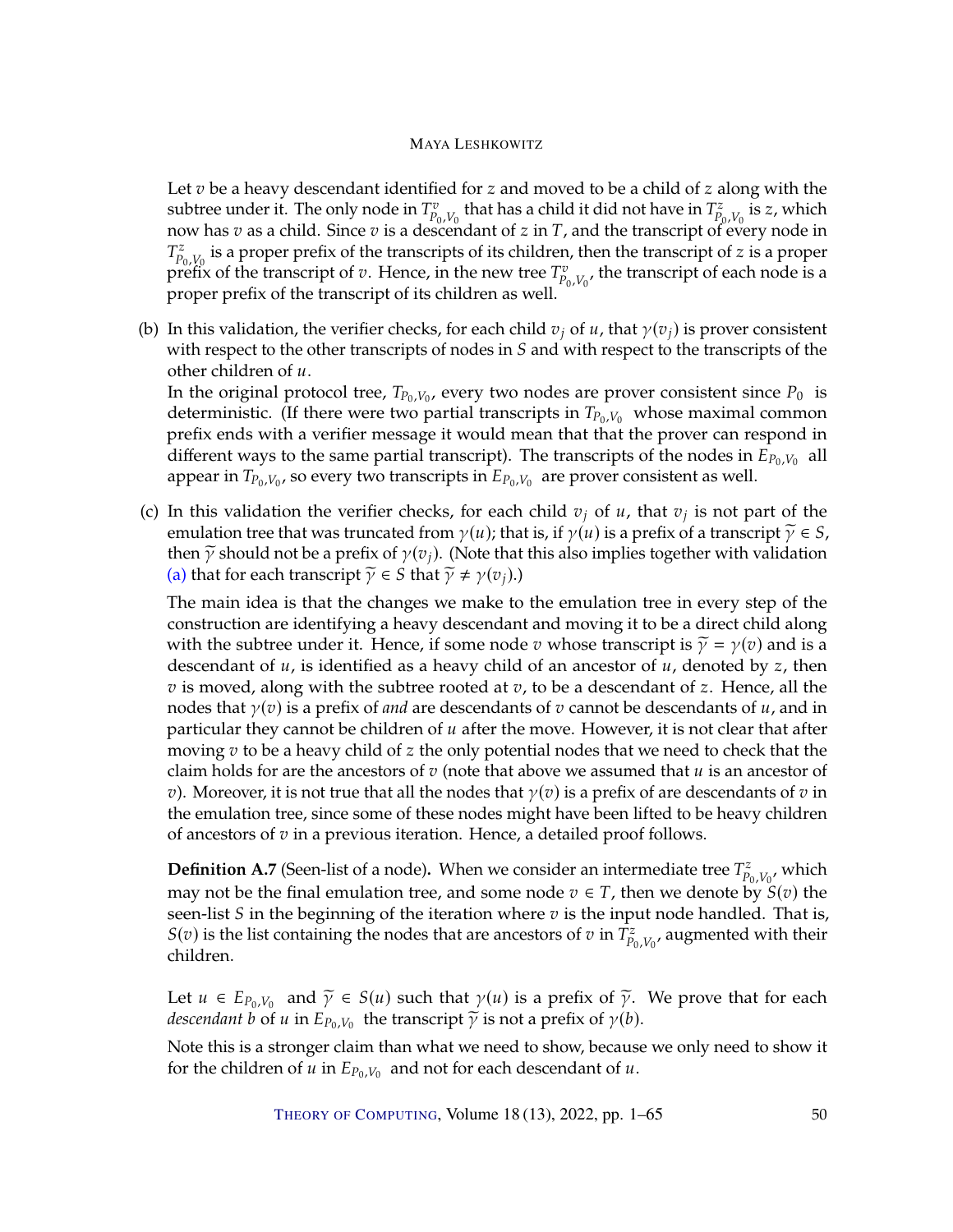Let $v$ be a heavy descendant identified for $z$ and moved to be a child of $z$ along with the subtree under it. The only node in $T^{v}_{P_0,V_0}$ that has a child it did not have in $T^{z}_{P_0,V_0}$ is $z$, which now has $v$ as a child. Since $v$ is a descendant of $z$ in $T$, and the transcript of every node in $T^{z}_{P_0,V_0}$ is a proper prefix of the transcripts of its children, then the transcript of $z$ is a proper prefix of the transcript of $v$. Hence, in the new tree $T^{v}_{P_0,V_0}$, the transcript of each node is a proper prefix of the transcript of its children as well.

(b) In this validation, the verifier checks, for each child $v_j$ of $u$, that $\gamma(v_j)$ is prover consistent with respect to the other transcripts of nodes in $S$ and with respect to the transcripts of the other children of $u$.

In the original protocol tree, $T_{P_0,V_0}$, every two nodes are prover consistent since $P_0$ is deterministic. (If there were two partial transcripts in $T_{P_0,V_0}$ whose maximal common prefix ends with a verifier message it would mean that that the prover can respond in different ways to the same partial transcript). The transcripts of the nodes in $E_{P_0,V_0}$ all appear in $T_{P_0,V_0}$, so every two transcripts in $E_{P_0,V_0}$ are prover consistent as well.

(c) In this validation the verifier checks, for each child $v_j$ of $u$, that $v_j$ is not part of the emulation tree that was truncated from $\gamma(u)$; that is, if $\gamma(u)$ is a prefix of a transcript $\widetilde{\gamma} \in S$, then $\widetilde{\gamma}$ should not be a prefix of $\gamma(v_j)$. (Note that this also implies together with validation (a) that for each transcript $\widetilde{\gamma} \in S$ that $\widetilde{\gamma} \neq \gamma(v_j)$.)

The main idea is that the changes we make to the emulation tree in every step of the construction are identifying a heavy descendant and moving it to be a direct child along with the subtree under it. Hence, if some node $v$ whose transcript is $\widetilde{\gamma} = \gamma(v)$ and is a descendant of $u$, is identified as a heavy child of an ancestor of $u$, denoted by $z$, then $v$ is moved, along with the subtree rooted at $v$, to be a descendant of $z$. Hence, all the nodes that $\gamma(v)$ is a prefix of *and* are descendants of $v$ cannot be descendants of $u$, and in particular they cannot be children of $u$ after the move. However, it is not clear that after moving $v$ to be a heavy child of $z$ the only potential nodes that we need to check that the claim holds for are the ancestors of $v$ (note that above we assumed that $u$ is an ancestor of $v$). Moreover, it is not true that all the nodes that $\gamma(v)$ is a prefix of are descendants of $v$ in the emulation tree, since some of these nodes might have been lifted to be heavy children of ancestors of $v$ in a previous iteration. Hence, a detailed proof follows.

**Definition A.7** (Seen-list of a node)**.** When we consider an intermediate tree $T^{z}_{P_0,V_0}$, which may not be the final emulation tree, and some node $v \in T$, then we denote by $S(v)$ the seen-list $S$ in the beginning of the iteration where $v$ is the input node handled. That is, $S(v)$ is the list containing the nodes that are ancestors of $v$ in $T^{z}_{P_0,V_0}$, augmented with their children.

Let $u \in E_{P_0,V_0}$ and $\widetilde{\gamma} \in S(u)$ such that $\gamma(u)$ is a prefix of $\widetilde{\gamma}$. We prove that for each *descendant* $b$ of $u$ in $E_{P_0,V_0}$ the transcript $\widetilde{\gamma}$ is not a prefix of $\gamma(b)$.

Note this is a stronger claim than what we need to show, because we only need to show it for the children of $u$ in $E_{P_0,V_0}$ and not for each descendant of $u$.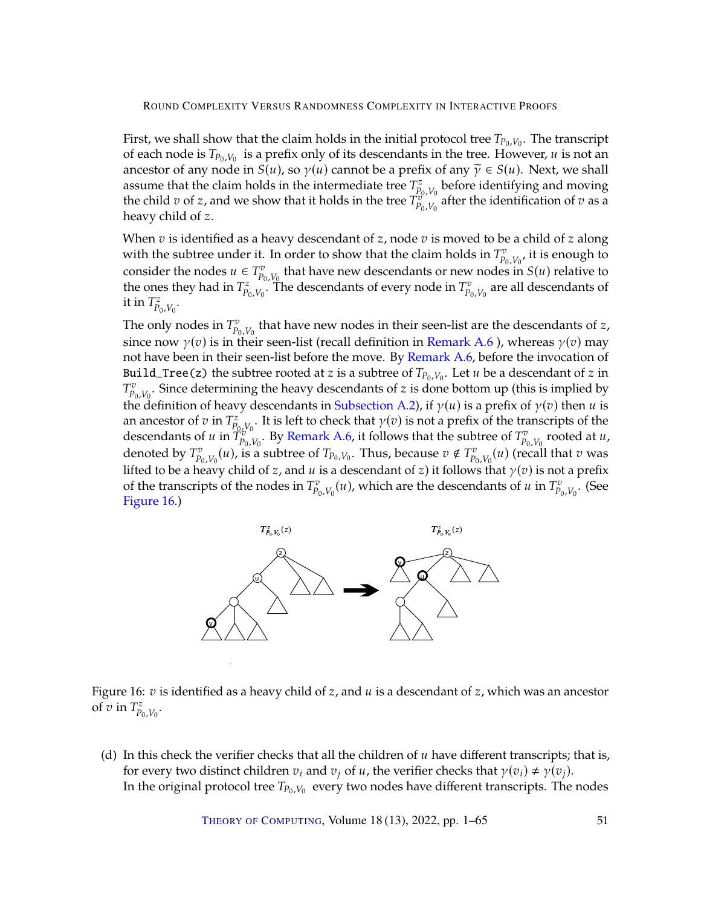First, we shall show that the claim holds in the initial protocol tree $T_{P_0,V_0}$. The transcript of each node is $T_{P_0,V_0}$ is a prefix only of its descendants in the tree. However, $u$ is not an ancestor of any node in $S(u)$, so $\gamma(u)$ cannot be a prefix of any $\widetilde{\gamma} \in S(u)$. Next, we shall assume that the claim holds in the intermediate tree $T^z_{P_0,V_0}$ before identifying and moving the child $v$ of $z$, and we show that it holds in the tree $T^v_{P_0,V_0}$ after the identification of $v$ as a heavy child of $z$.

When $v$ is identified as a heavy descendant of $z$, node $v$ is moved to be a child of $z$ along with the subtree under it. In order to show that the claim holds in $T^v_{P_0,V_0}$, it is enough to consider the nodes $u \in T^v_{P_0,V_0}$ that have new descendants or new nodes in $S(u)$ relative to the ones they had in $T^z_{P_0,V_0}$. The descendants of every node in $T^v_{P_0,V_0}$ are all descendants of it in $T^z_{P_0,V_0}$.

The only nodes in $T^v_{P_0,V_0}$ that have new nodes in their seen-list are the descendants of $z$, since now $\gamma(v)$ is in their seen-list (recall definition in Remark A.6 ), whereas $\gamma(v)$ may not have been in their seen-list before the move. By Remark A.6, before the invocation of `Build_Tree(z)` the subtree rooted at $z$ is a subtree of $T_{P_0,V_0}$. Let $u$ be a descendant of $z$ in $T^v_{P_0,V_0}$. Since determining the heavy descendants of $z$ is done bottom up (this is implied by the definition of heavy descendants in Subsection A.2), if $\gamma(u)$ is a prefix of $\gamma(v)$ then $u$ is an ancestor of $v$ in $T^z_{P_0,V_0}$. It is left to check that $\gamma(v)$ is not a prefix of the transcripts of the descendants of $u$ in $T^v_{P_0,V_0}$. By Remark A.6, it follows that the subtree of $T^v_{P_0,V_0}$ rooted at $u$, denoted by $T^v_{P_0,V_0}(u)$, is a subtree of $T_{P_0,V_0}$. Thus, because $v \notin T^v_{P_0,V_0}(u)$ (recall that $v$ was lifted to be a heavy child of $z$, and $u$ is a descendant of $z$) it follows that $\gamma(v)$ is not a prefix of the transcripts of the nodes in $T^v_{P_0,V_0}(u)$, which are the descendants of $u$ in $T^v_{P_0,V_0}$. (See Figure 16.)

Figure 16: $v$ is identified as a heavy child of $z$, and $u$ is a descendant of $z$, which was an ancestor of $v$ in $T^z_{P_0,V_0}$.

(d) In this check the verifier checks that all the children of $u$ have different transcripts; that is, for every two distinct children $v_i$ and $v_j$ of $u$, the verifier checks that $\gamma(v_i) \neq \gamma(v_j)$.
In the original protocol tree $T_{P_0,V_0}$ every two nodes have different transcripts. The nodes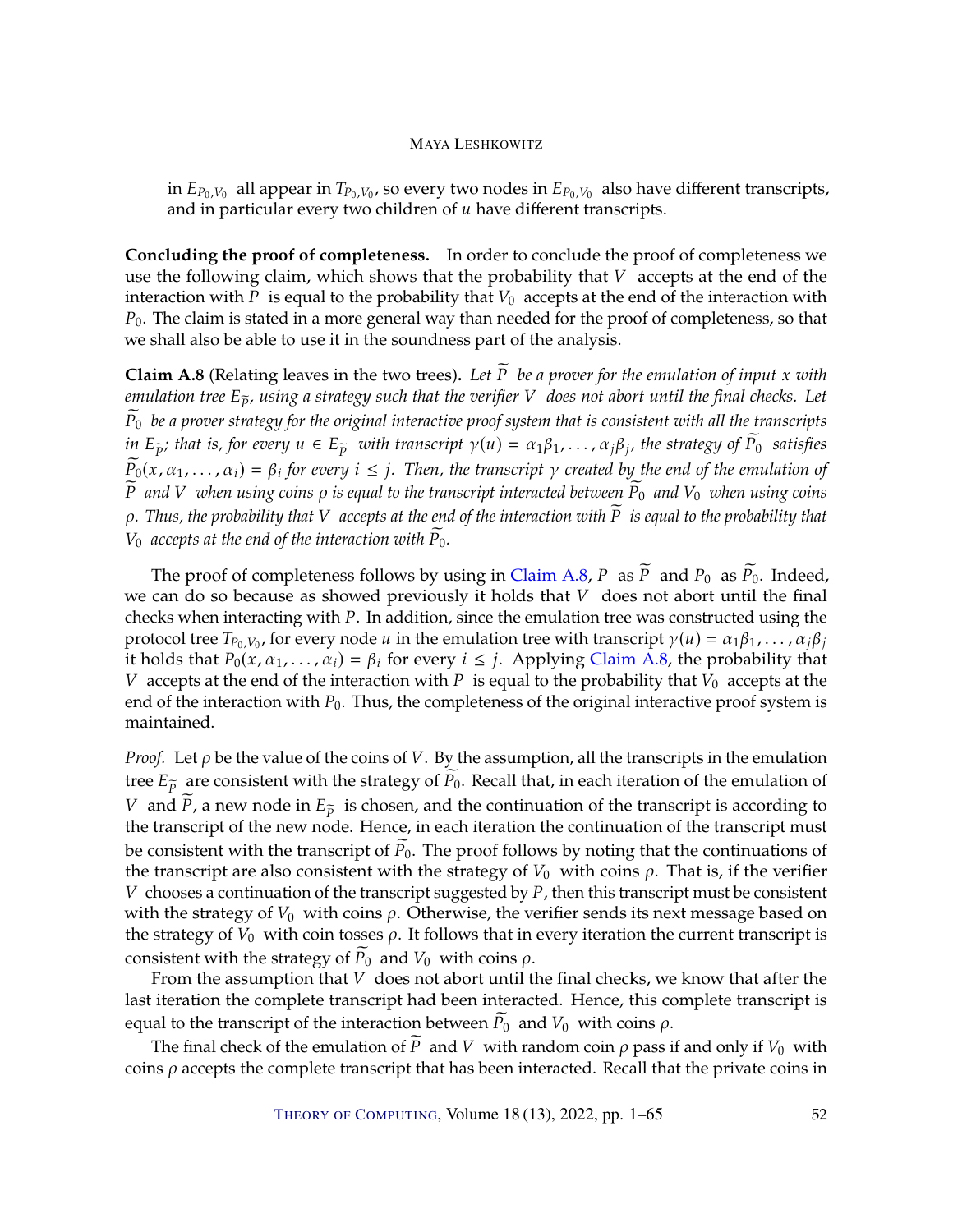in $E_{P_0,V_0}$ all appear in $T_{P_0,V_0}$, so every two nodes in $E_{P_0,V_0}$ also have different transcripts, and in particular every two children of $u$ have different transcripts.

**Concluding the proof of completeness.** In order to conclude the proof of completeness we use the following claim, which shows that the probability that $V$ accepts at the end of the interaction with $P$ is equal to the probability that $V_0$ accepts at the end of the interaction with $P_0$. The claim is stated in a more general way than needed for the proof of completeness, so that we shall also be able to use it in the soundness part of the analysis.

**Claim A.8** (Relating leaves in the two trees)**.** *Let $\widetilde{P}$ be a prover for the emulation of input $x$ with emulation tree $E_{\widetilde{P}}$, using a strategy such that the verifier $V$ does not abort until the final checks. Let $\widetilde{P_0}$ be a prover strategy for the original interactive proof system that is consistent with all the transcripts in $E_{\widetilde{P}}$; that is, for every $u \in E_{\widetilde{P}}$ with transcript $\gamma(u) = \alpha_1\beta_1, \ldots, \alpha_j\beta_j$, the strategy of $\widetilde{P_0}$ satisfies $\widetilde{P_0}(x, \alpha_1, \ldots, \alpha_i) = \beta_i$ for every $i \leq j$. Then, the transcript $\gamma$ created by the end of the emulation of $\widetilde{P}$ and $V$ when using coins $\rho$ is equal to the transcript interacted between $\widetilde{P_0}$ and $V_0$ when using coins $\rho$. Thus, the probability that $V$ accepts at the end of the interaction with $\widetilde{P}$ is equal to the probability that $V_0$ accepts at the end of the interaction with $\widetilde{P_0}$.*

The proof of completeness follows by using in Claim A.8, $P$ as $\widetilde{P}$ and $P_0$ as $\widetilde{P_0}$. Indeed, we can do so because as showed previously it holds that $V$ does not abort until the final checks when interacting with $P$. In addition, since the emulation tree was constructed using the protocol tree $T_{P_0,V_0}$, for every node $u$ in the emulation tree with transcript $\gamma(u) = \alpha_1\beta_1, \ldots, \alpha_j\beta_j$ it holds that $P_0(x, \alpha_1, \ldots, \alpha_i) = \beta_i$ for every $i \leq j$. Applying Claim A.8, the probability that $V$ accepts at the end of the interaction with $P$ is equal to the probability that $V_0$ accepts at the end of the interaction with $P_0$. Thus, the completeness of the original interactive proof system is maintained.

*Proof.* Let $\rho$ be the value of the coins of $V$. By the assumption, all the transcripts in the emulation tree $E_{\widetilde{P}}$ are consistent with the strategy of $\widetilde{P_0}$. Recall that, in each iteration of the emulation of $V$ and $\widetilde{P}$, a new node in $E_{\widetilde{P}}$ is chosen, and the continuation of the transcript is according to the transcript of the new node. Hence, in each iteration the continuation of the transcript must be consistent with the transcript of $\widetilde{P_0}$. The proof follows by noting that the continuations of the transcript are also consistent with the strategy of $V_0$ with coins $\rho$. That is, if the verifier $V$ chooses a continuation of the transcript suggested by $P$, then this transcript must be consistent with the strategy of $V_0$ with coins $\rho$. Otherwise, the verifier sends its next message based on the strategy of $V_0$ with coin tosses $\rho$. It follows that in every iteration the current transcript is consistent with the strategy of $\widetilde{P_0}$ and $V_0$ with coins $\rho$.

From the assumption that $V$ does not abort until the final checks, we know that after the last iteration the complete transcript had been interacted. Hence, this complete transcript is equal to the transcript of the interaction between $\widetilde{P_0}$ and $V_0$ with coins $\rho$.

The final check of the emulation of $\widetilde{P}$ and $V$ with random coin $\rho$ pass if and only if $V_0$ with coins $\rho$ accepts the complete transcript that has been interacted. Recall that the private coins in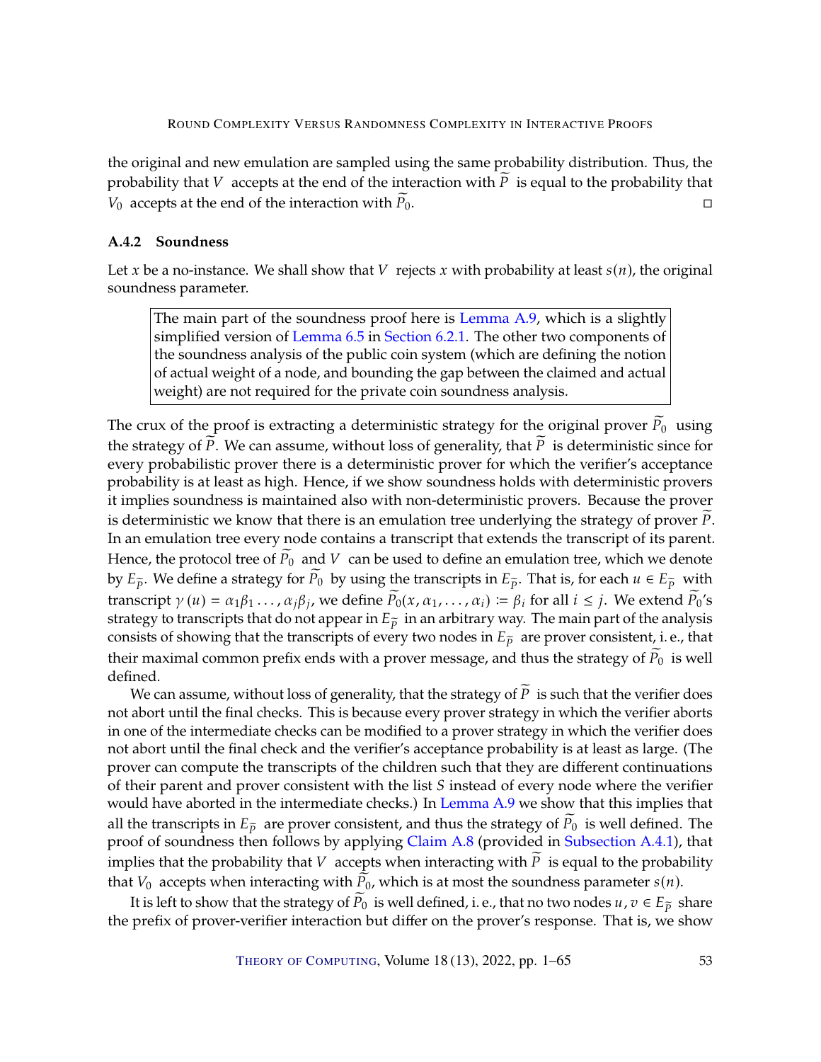the original and new emulation are sampled using the same probability distribution. Thus, the probability that $V$ accepts at the end of the interaction with $\widetilde{P}$ is equal to the probability that $V_0$ accepts at the end of the interaction with $\widetilde{P}_0$. □

### A.4.2 Soundness

Let $x$ be a no-instance. We shall show that $V$ rejects $x$ with probability at least $s(n)$, the original soundness parameter.

> The main part of the soundness proof here is Lemma A.9, which is a slightly simplified version of Lemma 6.5 in Section 6.2.1. The other two components of the soundness analysis of the public coin system (which are defining the notion of actual weight of a node, and bounding the gap between the claimed and actual weight) are not required for the private coin soundness analysis.

The crux of the proof is extracting a deterministic strategy for the original prover $\widetilde{P}_0$ using the strategy of $\widetilde{P}$. We can assume, without loss of generality, that $\widetilde{P}$ is deterministic since for every probabilistic prover there is a deterministic prover for which the verifier's acceptance probability is at least as high. Hence, if we show soundness holds with deterministic provers it implies soundness is maintained also with non-deterministic provers. Because the prover is deterministic we know that there is an emulation tree underlying the strategy of prover $\widetilde{P}$. In an emulation tree every node contains a transcript that extends the transcript of its parent. Hence, the protocol tree of $\widetilde{P}_0$ and $V$ can be used to define an emulation tree, which we denote by $E_{\widetilde{P}}$. We define a strategy for $\widetilde{P}_0$ by using the transcripts in $E_{\widetilde{P}}$. That is, for each $u \in E_{\widetilde{P}}$ with transcript $\gamma(u) = \alpha_1\beta_1 \dots, \alpha_j\beta_j$, we define $\widetilde{P}_0(x, \alpha_1, \dots, \alpha_i) := \beta_i$ for all $i \le j$. We extend $\widetilde{P}_0$'s strategy to transcripts that do not appear in $E_{\widetilde{P}}$ in an arbitrary way. The main part of the analysis consists of showing that the transcripts of every two nodes in $E_{\widetilde{P}}$ are prover consistent, i. e., that their maximal common prefix ends with a prover message, and thus the strategy of $\widetilde{P}_0$ is well defined.

We can assume, without loss of generality, that the strategy of $\widetilde{P}$ is such that the verifier does not abort until the final checks. This is because every prover strategy in which the verifier aborts in one of the intermediate checks can be modified to a prover strategy in which the verifier does not abort until the final check and the verifier's acceptance probability is at least as large. (The prover can compute the transcripts of the children such that they are different continuations of their parent and prover consistent with the list $S$ instead of every node where the verifier would have aborted in the intermediate checks.) In Lemma A.9 we show that this implies that all the transcripts in $E_{\widetilde{P}}$ are prover consistent, and thus the strategy of $\widetilde{P}_0$ is well defined. The proof of soundness then follows by applying Claim A.8 (provided in Subsection A.4.1), that implies that the probability that $V$ accepts when interacting with $\widetilde{P}$ is equal to the probability that $V_0$ accepts when interacting with $\widetilde{P}_0$, which is at most the soundness parameter $s(n)$.

It is left to show that the strategy of $\widetilde{P}_0$ is well defined, i. e., that no two nodes $u, v \in E_{\widetilde{P}}$ share the prefix of prover-verifier interaction but differ on the prover's response. That is, we show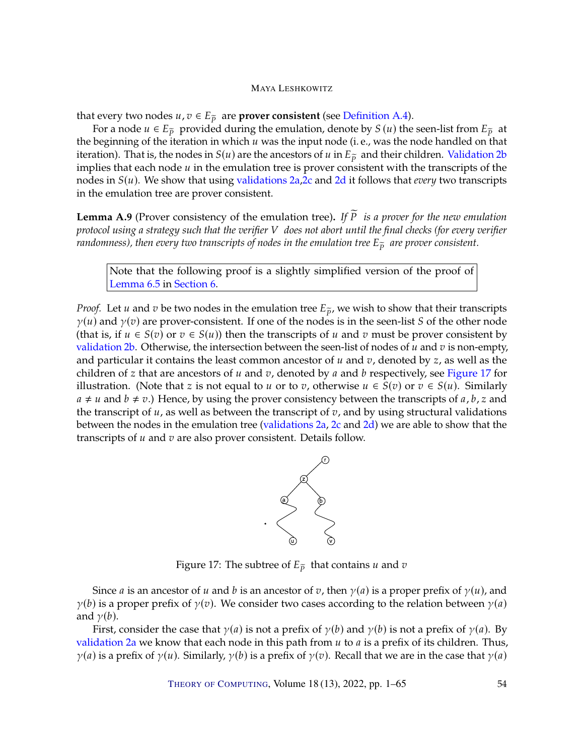that every two nodes $u, v \in E_{\widetilde{P}}$ are **prover consistent** (see Definition A.4).

For a node $u \in E_{\widetilde{P}}$ provided during the emulation, denote by $S(u)$ the seen-list from $E_{\widetilde{P}}$ at the beginning of the iteration in which $u$ was the input node (i. e., was the node handled on that iteration). That is, the nodes in $S(u)$ are the ancestors of $u$ in $E_{\widetilde{P}}$ and their children. Validation 2b implies that each node $u$ in the emulation tree is prover consistent with the transcripts of the nodes in $S(u)$. We show that using validations 2a,2c and 2d it follows that *every* two transcripts in the emulation tree are prover consistent.

**Lemma A.9** (Prover consistency of the emulation tree)**.** *If $\widetilde{P}$ is a prover for the new emulation protocol using a strategy such that the verifier $V$ does not abort until the final checks (for every verifier randomness), then every two transcripts of nodes in the emulation tree $E_{\widetilde{P}}$ are prover consistent.*

> Note that the following proof is a slightly simplified version of the proof of Lemma 6.5 in Section 6.

*Proof.* Let $u$ and $v$ be two nodes in the emulation tree $E_{\widetilde{P}}$, we wish to show that their transcripts $\gamma(u)$ and $\gamma(v)$ are prover-consistent. If one of the nodes is in the seen-list $S$ of the other node (that is, if $u \in S(v)$ or $v \in S(u)$) then the transcripts of $u$ and $v$ must be prover consistent by validation 2b. Otherwise, the intersection between the seen-list of nodes of $u$ and $v$ is non-empty, and particular it contains the least common ancestor of $u$ and $v$, denoted by $z$, as well as the children of $z$ that are ancestors of $u$ and $v$, denoted by $a$ and $b$ respectively, see Figure 17 for illustration. (Note that $z$ is not equal to $u$ or to $v$, otherwise $u \in S(v)$ or $v \in S(u)$. Similarly $a \neq u$ and $b \neq v$.) Hence, by using the prover consistency between the transcripts of $a, b, z$ and the transcript of $u$, as well as between the transcript of $v$, and by using structural validations between the nodes in the emulation tree (validations 2a, 2c and 2d) we are able to show that the transcripts of $u$ and $v$ are also prover consistent. Details follow.

Figure 17: The subtree of $E_{\widetilde{P}}$ that contains $u$ and $v$

Since $a$ is an ancestor of $u$ and $b$ is an ancestor of $v$, then $\gamma(a)$ is a proper prefix of $\gamma(u)$, and $\gamma(b)$ is a proper prefix of $\gamma(v)$. We consider two cases according to the relation between $\gamma(a)$ and $\gamma(b)$.

First, consider the case that $\gamma(a)$ is not a prefix of $\gamma(b)$ and $\gamma(b)$ is not a prefix of $\gamma(a)$. By validation 2a we know that each node in this path from $u$ to $a$ is a prefix of its children. Thus, $\gamma(a)$ is a prefix of $\gamma(u)$. Similarly, $\gamma(b)$ is a prefix of $\gamma(v)$. Recall that we are in the case that $\gamma(a)$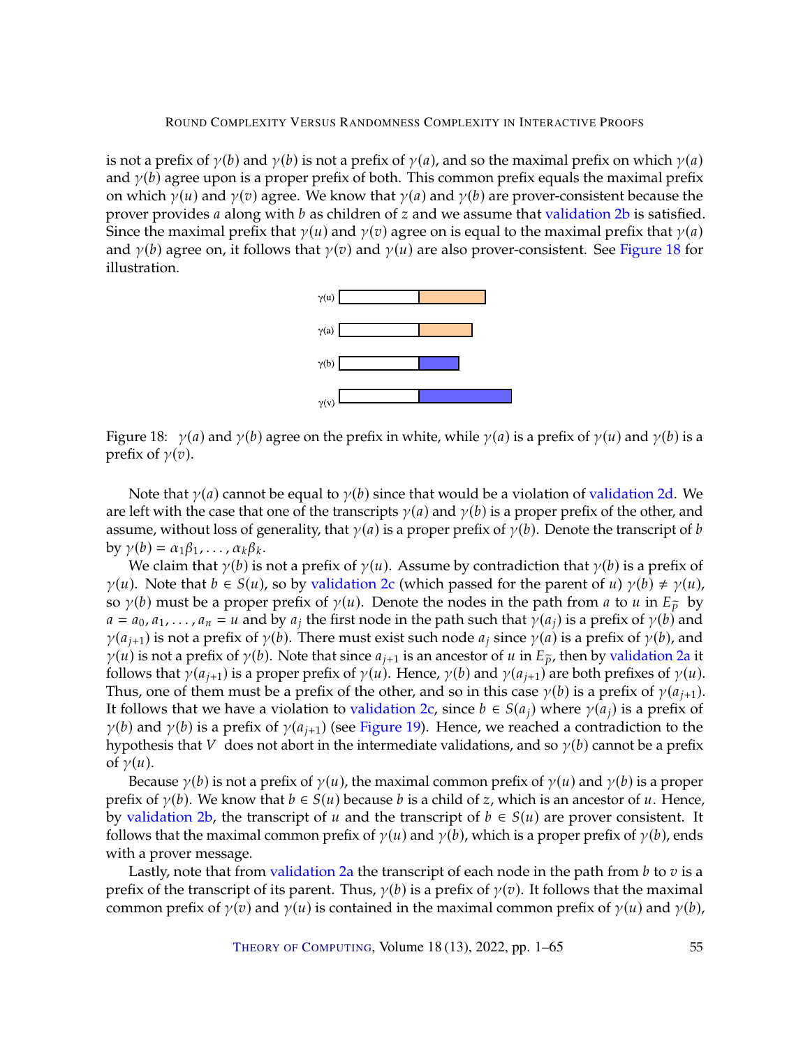is not a prefix of $\gamma(b)$ and $\gamma(b)$ is not a prefix of $\gamma(a)$, and so the maximal prefix on which $\gamma(a)$ and $\gamma(b)$ agree upon is a proper prefix of both. This common prefix equals the maximal prefix on which $\gamma(u)$ and $\gamma(v)$ agree. We know that $\gamma(a)$ and $\gamma(b)$ are prover-consistent because the prover provides $a$ along with $b$ as children of $z$ and we assume that validation 2b is satisfied. Since the maximal prefix that $\gamma(u)$ and $\gamma(v)$ agree on is equal to the maximal prefix that $\gamma(a)$ and $\gamma(b)$ agree on, it follows that $\gamma(v)$ and $\gamma(u)$ are also prover-consistent. See Figure 18 for illustration.

Figure 18: $\gamma(a)$ and $\gamma(b)$ agree on the prefix in white, while $\gamma(a)$ is a prefix of $\gamma(u)$ and $\gamma(b)$ is a prefix of $\gamma(v)$.

Note that $\gamma(a)$ cannot be equal to $\gamma(b)$ since that would be a violation of validation 2d. We are left with the case that one of the transcripts $\gamma(a)$ and $\gamma(b)$ is a proper prefix of the other, and assume, without loss of generality, that $\gamma(a)$ is a proper prefix of $\gamma(b)$. Denote the transcript of $b$ by $\gamma(b) = \alpha_1\beta_1, \ldots, \alpha_k\beta_k$.

We claim that $\gamma(b)$ is not a prefix of $\gamma(u)$. Assume by contradiction that $\gamma(b)$ is a prefix of $\gamma(u)$. Note that $b \in S(u)$, so by validation 2c (which passed for the parent of $u$) $\gamma(b) \neq \gamma(u)$, so $\gamma(b)$ must be a proper prefix of $\gamma(u)$. Denote the nodes in the path from $a$ to $u$ in $E_{\widetilde{P}}$ by $a = a_0, a_1, \ldots, a_n = u$ and by $a_j$ the first node in the path such that $\gamma(a_j)$ is a prefix of $\gamma(b)$ and $\gamma(a_{j+1})$ is not a prefix of $\gamma(b)$. There must exist such node $a_j$ since $\gamma(a)$ is a prefix of $\gamma(b)$, and $\gamma(u)$ is not a prefix of $\gamma(b)$. Note that since $a_{j+1}$ is an ancestor of $u$ in $E_{\widetilde{P}}$, then by validation 2a it follows that $\gamma(a_{j+1})$ is a proper prefix of $\gamma(u)$. Hence, $\gamma(b)$ and $\gamma(a_{j+1})$ are both prefixes of $\gamma(u)$. Thus, one of them must be a prefix of the other, and so in this case $\gamma(b)$ is a prefix of $\gamma(a_{j+1})$. It follows that we have a violation to validation 2c, since $b \in S(a_j)$ where $\gamma(a_j)$ is a prefix of $\gamma(b)$ and $\gamma(b)$ is a prefix of $\gamma(a_{j+1})$ (see Figure 19). Hence, we reached a contradiction to the hypothesis that $V$ does not abort in the intermediate validations, and so $\gamma(b)$ cannot be a prefix of $\gamma(u)$.

Because $\gamma(b)$ is not a prefix of $\gamma(u)$, the maximal common prefix of $\gamma(u)$ and $\gamma(b)$ is a proper prefix of $\gamma(b)$. We know that $b \in S(u)$ because $b$ is a child of $z$, which is an ancestor of $u$. Hence, by validation 2b, the transcript of $u$ and the transcript of $b \in S(u)$ are prover consistent. It follows that the maximal common prefix of $\gamma(u)$ and $\gamma(b)$, which is a proper prefix of $\gamma(b)$, ends with a prover message.

Lastly, note that from validation 2a the transcript of each node in the path from $b$ to $v$ is a prefix of the transcript of its parent. Thus, $\gamma(b)$ is a prefix of $\gamma(v)$. It follows that the maximal common prefix of $\gamma(v)$ and $\gamma(u)$ is contained in the maximal common prefix of $\gamma(u)$ and $\gamma(b)$,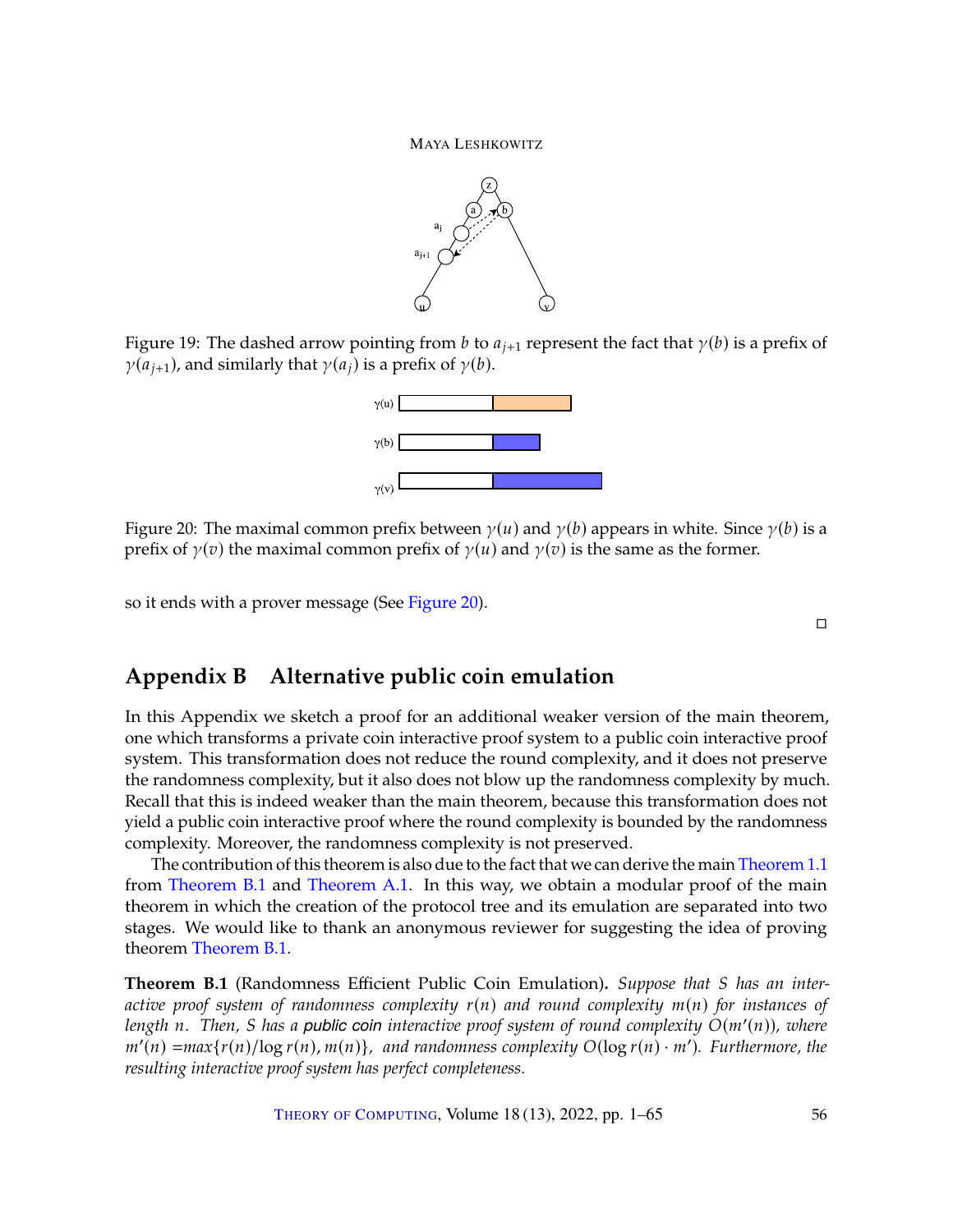Figure 19: The dashed arrow pointing from $b$ to $a_{j+1}$ represent the fact that $\gamma(b)$ is a prefix of $\gamma(a_{j+1})$, and similarly that $\gamma(a_j)$ is a prefix of $\gamma(b)$.

Figure 20: The maximal common prefix between $\gamma(u)$ and $\gamma(b)$ appears in white. Since $\gamma(b)$ is a prefix of $\gamma(v)$ the maximal common prefix of $\gamma(u)$ and $\gamma(v)$ is the same as the former.

so it ends with a prover message (See Figure 20).

□

## Appendix B Alternative public coin emulation

In this Appendix we sketch a proof for an additional weaker version of the main theorem, one which transforms a private coin interactive proof system to a public coin interactive proof system. This transformation does not reduce the round complexity, and it does not preserve the randomness complexity, but it also does not blow up the randomness complexity by much. Recall that this is indeed weaker than the main theorem, because this transformation does not yield a public coin interactive proof where the round complexity is bounded by the randomness complexity. Moreover, the randomness complexity is not preserved.

The contribution of this theorem is also due to the fact that we can derive the main Theorem 1.1 from Theorem B.1 and Theorem A.1. In this way, we obtain a modular proof of the main theorem in which the creation of the protocol tree and its emulation are separated into two stages. We would like to thank an anonymous reviewer for suggesting the idea of proving theorem Theorem B.1.

**Theorem B.1** (Randomness Efficient Public Coin Emulation)**.** *Suppose that $S$ has an interactive proof system of randomness complexity $r(n)$ and round complexity $m(n)$ for instances of length $n$. Then, $S$ has a public coin interactive proof system of round complexity $O(m'(n))$, where $m'(n) = max\{r(n)/\log r(n), m(n)\}$, and randomness complexity $O(\log r(n) \cdot m')$. Furthermore, the resulting interactive proof system has perfect completeness.*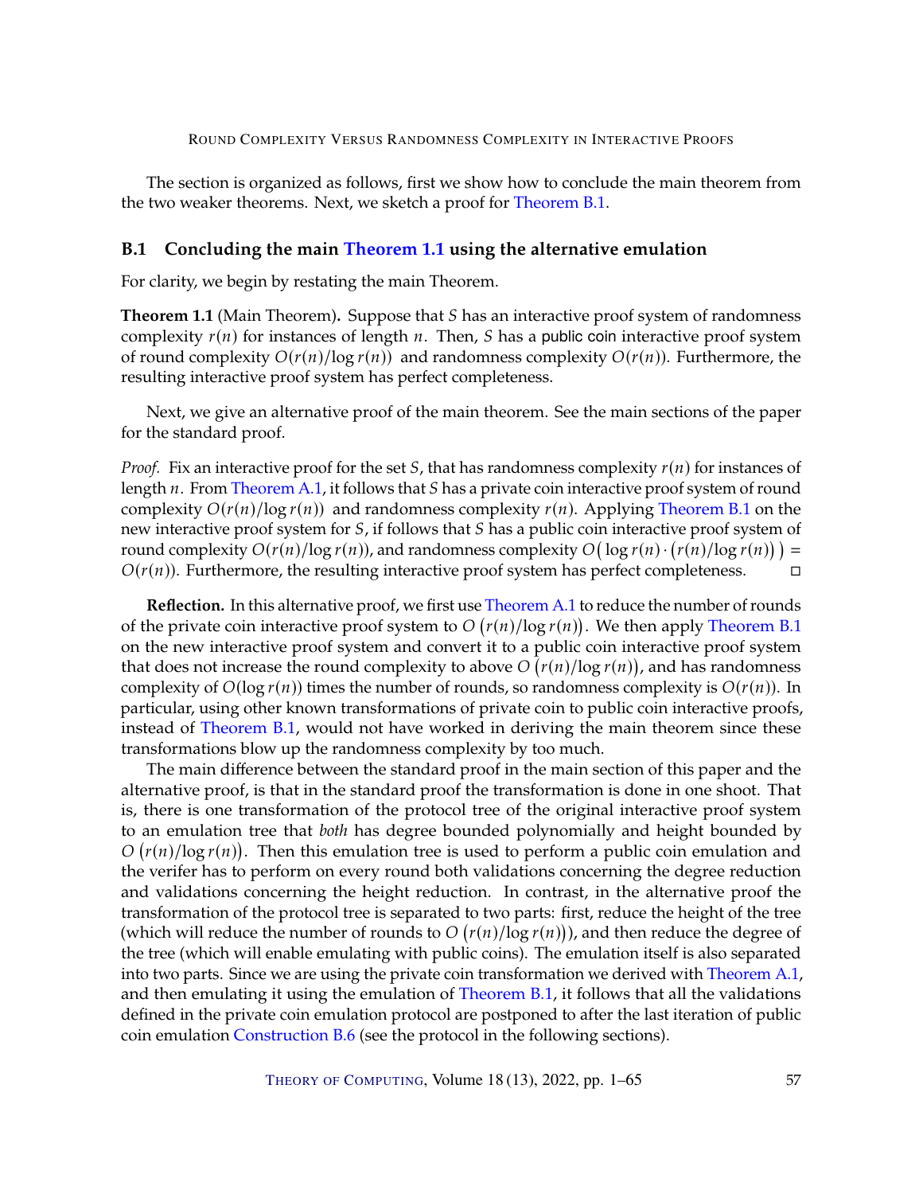The section is organized as follows, first we show how to conclude the main theorem from the two weaker theorems. Next, we sketch a proof for Theorem B.1.

## B.1 Concluding the main Theorem 1.1 using the alternative emulation

For clarity, we begin by restating the main Theorem.

**Theorem 1.1** (Main Theorem)**.** Suppose that $S$ has an interactive proof system of randomness complexity $r(n)$ for instances of length $n$. Then, $S$ has a public coin interactive proof system of round complexity $O(r(n)/\log r(n))$ and randomness complexity $O(r(n))$. Furthermore, the resulting interactive proof system has perfect completeness.

Next, we give an alternative proof of the main theorem. See the main sections of the paper for the standard proof.

*Proof.* Fix an interactive proof for the set $S$, that has randomness complexity $r(n)$ for instances of length $n$. From Theorem A.1, it follows that $S$ has a private coin interactive proof system of round complexity $O(r(n)/\log r(n))$ and randomness complexity $r(n)$. Applying Theorem B.1 on the new interactive proof system for $S$, if follows that $S$ has a public coin interactive proof system of round complexity $O(r(n)/\log r(n))$, and randomness complexity $O\big(\log r(n) \cdot (r(n)/\log r(n))\big) = O(r(n))$. Furthermore, the resulting interactive proof system has perfect completeness. □

**Reflection.** In this alternative proof, we first use Theorem A.1 to reduce the number of rounds of the private coin interactive proof system to $O\left(r(n)/\log r(n)\right)$. We then apply Theorem B.1 on the new interactive proof system and convert it to a public coin interactive proof system that does not increase the round complexity to above $O\left(r(n)/\log r(n)\right)$, and has randomness complexity of $O(\log r(n))$ times the number of rounds, so randomness complexity is $O(r(n))$. In particular, using other known transformations of private coin to public coin interactive proofs, instead of Theorem B.1, would not have worked in deriving the main theorem since these transformations blow up the randomness complexity by too much.

The main difference between the standard proof in the main section of this paper and the alternative proof, is that in the standard proof the transformation is done in one shoot. That is, there is one transformation of the protocol tree of the original interactive proof system to an emulation tree that *both* has degree bounded polynomially and height bounded by $O\left(r(n)/\log r(n)\right)$. Then this emulation tree is used to perform a public coin emulation and the verifer has to perform on every round both validations concerning the degree reduction and validations concerning the height reduction. In contrast, in the alternative proof the transformation of the protocol tree is separated to two parts: first, reduce the height of the tree (which will reduce the number of rounds to $O\left(r(n)/\log r(n)\right)$), and then reduce the degree of the tree (which will enable emulating with public coins). The emulation itself is also separated into two parts. Since we are using the private coin transformation we derived with Theorem A.1, and then emulating it using the emulation of Theorem B.1, it follows that all the validations defined in the private coin emulation protocol are postponed to after the last iteration of public coin emulation Construction B.6 (see the protocol in the following sections).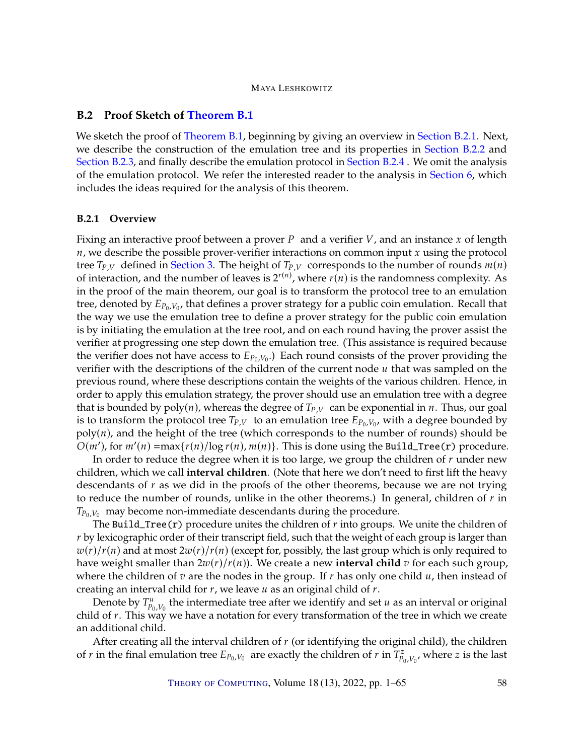## B.2 Proof Sketch of Theorem B.1

We sketch the proof of Theorem B.1, beginning by giving an overview in Section B.2.1. Next, we describe the construction of the emulation tree and its properties in Section B.2.2 and Section B.2.3, and finally describe the emulation protocol in Section B.2.4 . We omit the analysis of the emulation protocol. We refer the interested reader to the analysis in Section 6, which includes the ideas required for the analysis of this theorem.

### B.2.1 Overview

Fixing an interactive proof between a prover $P$ and a verifier $V$, and an instance $x$ of length $n$, we describe the possible prover-verifier interactions on common input $x$ using the protocol tree $T_{P,V}$ defined in Section 3. The height of $T_{P,V}$ corresponds to the number of rounds $m(n)$ of interaction, and the number of leaves is $2^{r(n)}$, where $r(n)$ is the randomness complexity. As in the proof of the main theorem, our goal is to transform the protocol tree to an emulation tree, denoted by $E_{P_0,V_0}$, that defines a prover strategy for a public coin emulation. Recall that the way we use the emulation tree to define a prover strategy for the public coin emulation is by initiating the emulation at the tree root, and on each round having the prover assist the verifier at progressing one step down the emulation tree. (This assistance is required because the verifier does not have access to $E_{P_0,V_0}$.) Each round consists of the prover providing the verifier with the descriptions of the children of the current node $u$ that was sampled on the previous round, where these descriptions contain the weights of the various children. Hence, in order to apply this emulation strategy, the prover should use an emulation tree with a degree that is bounded by poly($n$), whereas the degree of $T_{P,V}$ can be exponential in $n$. Thus, our goal is to transform the protocol tree $T_{P,V}$ to an emulation tree $E_{P_0,V_0}$, with a degree bounded by poly($n$), and the height of the tree (which corresponds to the number of rounds) should be $O(m')$, for $m'(n) = \max\{r(n)/\log r(n), m(n)\}$. This is done using the `Build_Tree(r)` procedure.

In order to reduce the degree when it is too large, we group the children of $r$ under new children, which we call **interval children**. (Note that here we don't need to first lift the heavy descendants of $r$ as we did in the proofs of the other theorems, because we are not trying to reduce the number of rounds, unlike in the other theorems.) In general, children of $r$ in $T_{P_0,V_0}$ may become non-immediate descendants during the procedure.

The `Build_Tree(r)` procedure unites the children of $r$ into groups. We unite the children of $r$ by lexicographic order of their transcript field, such that the weight of each group is larger than $w(r)/r(n)$ and at most $2w(r)/r(n)$ (except for, possibly, the last group which is only required to have weight smaller than $2w(r)/r(n)$). We create a new **interval child** $v$ for each such group, where the children of $v$ are the nodes in the group. If $r$ has only one child $u$, then instead of creating an interval child for $r$, we leave $u$ as an original child of $r$.

Denote by $T^u_{P_0,V_0}$ the intermediate tree after we identify and set $u$ as an interval or original child of $r$. This way we have a notation for every transformation of the tree in which we create an additional child.

After creating all the interval children of $r$ (or identifying the original child), the children of $r$ in the final emulation tree $E_{P_0,V_0}$ are exactly the children of $r$ in $T^z_{P_0,V_0}$, where $z$ is the last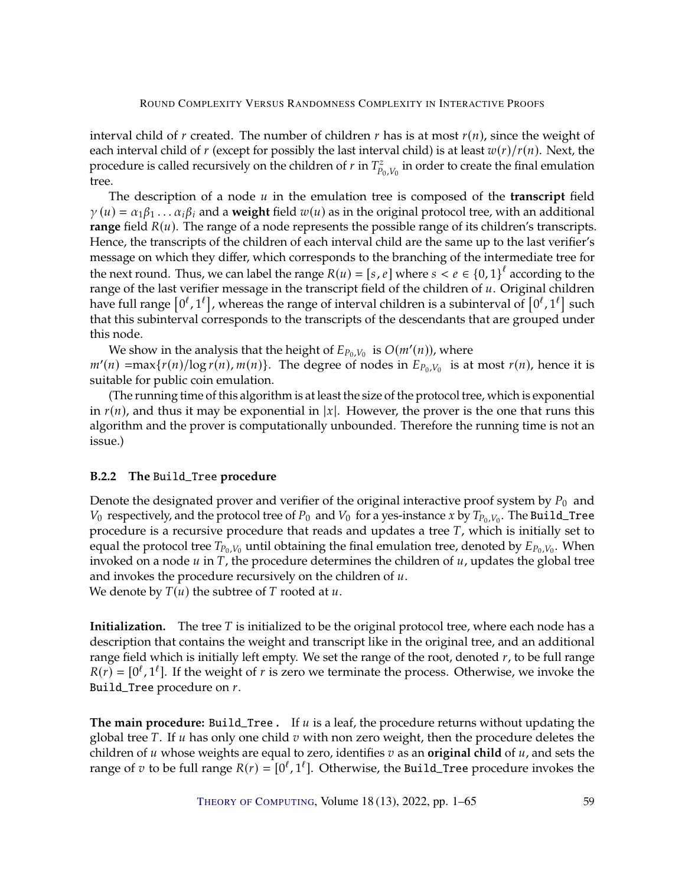interval child of $r$ created. The number of children $r$ has is at most $r(n)$, since the weight of each interval child of $r$ (except for possibly the last interval child) is at least $w(r)/r(n)$. Next, the procedure is called recursively on the children of $r$ in $T^{z}_{P_0,V_0}$ in order to create the final emulation tree.

The description of a node $u$ in the emulation tree is composed of the **transcript** field $\gamma(u) = \alpha_1\beta_1 \ldots \alpha_i\beta_i$ and a **weight** field $w(u)$ as in the original protocol tree, with an additional **range** field $R(u)$. The range of a node represents the possible range of its children's transcripts. Hence, the transcripts of the children of each interval child are the same up to the last verifier's message on which they differ, which corresponds to the branching of the intermediate tree for the next round. Thus, we can label the range $R(u) = [s, e]$ where $s < e \in \{0,1\}^{\ell}$ according to the range of the last verifier message in the transcript field of the children of $u$. Original children have full range $\left[0^{\ell}, 1^{\ell}\right]$, whereas the range of interval children is a subinterval of $\left[0^{\ell}, 1^{\ell}\right]$ such that this subinterval corresponds to the transcripts of the descendants that are grouped under this node.

We show in the analysis that the height of $E_{P_0,V_0}$ is $O(m'(n))$, where $m'(n) = \max\{r(n)/\log r(n), m(n)\}$. The degree of nodes in $E_{P_0,V_0}$ is at most $r(n)$, hence it is suitable for public coin emulation.

(The running time of this algorithm is at least the size of the protocol tree, which is exponential in $r(n)$, and thus it may be exponential in $|x|$. However, the prover is the one that runs this algorithm and the prover is computationally unbounded. Therefore the running time is not an issue.)

### B.2.2 The `Build_Tree` procedure

Denote the designated prover and verifier of the original interactive proof system by $P_0$ and $V_0$ respectively, and the protocol tree of $P_0$ and $V_0$ for a yes-instance $x$ by $T_{P_0,V_0}$. The `Build_Tree` procedure is a recursive procedure that reads and updates a tree $T$, which is initially set to equal the protocol tree $T_{P_0,V_0}$ until obtaining the final emulation tree, denoted by $E_{P_0,V_0}$. When invoked on a node $u$ in $T$, the procedure determines the children of $u$, updates the global tree and invokes the procedure recursively on the children of $u$.

We denote by $T(u)$ the subtree of $T$ rooted at $u$.

**Initialization.** The tree $T$ is initialized to be the original protocol tree, where each node has a description that contains the weight and transcript like in the original tree, and an additional range field which is initially left empty. We set the range of the root, denoted $r$, to be full range $R(r) = [0^{\ell}, 1^{\ell}]$. If the weight of $r$ is zero we terminate the process. Otherwise, we invoke the `Build_Tree` procedure on $r$.

**The main procedure: `Build_Tree`.** If $u$ is a leaf, the procedure returns without updating the global tree $T$. If $u$ has only one child $v$ with non zero weight, then the procedure deletes the children of $u$ whose weights are equal to zero, identifies $v$ as an **original child** of $u$, and sets the range of $v$ to be full range $R(r) = [0^{\ell}, 1^{\ell}]$. Otherwise, the `Build_Tree` procedure invokes the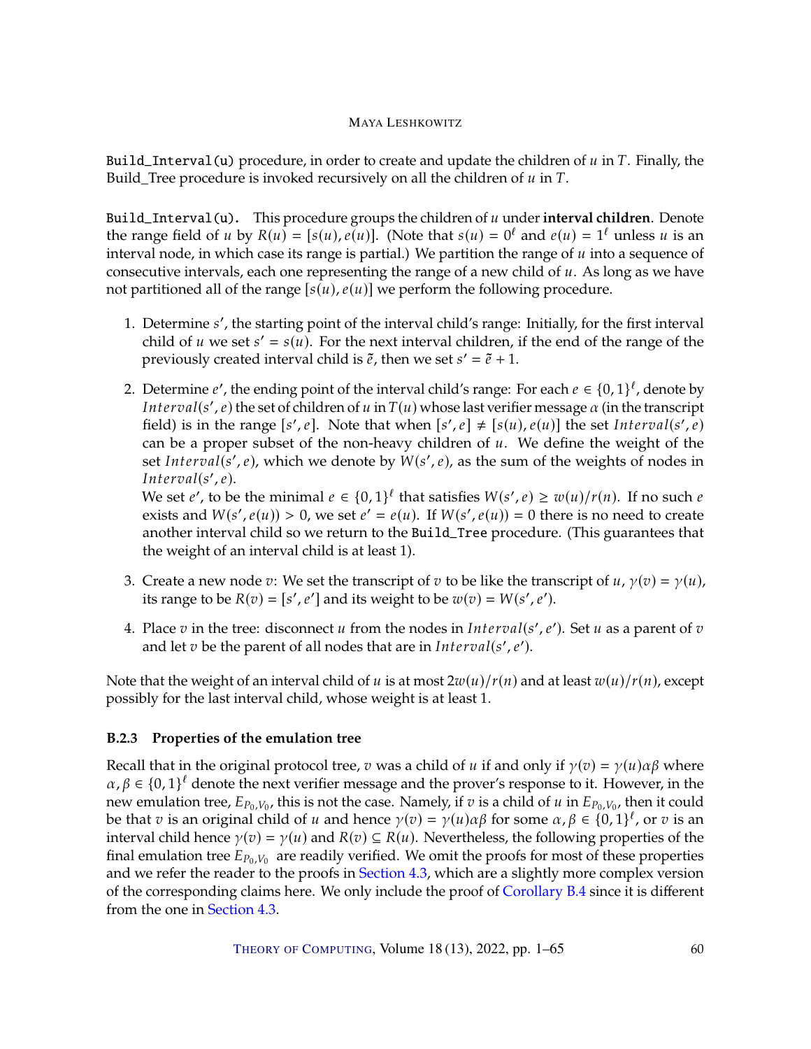`Build_Interval(u)` procedure, in order to create and update the children of $u$ in $T$. Finally, the Build_Tree procedure is invoked recursively on all the children of $u$ in $T$.

`Build_Interval(u).` This procedure groups the children of $u$ under **interval children**. Denote the range field of $u$ by $R(u) = [s(u), e(u)]$. (Note that $s(u) = 0^\ell$ and $e(u) = 1^\ell$ unless $u$ is an interval node, in which case its range is partial.) We partition the range of $u$ into a sequence of consecutive intervals, each one representing the range of a new child of $u$. As long as we have not partitioned all of the range $[s(u), e(u)]$ we perform the following procedure.

1. Determine $s'$, the starting point of the interval child's range: Initially, for the first interval child of $u$ we set $s' = s(u)$. For the next interval children, if the end of the range of the previously created interval child is $\tilde{e}$, then we set $s' = \tilde{e} + 1$.
2. Determine $e'$, the ending point of the interval child's range: For each $e \in \{0,1\}^\ell$, denote by $Interval(s', e)$ the set of children of $u$ in $T(u)$ whose last verifier message $\alpha$ (in the transcript field) is in the range $[s', e]$. Note that when $[s', e] \neq [s(u), e(u)]$ the set $Interval(s', e)$ can be a proper subset of the non-heavy children of $u$. We define the weight of the set $Interval(s', e)$, which we denote by $W(s', e)$, as the sum of the weights of nodes in $Interval(s', e)$.
   We set $e'$, to be the minimal $e \in \{0,1\}^\ell$ that satisfies $W(s', e) \geq w(u)/r(n)$. If no such $e$ exists and $W(s', e(u)) > 0$, we set $e' = e(u)$. If $W(s', e(u)) = 0$ there is no need to create another interval child so we return to the `Build_Tree` procedure. (This guarantees that the weight of an interval child is at least 1).
3. Create a new node $v$: We set the transcript of $v$ to be like the transcript of $u$, $\gamma(v) = \gamma(u)$, its range to be $R(v) = [s', e']$ and its weight to be $w(v) = W(s', e')$.
4. Place $v$ in the tree: disconnect $u$ from the nodes in $Interval(s', e')$. Set $u$ as a parent of $v$ and let $v$ be the parent of all nodes that are in $Interval(s', e')$.

Note that the weight of an interval child of $u$ is at most $2w(u)/r(n)$ and at least $w(u)/r(n)$, except possibly for the last interval child, whose weight is at least 1.

### B.2.3 Properties of the emulation tree

Recall that in the original protocol tree, $v$ was a child of $u$ if and only if $\gamma(v) = \gamma(u)\alpha\beta$ where $\alpha, \beta \in \{0,1\}^\ell$ denote the next verifier message and the prover's response to it. However, in the new emulation tree, $E_{P_0,V_0}$, this is not the case. Namely, if $v$ is a child of $u$ in $E_{P_0,V_0}$, then it could be that $v$ is an original child of $u$ and hence $\gamma(v) = \gamma(u)\alpha\beta$ for some $\alpha, \beta \in \{0,1\}^\ell$, or $v$ is an interval child hence $\gamma(v) = \gamma(u)$ and $R(v) \subseteq R(u)$. Nevertheless, the following properties of the final emulation tree $E_{P_0,V_0}$ are readily verified. We omit the proofs for most of these properties and we refer the reader to the proofs in Section 4.3, which are a slightly more complex version of the corresponding claims here. We only include the proof of Corollary B.4 since it is different from the one in Section 4.3.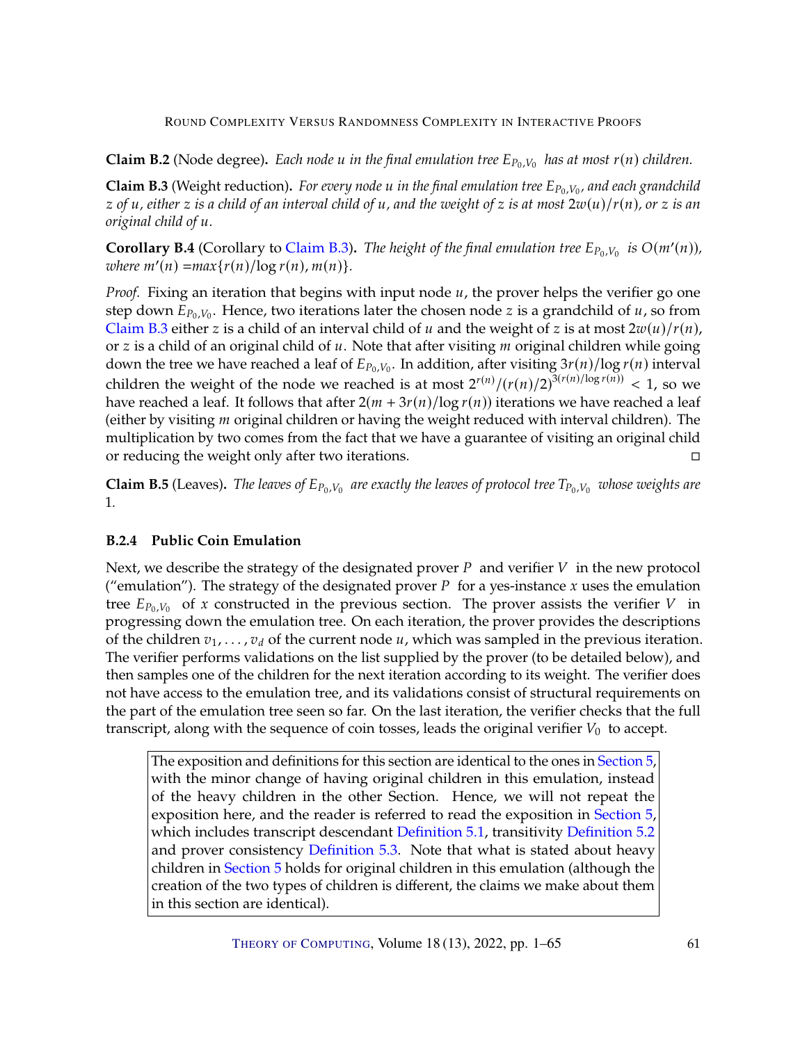**Claim B.2** (Node degree)**.** *Each node $u$ in the final emulation tree $E_{P_0,V_0}$ has at most $r(n)$ children.*

**Claim B.3** (Weight reduction)**.** *For every node $u$ in the final emulation tree $E_{P_0,V_0}$, and each grandchild $z$ of $u$, either $z$ is a child of an interval child of $u$, and the weight of $z$ is at most $2w(u)/r(n)$, or $z$ is an original child of $u$.*

**Corollary B.4** (Corollary to Claim B.3)**.** *The height of the final emulation tree $E_{P_0,V_0}$ is $O(m'(n))$, where $m'(n) = max\{r(n)/\log r(n), m(n)\}$.*

*Proof.* Fixing an iteration that begins with input node $u$, the prover helps the verifier go one step down $E_{P_0,V_0}$. Hence, two iterations later the chosen node $z$ is a grandchild of $u$, so from Claim B.3 either $z$ is a child of an interval child of $u$ and the weight of $z$ is at most $2w(u)/r(n)$, or $z$ is a child of an original child of $u$. Note that after visiting $m$ original children while going down the tree we have reached a leaf of $E_{P_0,V_0}$. In addition, after visiting $3r(n)/\log r(n)$ interval children the weight of the node we reached is at most $2^{r(n)}/(r(n)/2)^{3(r(n)/\log r(n))} < 1$, so we have reached a leaf. It follows that after $2(m + 3r(n)/\log r(n))$ iterations we have reached a leaf (either by visiting $m$ original children or having the weight reduced with interval children). The multiplication by two comes from the fact that we have a guarantee of visiting an original child or reducing the weight only after two iterations. ◻

**Claim B.5** (Leaves)**.** *The leaves of $E_{P_0,V_0}$ are exactly the leaves of protocol tree $T_{P_0,V_0}$ whose weights are 1.*

### B.2.4 Public Coin Emulation

Next, we describe the strategy of the designated prover $P$ and verifier $V$ in the new protocol ("emulation"). The strategy of the designated prover $P$ for a yes-instance $x$ uses the emulation tree $E_{P_0,V_0}$ of $x$ constructed in the previous section. The prover assists the verifier $V$ in progressing down the emulation tree. On each iteration, the prover provides the descriptions of the children $v_1, \ldots, v_d$ of the current node $u$, which was sampled in the previous iteration. The verifier performs validations on the list supplied by the prover (to be detailed below), and then samples one of the children for the next iteration according to its weight. The verifier does not have access to the emulation tree, and its validations consist of structural requirements on the part of the emulation tree seen so far. On the last iteration, the verifier checks that the full transcript, along with the sequence of coin tosses, leads the original verifier $V_0$ to accept.

> The exposition and definitions for this section are identical to the ones in Section 5, with the minor change of having original children in this emulation, instead of the heavy children in the other Section. Hence, we will not repeat the exposition here, and the reader is referred to read the exposition in Section 5, which includes transcript descendant Definition 5.1, transitivity Definition 5.2 and prover consistency Definition 5.3. Note that what is stated about heavy children in Section 5 holds for original children in this emulation (although the creation of the two types of children is different, the claims we make about them in this section are identical).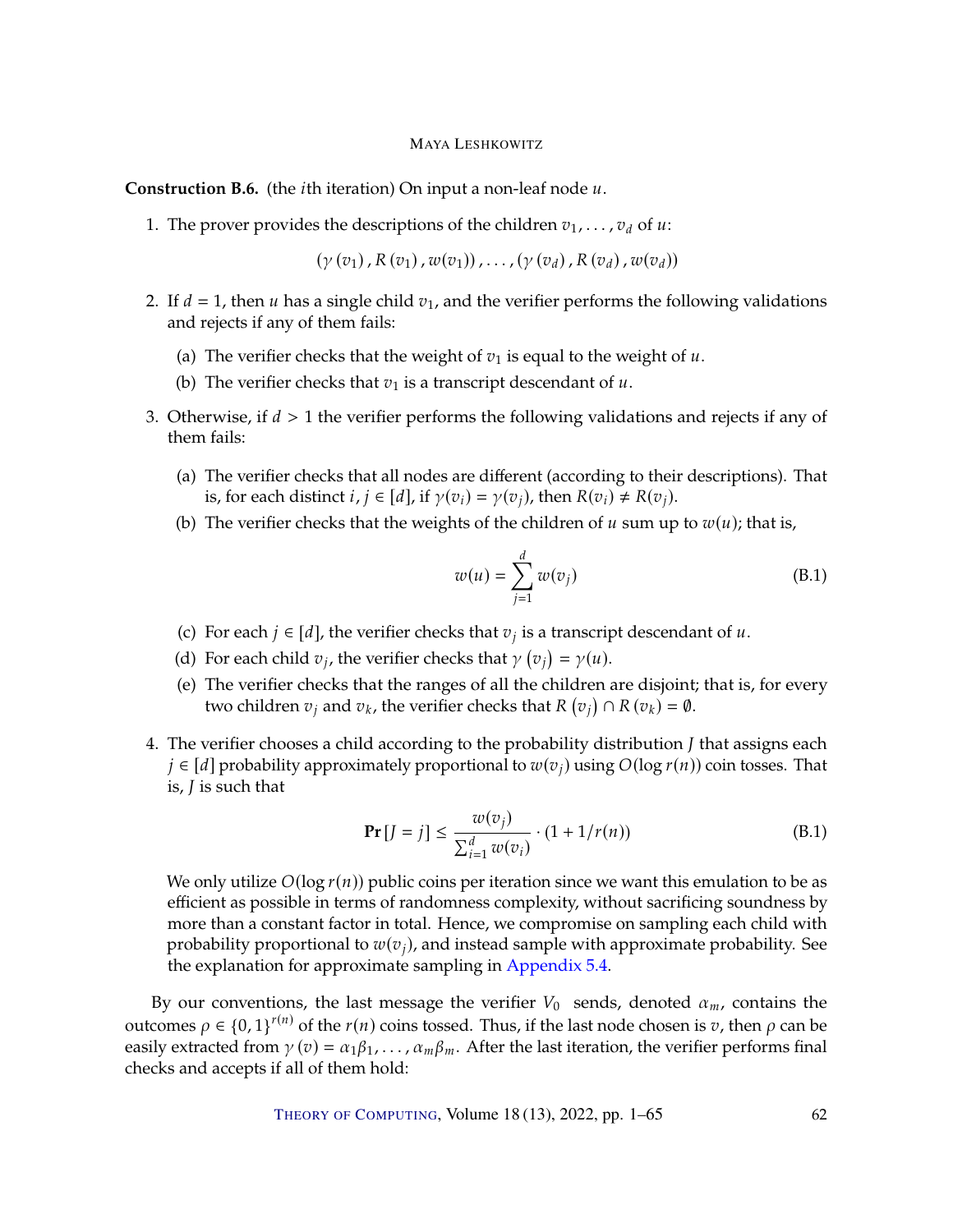**Construction B.6.** (the $i$th iteration) On input a non-leaf node $u$.

1. The prover provides the descriptions of the children $v_1, \ldots, v_d$ of $u$:

$$(\gamma(v_1), R(v_1), w(v_1)), \ldots, (\gamma(v_d), R(v_d), w(v_d))$$

2. If $d = 1$, then $u$ has a single child $v_1$, and the verifier performs the following validations and rejects if any of them fails:

   (a) The verifier checks that the weight of $v_1$ is equal to the weight of $u$.

   (b) The verifier checks that $v_1$ is a transcript descendant of $u$.

3. Otherwise, if $d > 1$ the verifier performs the following validations and rejects if any of them fails:

   (a) The verifier checks that all nodes are different (according to their descriptions). That is, for each distinct $i, j \in [d]$, if $\gamma(v_i) = \gamma(v_j)$, then $R(v_i) \neq R(v_j)$.

   (b) The verifier checks that the weights of the children of $u$ sum up to $w(u)$; that is,

$$w(u) = \sum_{j=1}^{d} w(v_j) \tag{B.1}$$

   (c) For each $j \in [d]$, the verifier checks that $v_j$ is a transcript descendant of $u$.

   (d) For each child $v_j$, the verifier checks that $\gamma(v_j) = \gamma(u)$.

   (e) The verifier checks that the ranges of all the children are disjoint; that is, for every two children $v_j$ and $v_k$, the verifier checks that $R(v_j) \cap R(v_k) = \emptyset$.

4. The verifier chooses a child according to the probability distribution $J$ that assigns each $j \in [d]$ probability approximately proportional to $w(v_j)$ using $O(\log r(n))$ coin tosses. That is, $J$ is such that

$$\mathbf{Pr}[J = j] \leq \frac{w(v_j)}{\sum_{i=1}^{d} w(v_i)} \cdot (1 + 1/r(n)) \tag{B.1}$$

   We only utilize $O(\log r(n))$ public coins per iteration since we want this emulation to be as efficient as possible in terms of randomness complexity, without sacrificing soundness by more than a constant factor in total. Hence, we compromise on sampling each child with probability proportional to $w(v_j)$, and instead sample with approximate probability. See the explanation for approximate sampling in Appendix 5.4.

By our conventions, the last message the verifier $V_0$ sends, denoted $\alpha_m$, contains the outcomes $\rho \in \{0,1\}^{r(n)}$ of the $r(n)$ coins tossed. Thus, if the last node chosen is $v$, then $\rho$ can be easily extracted from $\gamma(v) = \alpha_1\beta_1, \ldots, \alpha_m\beta_m$. After the last iteration, the verifier performs final checks and accepts if all of them hold: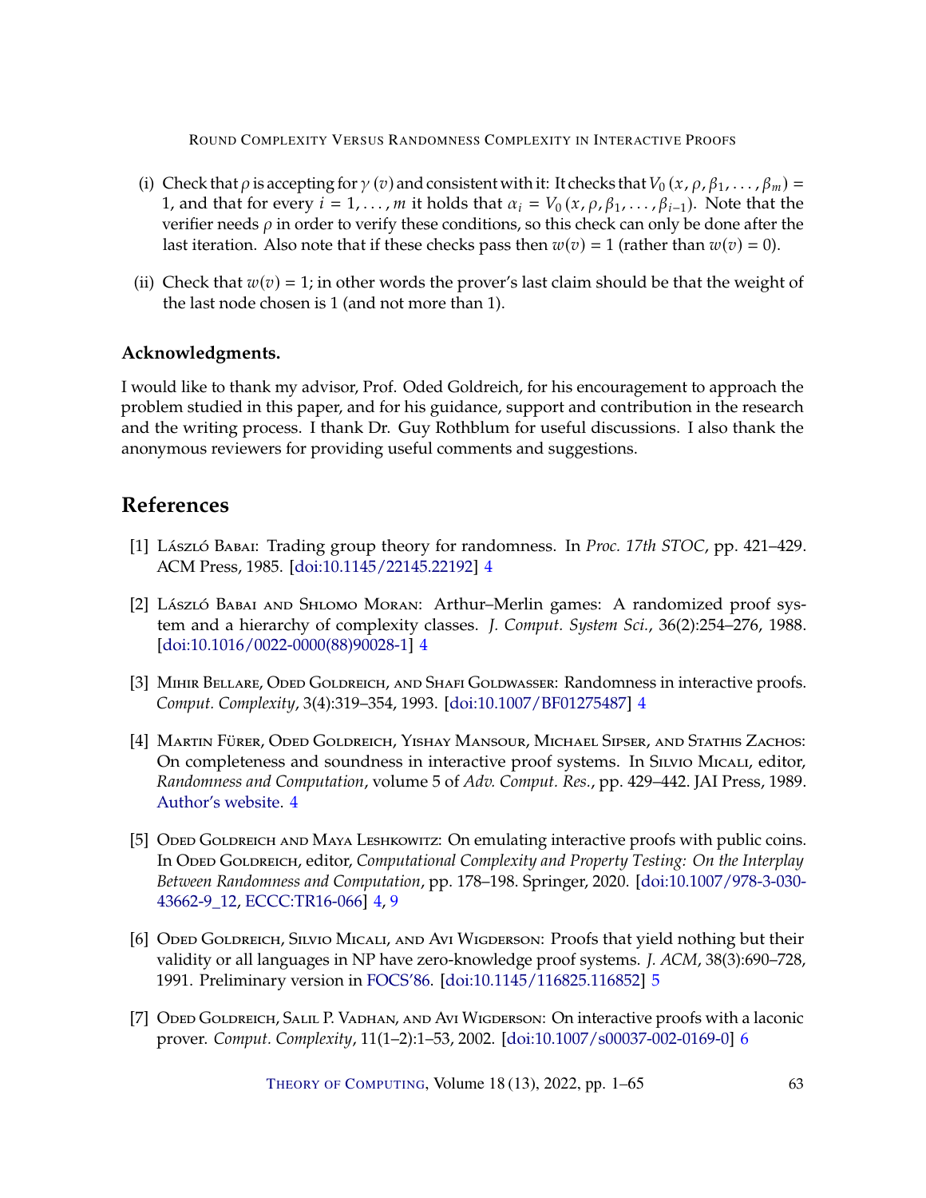(i) Check that $\rho$ is accepting for $\gamma(v)$ and consistent with it: It checks that $V_0(x, \rho, \beta_1, \ldots, \beta_m) = 1$, and that for every $i = 1, \ldots, m$ it holds that $\alpha_i = V_0(x, \rho, \beta_1, \ldots, \beta_{i-1})$. Note that the verifier needs $\rho$ in order to verify these conditions, so this check can only be done after the last iteration. Also note that if these checks pass then $w(v) = 1$ (rather than $w(v) = 0$).

(ii) Check that $w(v) = 1$; in other words the prover's last claim should be that the weight of the last node chosen is 1 (and not more than 1).

### Acknowledgments.

I would like to thank my advisor, Prof. Oded Goldreich, for his encouragement to approach the problem studied in this paper, and for his guidance, support and contribution in the research and the writing process. I thank Dr. Guy Rothblum for useful discussions. I also thank the anonymous reviewers for providing useful comments and suggestions.

## References

[1] László Babai: Trading group theory for randomness. In *Proc. 17th STOC*, pp. 421–429. ACM Press, 1985. [doi:10.1145/22145.22192] 4

[2] László Babai and Shlomo Moran: Arthur–Merlin games: A randomized proof system and a hierarchy of complexity classes. *J. Comput. System Sci.*, 36(2):254–276, 1988. [doi:10.1016/0022-0000(88)90028-1] 4

[3] Mihir Bellare, Oded Goldreich, and Shafi Goldwasser: Randomness in interactive proofs. *Comput. Complexity*, 3(4):319–354, 1993. [doi:10.1007/BF01275487] 4

[4] Martin Fürer, Oded Goldreich, Yishay Mansour, Michael Sipser, and Stathis Zachos: On completeness and soundness in interactive proof systems. In Silvio Micali, editor, *Randomness and Computation*, volume 5 of *Adv. Comput. Res.*, pp. 429–442. JAI Press, 1989. Author's website. 4

[5] Oded Goldreich and Maya Leshkowitz: On emulating interactive proofs with public coins. In Oded Goldreich, editor, *Computational Complexity and Property Testing: On the Interplay Between Randomness and Computation*, pp. 178–198. Springer, 2020. [doi:10.1007/978-3-030-43662-9_12, ECCC:TR16-066] 4, 9

[6] Oded Goldreich, Silvio Micali, and Avi Wigderson: Proofs that yield nothing but their validity or all languages in NP have zero-knowledge proof systems. *J. ACM*, 38(3):690–728, 1991. Preliminary version in FOCS'86. [doi:10.1145/116825.116852] 5

[7] Oded Goldreich, Salil P. Vadhan, and Avi Wigderson: On interactive proofs with a laconic prover. *Comput. Complexity*, 11(1–2):1–53, 2002. [doi:10.1007/s00037-002-0169-0] 6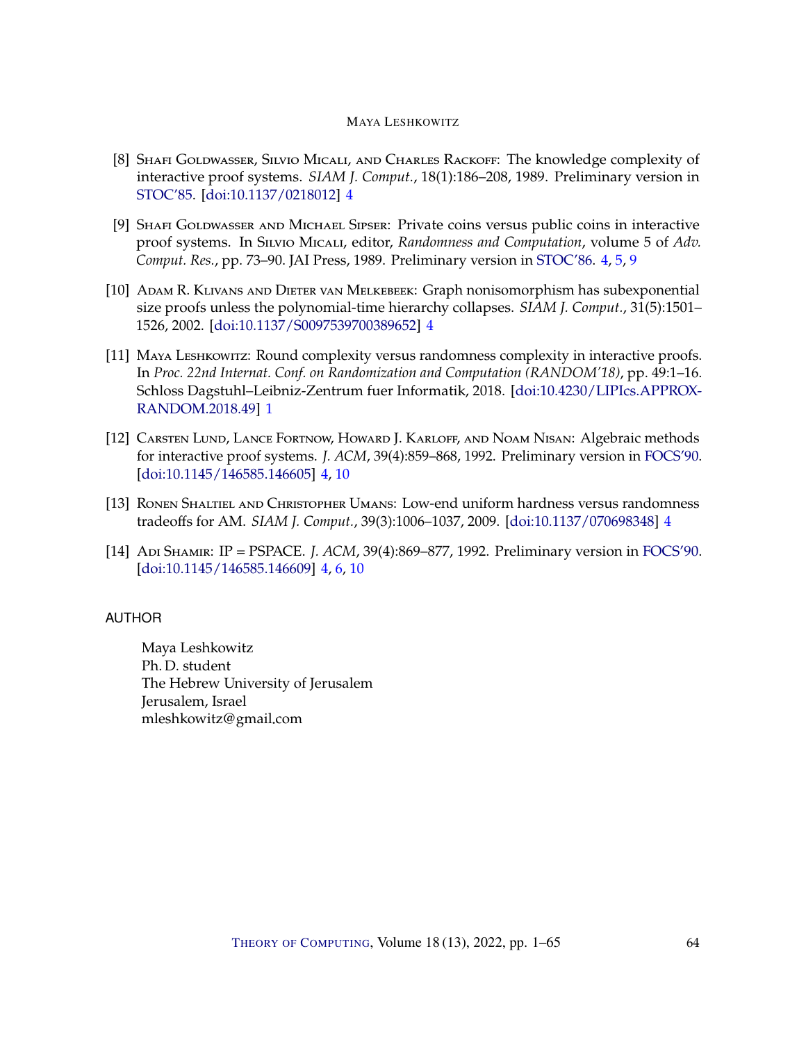[8] Shafi Goldwasser, Silvio Micali, and Charles Rackoff: The knowledge complexity of interactive proof systems. *SIAM J. Comput.*, 18(1):186–208, 1989. Preliminary version in STOC'85. [doi:10.1137/0218012] 4

[9] Shafi Goldwasser and Michael Sipser: Private coins versus public coins in interactive proof systems. In Silvio Micali, editor, *Randomness and Computation*, volume 5 of *Adv. Comput. Res.*, pp. 73–90. JAI Press, 1989. Preliminary version in STOC'86. 4, 5, 9

[10] Adam R. Klivans and Dieter van Melkebeek: Graph nonisomorphism has subexponential size proofs unless the polynomial-time hierarchy collapses. *SIAM J. Comput.*, 31(5):1501–1526, 2002. [doi:10.1137/S0097539700389652] 4

[11] Maya Leshkowitz: Round complexity versus randomness complexity in interactive proofs. In *Proc. 22nd Internat. Conf. on Randomization and Computation (RANDOM'18)*, pp. 49:1–16. Schloss Dagstuhl–Leibniz-Zentrum fuer Informatik, 2018. [doi:10.4230/LIPIcs.APPROX-RANDOM.2018.49] 1

[12] Carsten Lund, Lance Fortnow, Howard J. Karloff, and Noam Nisan: Algebraic methods for interactive proof systems. *J. ACM*, 39(4):859–868, 1992. Preliminary version in FOCS'90. [doi:10.1145/146585.146605] 4, 10

[13] Ronen Shaltiel and Christopher Umans: Low-end uniform hardness versus randomness tradeoffs for AM. *SIAM J. Comput.*, 39(3):1006–1037, 2009. [doi:10.1137/070698348] 4

[14] Adi Shamir: IP = PSPACE. *J. ACM*, 39(4):869–877, 1992. Preliminary version in FOCS'90. [doi:10.1145/146585.146609] 4, 6, 10

## AUTHOR

Maya Leshkowitz
Ph. D. student
The Hebrew University of Jerusalem
Jerusalem, Israel
mleshkowitz@gmail.com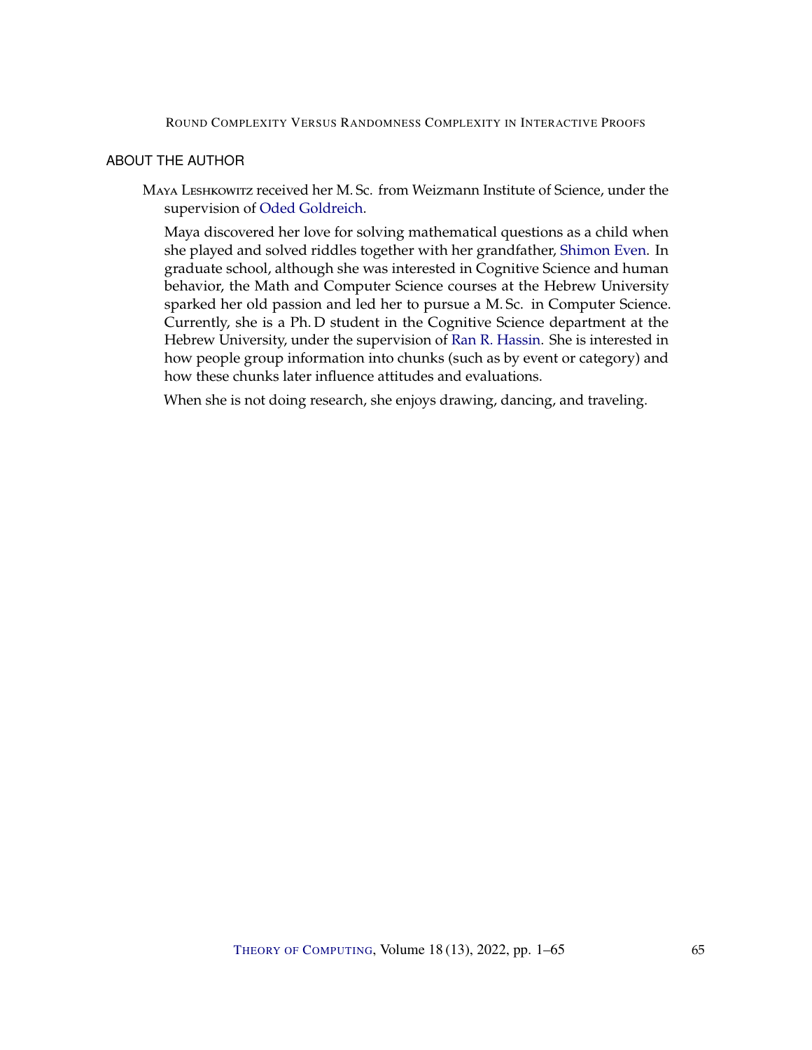## ABOUT THE AUTHOR

Maya Leshkowitz received her M. Sc. from Weizmann Institute of Science, under the supervision of Oded Goldreich.

Maya discovered her love for solving mathematical questions as a child when she played and solved riddles together with her grandfather, Shimon Even. In graduate school, although she was interested in Cognitive Science and human behavior, the Math and Computer Science courses at the Hebrew University sparked her old passion and led her to pursue a M. Sc. in Computer Science. Currently, she is a Ph. D student in the Cognitive Science department at the Hebrew University, under the supervision of Ran R. Hassin. She is interested in how people group information into chunks (such as by event or category) and how these chunks later influence attitudes and evaluations.

When she is not doing research, she enjoys drawing, dancing, and traveling.